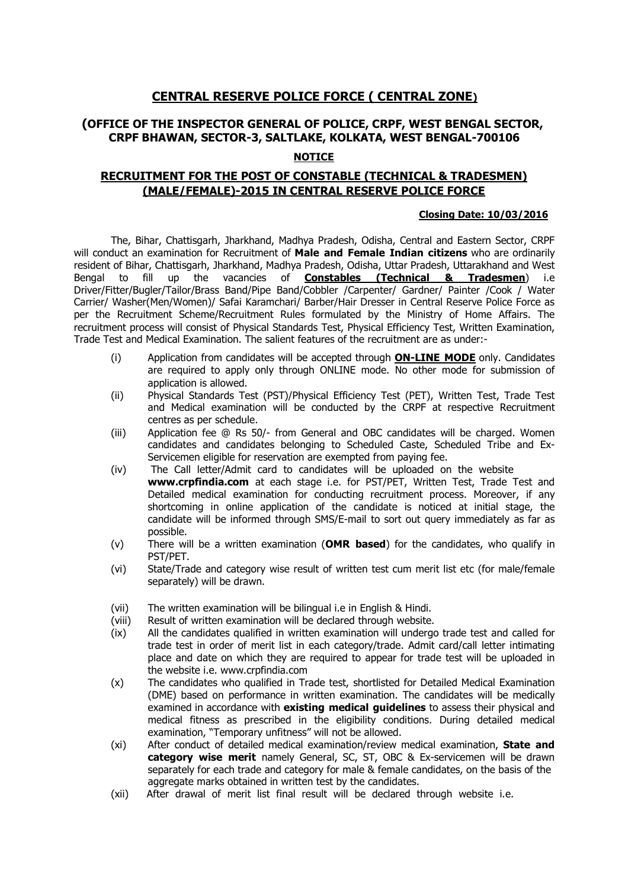# CENTRAL RESERVE POLICE FORCE ( CENTRAL ZONE)

## (OFFICE OF THE INSPECTOR GENERAL OF POLICE, CRPF, WEST BENGAL SECTOR, CRPF BHAWAN, SECTOR-3, SALTLAKE, KOLKATA, WEST BENGAL-700106

### NOTICE

## RECRUITMENT FOR THE POST OF CONSTABLE (TECHNICAL & TRADESMEN) (MALE/FEMALE)-2015 IN CENTRAL RESERVE POLICE FORCE

**Closing Date: 10/03/2016**

The, Bihar, Chattisgarh, Jharkhand, Madhya Pradesh, Odisha, Central and Eastern Sector, CRPF will conduct an examination for Recruitment of **Male and Female Indian citizens** who are ordinarily resident of Bihar, Chattisgarh, Jharkhand, Madhya Pradesh, Odisha, Uttar Pradesh, Uttarakhand and West Bengal to fill up the vacancies of **Constables (Technical & Tradesmen**) i.e Driver/Fitter/Bugler/Tailor/Brass Band/Pipe Band/Cobbler /Carpenter/ Gardner/ Painter /Cook / Water Carrier/ Washer(Men/Women)/ Safai Karamchari/ Barber/Hair Dresser in Central Reserve Police Force as per the Recruitment Scheme/Recruitment Rules formulated by the Ministry of Home Affairs. The recruitment process will consist of Physical Standards Test, Physical Efficiency Test, Written Examination, Trade Test and Medical Examination. The salient features of the recruitment are as under:-

(i) Application from candidates will be accepted through **ON-LINE MODE** only. Candidates are required to apply only through ONLINE mode. No other mode for submission of application is allowed.

(ii) Physical Standards Test (PST)/Physical Efficiency Test (PET), Written Test, Trade Test and Medical examination will be conducted by the CRPF at respective Recruitment centres as per schedule.

(iii) Application fee @ Rs 50/- from General and OBC candidates will be charged. Women candidates and candidates belonging to Scheduled Caste, Scheduled Tribe and Ex-Servicemen eligible for reservation are exempted from paying fee.

(iv) The Call letter/Admit card to candidates will be uploaded on the website **www.crpfindia.com** at each stage i.e. for PST/PET, Written Test, Trade Test and Detailed medical examination for conducting recruitment process. Moreover, if any shortcoming in online application of the candidate is noticed at initial stage, the candidate will be informed through SMS/E-mail to sort out query immediately as far as possible.

(v) There will be a written examination (**OMR based**) for the candidates, who qualify in PST/PET.

(vi) State/Trade and category wise result of written test cum merit list etc (for male/female separately) will be drawn.

(vii) The written examination will be bilingual i.e in English & Hindi.

(viii) Result of written examination will be declared through website.

(ix) All the candidates qualified in written examination will undergo trade test and called for trade test in order of merit list in each category/trade. Admit card/call letter intimating place and date on which they are required to appear for trade test will be uploaded in the website i.e. www.crpfindia.com

(x) The candidates who qualified in Trade test, shortlisted for Detailed Medical Examination (DME) based on performance in written examination. The candidates will be medically examined in accordance with **existing medical guidelines** to assess their physical and medical fitness as prescribed in the eligibility conditions. During detailed medical examination, "Temporary unfitness" will not be allowed.

(xi) After conduct of detailed medical examination/review medical examination, **State and category wise merit** namely General, SC, ST, OBC & Ex-servicemen will be drawn separately for each trade and category for male & female candidates, on the basis of the aggregate marks obtained in written test by the candidates.

(xii) After drawal of merit list final result will be declared through website i.e.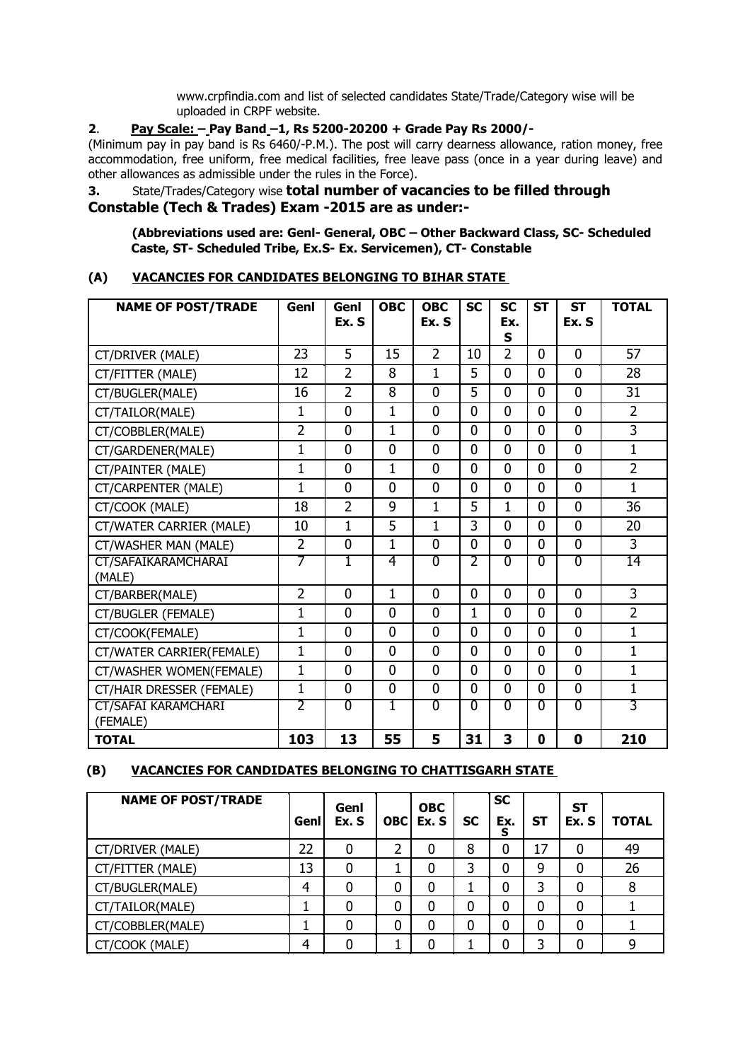www.crpfindia.com and list of selected candidates State/Trade/Category wise will be uploaded in CRPF website.

**2**. **Pay Scale: – Pay Band –1, Rs 5200-20200 + Grade Pay Rs 2000/-**

(Minimum pay in pay band is Rs 6460/-P.M.). The post will carry dearness allowance, ration money, free accommodation, free uniform, free medical facilities, free leave pass (once in a year during leave) and other allowances as admissible under the rules in the Force).

**3.** State/Trades/Category wise **total number of vacancies to be filled through Constable (Tech & Trades) Exam -2015 are as under:-**

**(Abbreviations used are: Genl- General, OBC – Other Backward Class, SC- Scheduled Caste, ST- Scheduled Tribe, Ex.S- Ex. Servicemen), CT- Constable**

### (A) VACANCIES FOR CANDIDATES BELONGING TO BIHAR STATE

| NAME OF POST/TRADE | Genl | Genl Ex. S | OBC | OBC Ex. S | SC | SC Ex. S | ST | ST Ex. S | TOTAL |
|---|---|---|---|---|---|---|---|---|---|
| CT/DRIVER (MALE) | 23 | 5 | 15 | 2 | 10 | 2 | 0 | 0 | 57 |
| CT/FITTER (MALE) | 12 | 2 | 8 | 1 | 5 | 0 | 0 | 0 | 28 |
| CT/BUGLER(MALE) | 16 | 2 | 8 | 0 | 5 | 0 | 0 | 0 | 31 |
| CT/TAILOR(MALE) | 1 | 0 | 1 | 0 | 0 | 0 | 0 | 0 | 2 |
| CT/COBBLER(MALE) | 2 | 0 | 1 | 0 | 0 | 0 | 0 | 0 | 3 |
| CT/GARDENER(MALE) | 1 | 0 | 0 | 0 | 0 | 0 | 0 | 0 | 1 |
| CT/PAINTER (MALE) | 1 | 0 | 1 | 0 | 0 | 0 | 0 | 0 | 2 |
| CT/CARPENTER (MALE) | 1 | 0 | 0 | 0 | 0 | 0 | 0 | 0 | 1 |
| CT/COOK (MALE) | 18 | 2 | 9 | 1 | 5 | 1 | 0 | 0 | 36 |
| CT/WATER CARRIER (MALE) | 10 | 1 | 5 | 1 | 3 | 0 | 0 | 0 | 20 |
| CT/WASHER MAN (MALE) | 2 | 0 | 1 | 0 | 0 | 0 | 0 | 0 | 3 |
| CT/SAFAIKARAMCHARAI (MALE) | 7 | 1 | 4 | 0 | 2 | 0 | 0 | 0 | 14 |
| CT/BARBER(MALE) | 2 | 0 | 1 | 0 | 0 | 0 | 0 | 0 | 3 |
| CT/BUGLER (FEMALE) | 1 | 0 | 0 | 0 | 1 | 0 | 0 | 0 | 2 |
| CT/COOK(FEMALE) | 1 | 0 | 0 | 0 | 0 | 0 | 0 | 0 | 1 |
| CT/WATER CARRIER(FEMALE) | 1 | 0 | 0 | 0 | 0 | 0 | 0 | 0 | 1 |
| CT/WASHER WOMEN(FEMALE) | 1 | 0 | 0 | 0 | 0 | 0 | 0 | 0 | 1 |
| CT/HAIR DRESSER (FEMALE) | 1 | 0 | 0 | 0 | 0 | 0 | 0 | 0 | 1 |
| CT/SAFAI KARAMCHARI (FEMALE) | 2 | 0 | 1 | 0 | 0 | 0 | 0 | 0 | 3 |
| **TOTAL** | **103** | **13** | **55** | **5** | **31** | **3** | **0** | **0** | **210** |

### (B) VACANCIES FOR CANDIDATES BELONGING TO CHATTISGARH STATE

| NAME OF POST/TRADE | Genl | Genl Ex. S | OBC | OBC Ex. S | SC | SC Ex. S | ST | ST Ex. S | TOTAL |
|---|---|---|---|---|---|---|---|---|---|
| CT/DRIVER (MALE) | 22 | 0 | 2 | 0 | 8 | 0 | 17 | 0 | 49 |
| CT/FITTER (MALE) | 13 | 0 | 1 | 0 | 3 | 0 | 9 | 0 | 26 |
| CT/BUGLER(MALE) | 4 | 0 | 0 | 0 | 1 | 0 | 3 | 0 | 8 |
| CT/TAILOR(MALE) | 1 | 0 | 0 | 0 | 0 | 0 | 0 | 0 | 1 |
| CT/COBBLER(MALE) | 1 | 0 | 0 | 0 | 0 | 0 | 0 | 0 | 1 |
| CT/COOK (MALE) | 4 | 0 | 1 | 0 | 1 | 0 | 3 | 0 | 9 |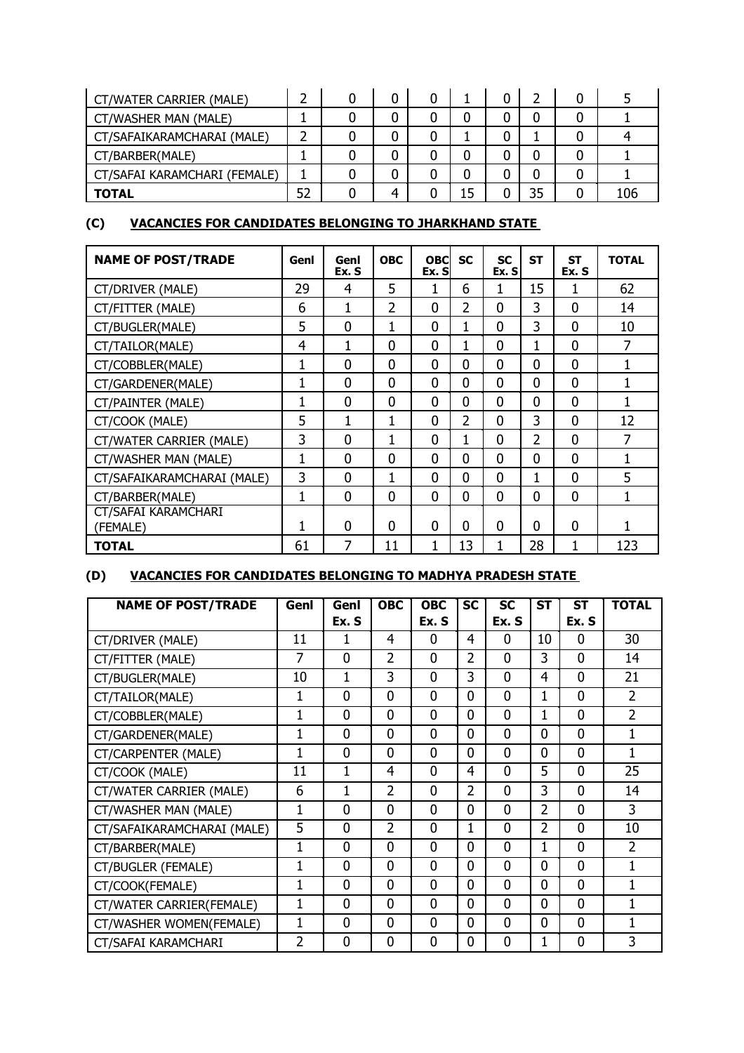| CT/WATER CARRIER (MALE) | 2 | 0 | 0 | 0 | 1 | 0 | 2 | 0 | 5 |
|---|---|---|---|---|---|---|---|---|---|
| CT/WASHER MAN (MALE) | 1 | 0 | 0 | 0 | 0 | 0 | 0 | 0 | 1 |
| CT/SAFAIKARAMCHARAI (MALE) | 2 | 0 | 0 | 0 | 1 | 0 | 1 | 0 | 4 |
| CT/BARBER(MALE) | 1 | 0 | 0 | 0 | 0 | 0 | 0 | 0 | 1 |
| CT/SAFAI KARAMCHARI (FEMALE) | 1 | 0 | 0 | 0 | 0 | 0 | 0 | 0 | 1 |
| **TOTAL** | 52 | 0 | 4 | 0 | 15 | 0 | 35 | 0 | 106 |

## (C) VACANCIES FOR CANDIDATES BELONGING TO JHARKHAND STATE

| NAME OF POST/TRADE | Genl | Genl Ex. S | OBC | OBC Ex. S | SC | SC Ex. S | ST | ST Ex. S | TOTAL |
|---|---|---|---|---|---|---|---|---|---|
| CT/DRIVER (MALE) | 29 | 4 | 5 | 1 | 6 | 1 | 15 | 1 | 62 |
| CT/FITTER (MALE) | 6 | 1 | 2 | 0 | 2 | 0 | 3 | 0 | 14 |
| CT/BUGLER(MALE) | 5 | 0 | 1 | 0 | 1 | 0 | 3 | 0 | 10 |
| CT/TAILOR(MALE) | 4 | 1 | 0 | 0 | 1 | 0 | 1 | 0 | 7 |
| CT/COBBLER(MALE) | 1 | 0 | 0 | 0 | 0 | 0 | 0 | 0 | 1 |
| CT/GARDENER(MALE) | 1 | 0 | 0 | 0 | 0 | 0 | 0 | 0 | 1 |
| CT/PAINTER (MALE) | 1 | 0 | 0 | 0 | 0 | 0 | 0 | 0 | 1 |
| CT/COOK (MALE) | 5 | 1 | 1 | 0 | 2 | 0 | 3 | 0 | 12 |
| CT/WATER CARRIER (MALE) | 3 | 0 | 1 | 0 | 1 | 0 | 2 | 0 | 7 |
| CT/WASHER MAN (MALE) | 1 | 0 | 0 | 0 | 0 | 0 | 0 | 0 | 1 |
| CT/SAFAIKARAMCHARAI (MALE) | 3 | 0 | 1 | 0 | 0 | 0 | 1 | 0 | 5 |
| CT/BARBER(MALE) | 1 | 0 | 0 | 0 | 0 | 0 | 0 | 0 | 1 |
| CT/SAFAI KARAMCHARI (FEMALE) | 1 | 0 | 0 | 0 | 0 | 0 | 0 | 0 | 1 |
| **TOTAL** | 61 | 7 | 11 | 1 | 13 | 1 | 28 | 1 | 123 |

## (D) VACANCIES FOR CANDIDATES BELONGING TO MADHYA PRADESH STATE

| NAME OF POST/TRADE | Genl | Genl Ex. S | OBC | OBC Ex. S | SC | SC Ex. S | ST | ST Ex. S | TOTAL |
|---|---|---|---|---|---|---|---|---|---|
| CT/DRIVER (MALE) | 11 | 1 | 4 | 0 | 4 | 0 | 10 | 0 | 30 |
| CT/FITTER (MALE) | 7 | 0 | 2 | 0 | 2 | 0 | 3 | 0 | 14 |
| CT/BUGLER(MALE) | 10 | 1 | 3 | 0 | 3 | 0 | 4 | 0 | 21 |
| CT/TAILOR(MALE) | 1 | 0 | 0 | 0 | 0 | 0 | 1 | 0 | 2 |
| CT/COBBLER(MALE) | 1 | 0 | 0 | 0 | 0 | 0 | 1 | 0 | 2 |
| CT/GARDENER(MALE) | 1 | 0 | 0 | 0 | 0 | 0 | 0 | 0 | 1 |
| CT/CARPENTER (MALE) | 1 | 0 | 0 | 0 | 0 | 0 | 0 | 0 | 1 |
| CT/COOK (MALE) | 11 | 1 | 4 | 0 | 4 | 0 | 5 | 0 | 25 |
| CT/WATER CARRIER (MALE) | 6 | 1 | 2 | 0 | 2 | 0 | 3 | 0 | 14 |
| CT/WASHER MAN (MALE) | 1 | 0 | 0 | 0 | 0 | 0 | 2 | 0 | 3 |
| CT/SAFAIKARAMCHARAI (MALE) | 5 | 0 | 2 | 0 | 1 | 0 | 2 | 0 | 10 |
| CT/BARBER(MALE) | 1 | 0 | 0 | 0 | 0 | 0 | 1 | 0 | 2 |
| CT/BUGLER (FEMALE) | 1 | 0 | 0 | 0 | 0 | 0 | 0 | 0 | 1 |
| CT/COOK(FEMALE) | 1 | 0 | 0 | 0 | 0 | 0 | 0 | 0 | 1 |
| CT/WATER CARRIER(FEMALE) | 1 | 0 | 0 | 0 | 0 | 0 | 0 | 0 | 1 |
| CT/WASHER WOMEN(FEMALE) | 1 | 0 | 0 | 0 | 0 | 0 | 0 | 0 | 1 |
| CT/SAFAI KARAMCHARI | 2 | 0 | 0 | 0 | 0 | 0 | 1 | 0 | 3 |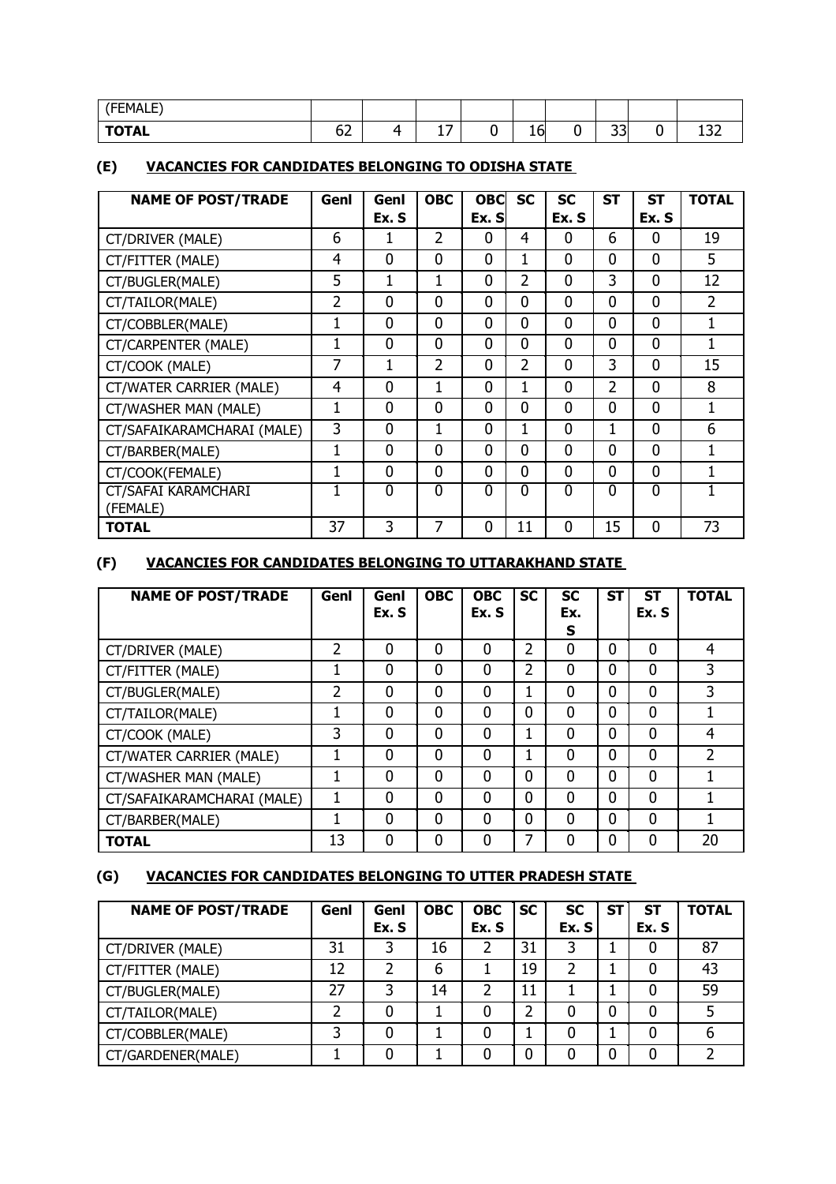| (FEMALE) | | | | | | | | | |
|---|---|---|---|---|---|---|---|---|---|
| **TOTAL** | 62 | 4 | 17 | 0 | 16 | 0 | 33 | 0 | 132 |

### (E) VACANCIES FOR CANDIDATES BELONGING TO ODISHA STATE

| NAME OF POST/TRADE | Genl | Genl Ex. S | OBC | OBC Ex. S | SC | SC Ex. S | ST | ST Ex. S | TOTAL |
|---|---|---|---|---|---|---|---|---|---|
| CT/DRIVER (MALE) | 6 | 1 | 2 | 0 | 4 | 0 | 6 | 0 | 19 |
| CT/FITTER (MALE) | 4 | 0 | 0 | 0 | 1 | 0 | 0 | 0 | 5 |
| CT/BUGLER(MALE) | 5 | 1 | 1 | 0 | 2 | 0 | 3 | 0 | 12 |
| CT/TAILOR(MALE) | 2 | 0 | 0 | 0 | 0 | 0 | 0 | 0 | 2 |
| CT/COBBLER(MALE) | 1 | 0 | 0 | 0 | 0 | 0 | 0 | 0 | 1 |
| CT/CARPENTER (MALE) | 1 | 0 | 0 | 0 | 0 | 0 | 0 | 0 | 1 |
| CT/COOK (MALE) | 7 | 1 | 2 | 0 | 2 | 0 | 3 | 0 | 15 |
| CT/WATER CARRIER (MALE) | 4 | 0 | 1 | 0 | 1 | 0 | 2 | 0 | 8 |
| CT/WASHER MAN (MALE) | 1 | 0 | 0 | 0 | 0 | 0 | 0 | 0 | 1 |
| CT/SAFAIKARAMCHARAI (MALE) | 3 | 0 | 1 | 0 | 1 | 0 | 1 | 0 | 6 |
| CT/BARBER(MALE) | 1 | 0 | 0 | 0 | 0 | 0 | 0 | 0 | 1 |
| CT/COOK(FEMALE) | 1 | 0 | 0 | 0 | 0 | 0 | 0 | 0 | 1 |
| CT/SAFAI KARAMCHARI (FEMALE) | 1 | 0 | 0 | 0 | 0 | 0 | 0 | 0 | 1 |
| **TOTAL** | 37 | 3 | 7 | 0 | 11 | 0 | 15 | 0 | 73 |

### (F) VACANCIES FOR CANDIDATES BELONGING TO UTTARAKHAND STATE

| NAME OF POST/TRADE | Genl | Genl Ex. S | OBC | OBC Ex. S | SC | SC Ex. S | ST | ST Ex. S | TOTAL |
|---|---|---|---|---|---|---|---|---|---|
| CT/DRIVER (MALE) | 2 | 0 | 0 | 0 | 2 | 0 | 0 | 0 | 4 |
| CT/FITTER (MALE) | 1 | 0 | 0 | 0 | 2 | 0 | 0 | 0 | 3 |
| CT/BUGLER(MALE) | 2 | 0 | 0 | 0 | 1 | 0 | 0 | 0 | 3 |
| CT/TAILOR(MALE) | 1 | 0 | 0 | 0 | 0 | 0 | 0 | 0 | 1 |
| CT/COOK (MALE) | 3 | 0 | 0 | 0 | 1 | 0 | 0 | 0 | 4 |
| CT/WATER CARRIER (MALE) | 1 | 0 | 0 | 0 | 1 | 0 | 0 | 0 | 2 |
| CT/WASHER MAN (MALE) | 1 | 0 | 0 | 0 | 0 | 0 | 0 | 0 | 1 |
| CT/SAFAIKARAMCHARAI (MALE) | 1 | 0 | 0 | 0 | 0 | 0 | 0 | 0 | 1 |
| CT/BARBER(MALE) | 1 | 0 | 0 | 0 | 0 | 0 | 0 | 0 | 1 |
| **TOTAL** | 13 | 0 | 0 | 0 | 7 | 0 | 0 | 0 | 20 |

### (G) VACANCIES FOR CANDIDATES BELONGING TO UTTER PRADESH STATE

| NAME OF POST/TRADE | Genl | Genl Ex. S | OBC | OBC Ex. S | SC | SC Ex. S | ST | ST Ex. S | TOTAL |
|---|---|---|---|---|---|---|---|---|---|
| CT/DRIVER (MALE) | 31 | 3 | 16 | 2 | 31 | 3 | 1 | 0 | 87 |
| CT/FITTER (MALE) | 12 | 2 | 6 | 1 | 19 | 2 | 1 | 0 | 43 |
| CT/BUGLER(MALE) | 27 | 3 | 14 | 2 | 11 | 1 | 1 | 0 | 59 |
| CT/TAILOR(MALE) | 2 | 0 | 1 | 0 | 2 | 0 | 0 | 0 | 5 |
| CT/COBBLER(MALE) | 3 | 0 | 1 | 0 | 1 | 0 | 1 | 0 | 6 |
| CT/GARDENER(MALE) | 1 | 0 | 1 | 0 | 0 | 0 | 0 | 0 | 2 |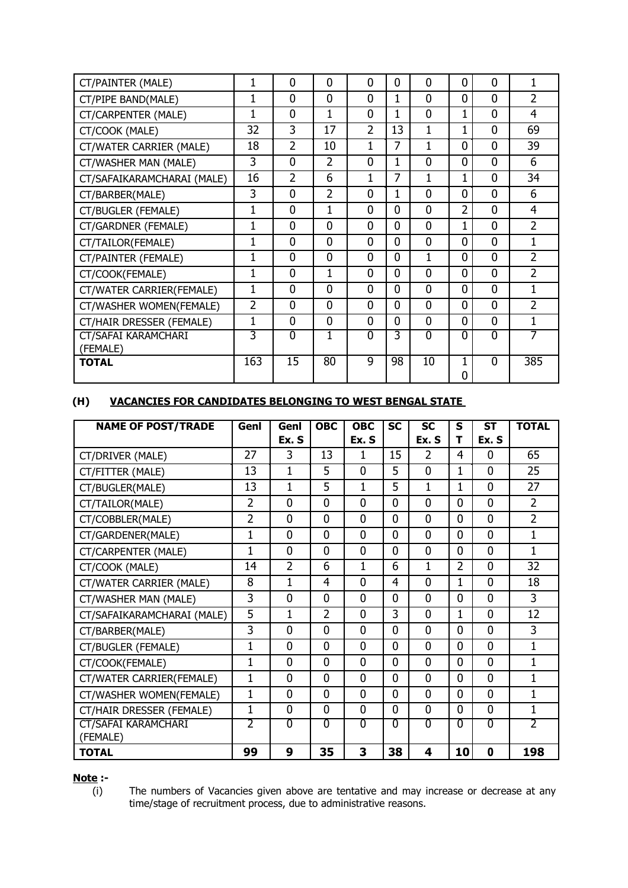| | | | | | | | | | |
|---|---|---|---|---|---|---|---|---|---|
| CT/PAINTER (MALE) | 1 | 0 | 0 | 0 | 0 | 0 | 0 | 0 | 1 |
| CT/PIPE BAND(MALE) | 1 | 0 | 0 | 0 | 1 | 0 | 0 | 0 | 2 |
| CT/CARPENTER (MALE) | 1 | 0 | 1 | 0 | 1 | 0 | 1 | 0 | 4 |
| CT/COOK (MALE) | 32 | 3 | 17 | 2 | 13 | 1 | 1 | 0 | 69 |
| CT/WATER CARRIER (MALE) | 18 | 2 | 10 | 1 | 7 | 1 | 0 | 0 | 39 |
| CT/WASHER MAN (MALE) | 3 | 0 | 2 | 0 | 1 | 0 | 0 | 0 | 6 |
| CT/SAFAIKARAMCHARAI (MALE) | 16 | 2 | 6 | 1 | 7 | 1 | 1 | 0 | 34 |
| CT/BARBER(MALE) | 3 | 0 | 2 | 0 | 1 | 0 | 0 | 0 | 6 |
| CT/BUGLER (FEMALE) | 1 | 0 | 1 | 0 | 0 | 0 | 2 | 0 | 4 |
| CT/GARDNER (FEMALE) | 1 | 0 | 0 | 0 | 0 | 0 | 1 | 0 | 2 |
| CT/TAILOR(FEMALE) | 1 | 0 | 0 | 0 | 0 | 0 | 0 | 0 | 1 |
| CT/PAINTER (FEMALE) | 1 | 0 | 0 | 0 | 0 | 1 | 0 | 0 | 2 |
| CT/COOK(FEMALE) | 1 | 0 | 1 | 0 | 0 | 0 | 0 | 0 | 2 |
| CT/WATER CARRIER(FEMALE) | 1 | 0 | 0 | 0 | 0 | 0 | 0 | 0 | 1 |
| CT/WASHER WOMEN(FEMALE) | 2 | 0 | 0 | 0 | 0 | 0 | 0 | 0 | 2 |
| CT/HAIR DRESSER (FEMALE) | 1 | 0 | 0 | 0 | 0 | 0 | 0 | 0 | 1 |
| CT/SAFAI KARAMCHARI (FEMALE) | 3 | 0 | 1 | 0 | 3 | 0 | 0 | 0 | 7 |
| **TOTAL** | 163 | 15 | 80 | 9 | 98 | 10 | 10 | 0 | 385 |

## (H) VACANCIES FOR CANDIDATES BELONGING TO WEST BENGAL STATE

| NAME OF POST/TRADE | Genl | Genl Ex. S | OBC | OBC Ex. S | SC | SC Ex. S | ST | ST Ex. S | TOTAL |
|---|---|---|---|---|---|---|---|---|---|
| CT/DRIVER (MALE) | 27 | 3 | 13 | 1 | 15 | 2 | 4 | 0 | 65 |
| CT/FITTER (MALE) | 13 | 1 | 5 | 0 | 5 | 0 | 1 | 0 | 25 |
| CT/BUGLER(MALE) | 13 | 1 | 5 | 1 | 5 | 1 | 1 | 0 | 27 |
| CT/TAILOR(MALE) | 2 | 0 | 0 | 0 | 0 | 0 | 0 | 0 | 2 |
| CT/COBBLER(MALE) | 2 | 0 | 0 | 0 | 0 | 0 | 0 | 0 | 2 |
| CT/GARDENER(MALE) | 1 | 0 | 0 | 0 | 0 | 0 | 0 | 0 | 1 |
| CT/CARPENTER (MALE) | 1 | 0 | 0 | 0 | 0 | 0 | 0 | 0 | 1 |
| CT/COOK (MALE) | 14 | 2 | 6 | 1 | 6 | 1 | 2 | 0 | 32 |
| CT/WATER CARRIER (MALE) | 8 | 1 | 4 | 0 | 4 | 0 | 1 | 0 | 18 |
| CT/WASHER MAN (MALE) | 3 | 0 | 0 | 0 | 0 | 0 | 0 | 0 | 3 |
| CT/SAFAIKARAMCHARAI (MALE) | 5 | 1 | 2 | 0 | 3 | 0 | 1 | 0 | 12 |
| CT/BARBER(MALE) | 3 | 0 | 0 | 0 | 0 | 0 | 0 | 0 | 3 |
| CT/BUGLER (FEMALE) | 1 | 0 | 0 | 0 | 0 | 0 | 0 | 0 | 1 |
| CT/COOK(FEMALE) | 1 | 0 | 0 | 0 | 0 | 0 | 0 | 0 | 1 |
| CT/WATER CARRIER(FEMALE) | 1 | 0 | 0 | 0 | 0 | 0 | 0 | 0 | 1 |
| CT/WASHER WOMEN(FEMALE) | 1 | 0 | 0 | 0 | 0 | 0 | 0 | 0 | 1 |
| CT/HAIR DRESSER (FEMALE) | 1 | 0 | 0 | 0 | 0 | 0 | 0 | 0 | 1 |
| CT/SAFAI KARAMCHARI (FEMALE) | 2 | 0 | 0 | 0 | 0 | 0 | 0 | 0 | 2 |
| **TOTAL** | **99** | **9** | **35** | **3** | **38** | **4** | **10** | **0** | **198** |

**Note :-**

(i) The numbers of Vacancies given above are tentative and may increase or decrease at any time/stage of recruitment process, due to administrative reasons.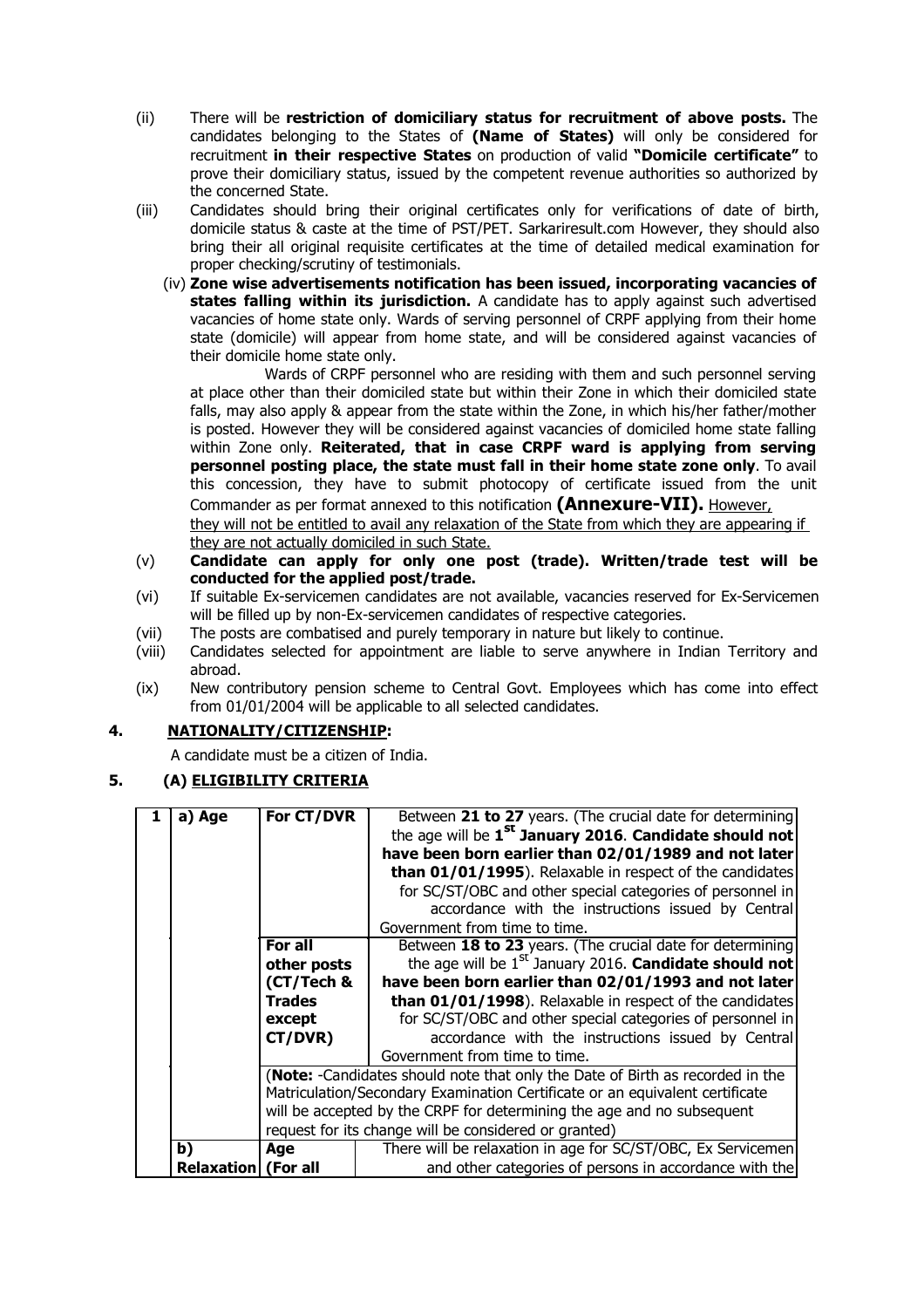(ii) There will be **restriction of domiciliary status for recruitment of above posts.** The candidates belonging to the States of **(Name of States)** will only be considered for recruitment **in their respective States** on production of valid **"Domicile certificate"** to prove their domiciliary status, issued by the competent revenue authorities so authorized by the concerned State.

(iii) Candidates should bring their original certificates only for verifications of date of birth, domicile status & caste at the time of PST/PET. Sarkariresult.com However, they should also bring their all original requisite certificates at the time of detailed medical examination for proper checking/scrutiny of testimonials.

(iv) **Zone wise advertisements notification has been issued, incorporating vacancies of states falling within its jurisdiction.** A candidate has to apply against such advertised vacancies of home state only. Wards of serving personnel of CRPF applying from their home state (domicile) will appear from home state, and will be considered against vacancies of their domicile home state only.

Wards of CRPF personnel who are residing with them and such personnel serving at place other than their domiciled state but within their Zone in which their domiciled state falls, may also apply & appear from the state within the Zone, in which his/her father/mother is posted. However they will be considered against vacancies of domiciled home state falling within Zone only. **Reiterated, that in case CRPF ward is applying from serving personnel posting place, the state must fall in their home state zone only**. To avail this concession, they have to submit photocopy of certificate issued from the unit Commander as per format annexed to this notification **(Annexure-VII).** However, they will not be entitled to avail any relaxation of the State from which they are appearing if they are not actually domiciled in such State.

(v) **Candidate can apply for only one post (trade). Written/trade test will be conducted for the applied post/trade.**

(vi) If suitable Ex-servicemen candidates are not available, vacancies reserved for Ex-Servicemen will be filled up by non-Ex-servicemen candidates of respective categories.

(vii) The posts are combatised and purely temporary in nature but likely to continue.

(viii) Candidates selected for appointment are liable to serve anywhere in Indian Territory and abroad.

(ix) New contributory pension scheme to Central Govt. Employees which has come into effect from 01/01/2004 will be applicable to all selected candidates.

## 4. NATIONALITY/CITIZENSHIP:

A candidate must be a citizen of India.

## 5. (A) ELIGIBILITY CRITERIA

| 1 | a) Age | For CT/DVR | Between **21 to 27** years. (The crucial date for determining the age will be **1st January 2016**. **Candidate should not have been born earlier than 02/01/1989 and not later than 01/01/1995**). Relaxable in respect of the candidates for SC/ST/OBC and other special categories of personnel in accordance with the instructions issued by Central Government from time to time. |
|---|---|---|---|
| | | **For all other posts (CT/Tech & Trades except CT/DVR)** | Between **18 to 23** years. (The crucial date for determining the age will be 1st January 2016. **Candidate should not have been born earlier than 02/01/1993 and not later than 01/01/1998**). Relaxable in respect of the candidates for SC/ST/OBC and other special categories of personnel in accordance with the instructions issued by Central Government from time to time. |
| | | (**Note:** -Candidates should note that only the Date of Birth as recorded in the Matriculation/Secondary Examination Certificate or an equivalent certificate will be accepted by the CRPF for determining the age and no subsequent request for its change will be considered or granted) | |
| | **b) Relaxation** | **Age (For all** | There will be relaxation in age for SC/ST/OBC, Ex Servicemen and other categories of persons in accordance with the |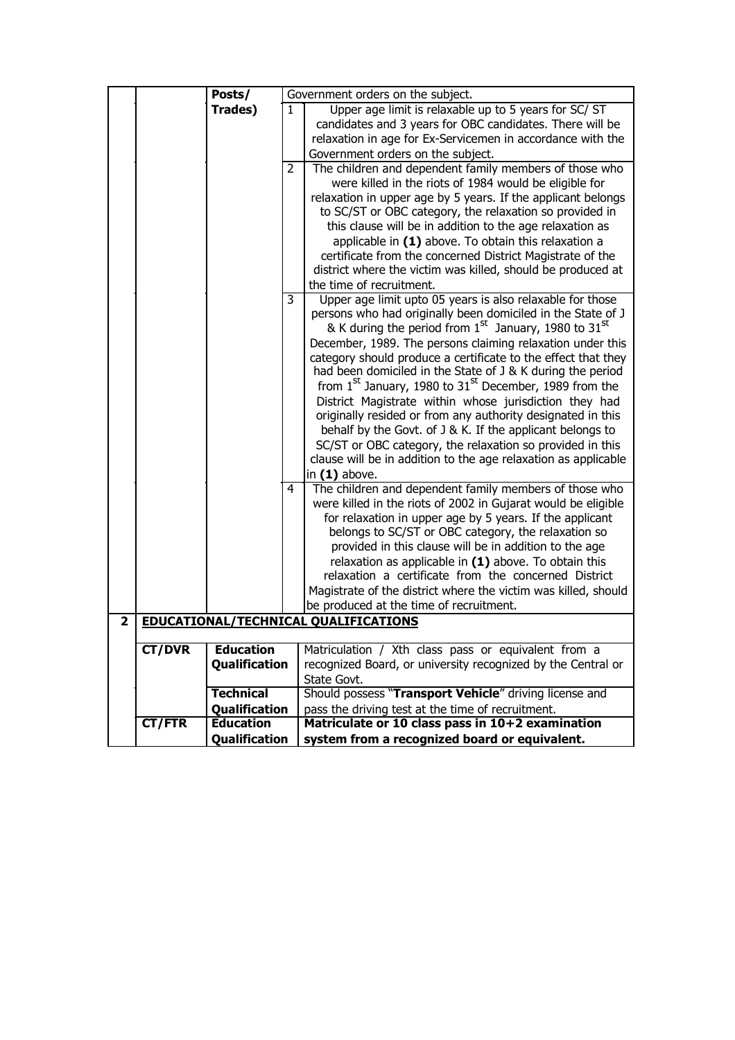| | | | | |
|---|---|---|---|---|
| | | Posts/ Trades) | | Government orders on the subject. |
| | | | 1 | Upper age limit is relaxable up to 5 years for SC/ ST candidates and 3 years for OBC candidates. There will be relaxation in age for Ex-Servicemen in accordance with the Government orders on the subject. |
| | | | 2 | The children and dependent family members of those who were killed in the riots of 1984 would be eligible for relaxation in upper age by 5 years. If the applicant belongs to SC/ST or OBC category, the relaxation so provided in this clause will be in addition to the age relaxation as applicable in **(1)** above. To obtain this relaxation a certificate from the concerned District Magistrate of the district where the victim was killed, should be produced at the time of recruitment. |
| | | | 3 | Upper age limit upto 05 years is also relaxable for those persons who had originally been domiciled in the State of J & K during the period from 1st January, 1980 to 31st December, 1989. The persons claiming relaxation under this category should produce a certificate to the effect that they had been domiciled in the State of J & K during the period from 1st January, 1980 to 31st December, 1989 from the District Magistrate within whose jurisdiction they had originally resided or from any authority designated in this behalf by the Govt. of J & K. If the applicant belongs to SC/ST or OBC category, the relaxation so provided in this clause will be in addition to the age relaxation as applicable in **(1)** above. |
| | | | 4 | The children and dependent family members of those who were killed in the riots of 2002 in Gujarat would be eligible for relaxation in upper age by 5 years. If the applicant belongs to SC/ST or OBC category, the relaxation so provided in this clause will be in addition to the age relaxation as applicable in **(1)** above. To obtain this relaxation a certificate from the concerned District Magistrate of the district where the victim was killed, should be produced at the time of recruitment. |
| **2** | **EDUCATIONAL/TECHNICAL QUALIFICATIONS** | | | |
| | **CT/DVR** | **Education Qualification** | | Matriculation / Xth class pass or equivalent from a recognized Board, or university recognized by the Central or State Govt. |
| | | **Technical Qualification** | | Should possess "**Transport Vehicle**" driving license and pass the driving test at the time of recruitment. |
| | **CT/FTR** | **Education Qualification** | | **Matriculate or 10 class pass in 10+2 examination system from a recognized board or equivalent.** |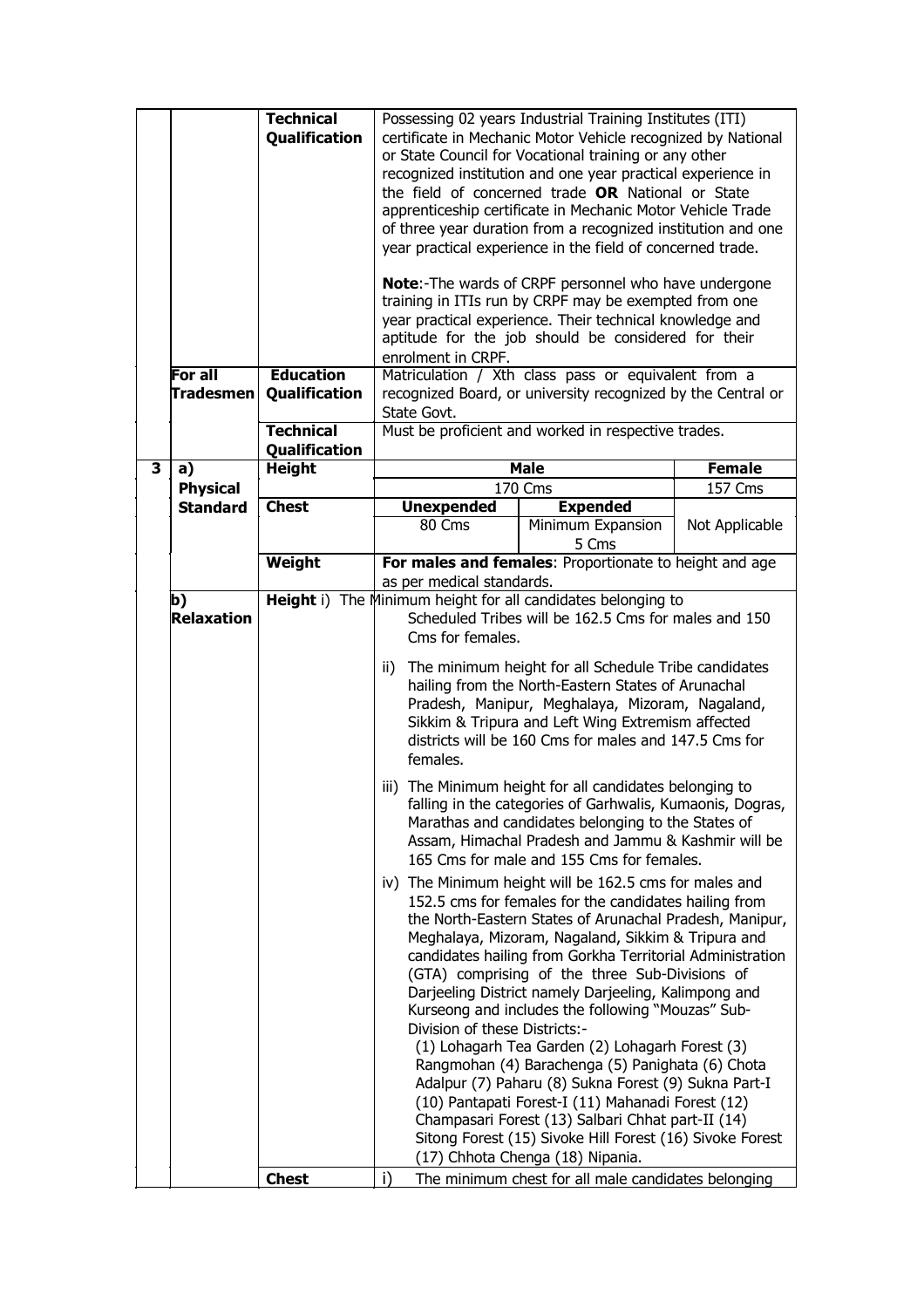| | | | | | |
|---|---|---|---|---|---|
| | | **Technical Qualification** | Possessing 02 years Industrial Training Institutes (ITI) certificate in Mechanic Motor Vehicle recognized by National or State Council for Vocational training or any other recognized institution and one year practical experience in the field of concerned trade **OR** National or State apprenticeship certificate in Mechanic Motor Vehicle Trade of three year duration from a recognized institution and one year practical experience in the field of concerned trade.<br><br>**Note**:-The wards of CRPF personnel who have undergone training in ITIs run by CRPF may be exempted from one year practical experience. Their technical knowledge and aptitude for the job should be considered for their enrolment in CRPF. | | |
| | **For all Tradesmen** | **Education Qualification** | Matriculation / Xth class pass or equivalent from a recognized Board, or university recognized by the Central or State Govt. | | |
| | | **Technical Qualification** | Must be proficient and worked in respective trades. | | |
| **3** | **a) Physical Standard** | **Height** | **Male** | | **Female** |
| | | | 170 Cms | | 157 Cms |
| | | **Chest** | **Unexpended** | **Expended** | |
| | | | 80 Cms | Minimum Expansion 5 Cms | Not Applicable |
| | | **Weight** | **For males and females**: Proportionate to height and age as per medical standards. | | |
| | **b) Relaxation** | **Height** | i) The Minimum height for all candidates belonging to Scheduled Tribes will be 162.5 Cms for males and 150 Cms for females.<br><br>ii) The minimum height for all Schedule Tribe candidates hailing from the North-Eastern States of Arunachal Pradesh, Manipur, Meghalaya, Mizoram, Nagaland, Sikkim & Tripura and Left Wing Extremism affected districts will be 160 Cms for males and 147.5 Cms for females.<br><br>iii) The Minimum height for all candidates belonging to falling in the categories of Garhwalis, Kumaonis, Dogras, Marathas and candidates belonging to the States of Assam, Himachal Pradesh and Jammu & Kashmir will be 165 Cms for male and 155 Cms for females.<br><br>iv) The Minimum height will be 162.5 cms for males and 152.5 cms for females for the candidates hailing from the North-Eastern States of Arunachal Pradesh, Manipur, Meghalaya, Mizoram, Nagaland, Sikkim & Tripura and candidates hailing from Gorkha Territorial Administration (GTA) comprising of the three Sub-Divisions of Darjeeling District namely Darjeeling, Kalimpong and Kurseong and includes the following "Mouzas" Sub-Division of these Districts:-<br>(1) Lohagarh Tea Garden (2) Lohagarh Forest (3) Rangmohan (4) Barachenga (5) Panighata (6) Chota Adalpur (7) Paharu (8) Sukna Forest (9) Sukna Part-I (10) Pantapati Forest-I (11) Mahanadi Forest (12) Champasari Forest (13) Salbari Chhat part-II (14) Sitong Forest (15) Sivoke Hill Forest (16) Sivoke Forest (17) Chhota Chenga (18) Nipania. | | |
| | | **Chest** | i) The minimum chest for all male candidates belonging | | |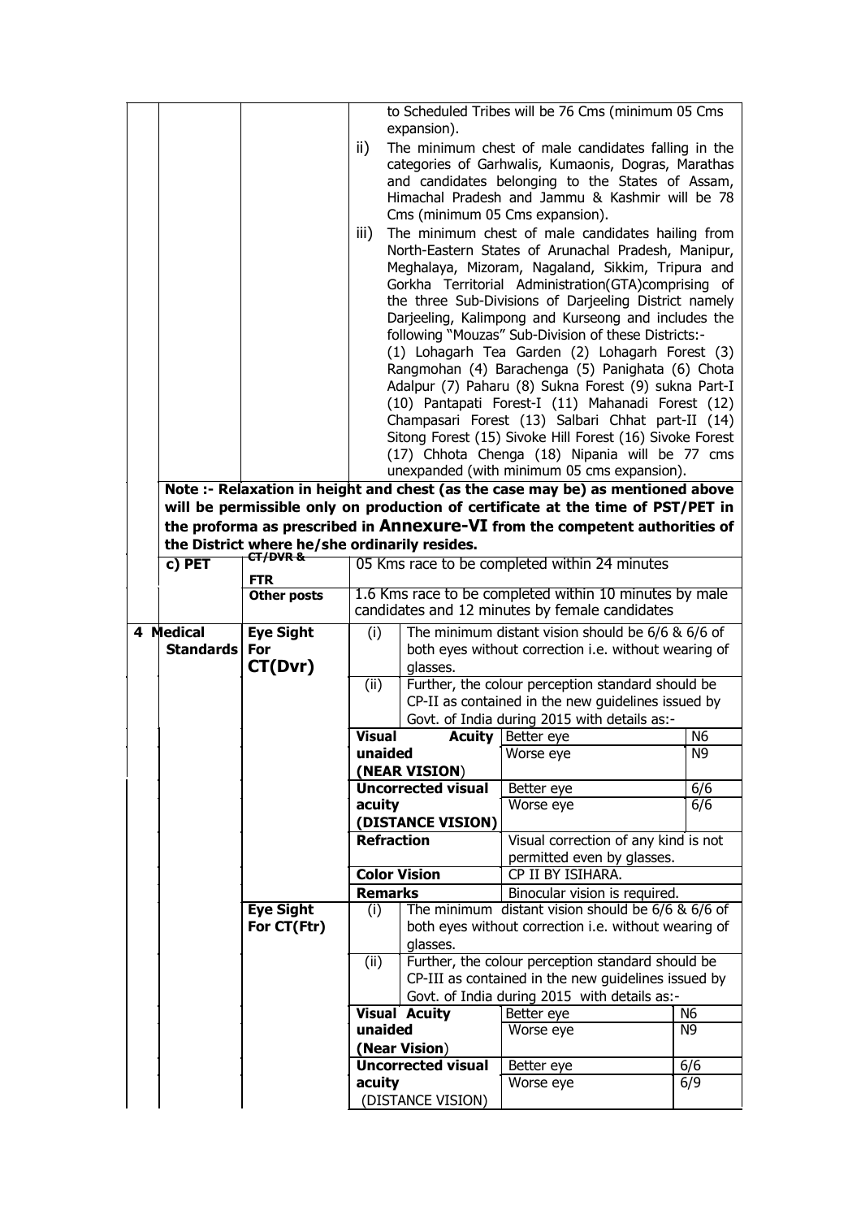| | | | |
|---|---|---|---|
| | | | to Scheduled Tribes will be 76 Cms (minimum 05 Cms expansion). |
| | | | ii) The minimum chest of male candidates falling in the categories of Garhwalis, Kumaonis, Dogras, Marathas and candidates belonging to the States of Assam, Himachal Pradesh and Jammu & Kashmir will be 78 Cms (minimum 05 Cms expansion). |
| | | | iii) The minimum chest of male candidates hailing from North-Eastern States of Arunachal Pradesh, Manipur, Meghalaya, Mizoram, Nagaland, Sikkim, Tripura and Gorkha Territorial Administration(GTA)comprising of the three Sub-Divisions of Darjeeling District namely Darjeeling, Kalimpong and Kurseong and includes the following "Mouzas" Sub-Division of these Districts:- (1) Lohagarh Tea Garden (2) Lohagarh Forest (3) Rangmohan (4) Barachenga (5) Panighata (6) Chota Adalpur (7) Paharu (8) Sukna Forest (9) sukna Part-I (10) Pantapati Forest-I (11) Mahanadi Forest (12) Champasari Forest (13) Salbari Chhat part-II (14) Sitong Forest (15) Sivoke Hill Forest (16) Sivoke Forest (17) Chhota Chenga (18) Nipania will be 77 cms unexpanded (with minimum 05 cms expansion). |

**Note :- Relaxation in height and chest (as the case may be) as mentioned above will be permissible only on production of certificate at the time of PST/PET in the proforma as prescribed in Annexure-VI from the competent authorities of the District where he/she ordinarily resides.**

| | | |
|---|---|---|
| **c) PET** | **CT/DVR & FTR** | 05 Kms race to be completed within 24 minutes |
| | **Other posts** | 1.6 Kms race to be completed within 10 minutes by male candidates and 12 minutes by female candidates |

**4 Medical Standards**

**Eye Sight For CT(Dvr)**

(i) The minimum distant vision should be 6/6 & 6/6 of both eyes without correction i.e. without wearing of glasses.

(ii) Further, the colour perception standard should be CP-II as contained in the new guidelines issued by Govt. of India during 2015 with details as:-

| | | |
|---|---|---|
| **Visual Acuity unaided (NEAR VISION)** | Better eye | N6 |
| | Worse eye | N9 |
| **Uncorrected visual acuity (DISTANCE VISION)** | Better eye | 6/6 |
| | Worse eye | 6/6 |
| **Refraction** | Visual correction of any kind is not permitted even by glasses. | |
| **Color Vision** | CP II BY ISIHARA. | |
| **Remarks** | Binocular vision is required. | |

**Eye Sight For CT(Ftr)**

(i) The minimum distant vision should be 6/6 & 6/6 of both eyes without correction i.e. without wearing of glasses.

(ii) Further, the colour perception standard should be CP-III as contained in the new guidelines issued by Govt. of India during 2015 with details as:-

| | | |
|---|---|---|
| **Visual Acuity unaided (Near Vision)** | Better eye | N6 |
| | Worse eye | N9 |
| **Uncorrected visual acuity** (DISTANCE VISION) | Better eye | 6/6 |
| | Worse eye | 6/9 |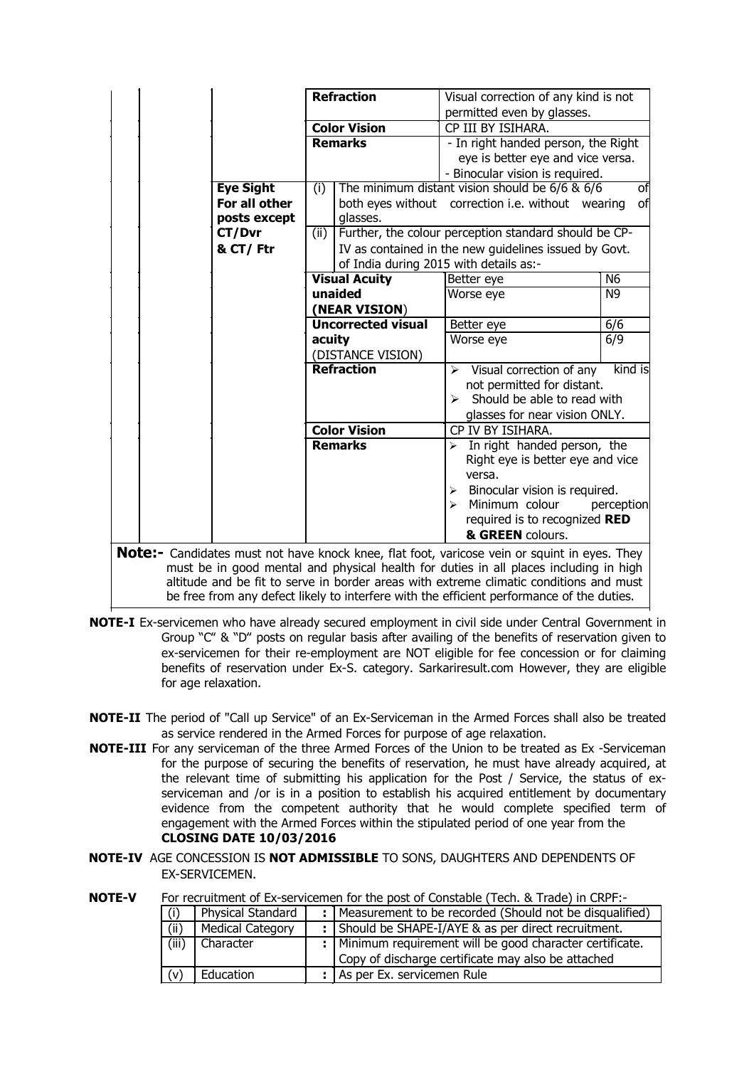|  |  |  |  |  |  |
|---|---|---|---|---|---|
|  |  |  | **Refraction** | Visual correction of any kind is not permitted even by glasses. |  |
|  |  |  | **Color Vision** | CP III BY ISIHARA. |  |
|  |  |  | **Remarks** | - In right handed person, the Right eye is better eye and vice versa.<br>- Binocular vision is required. |  |
|  |  | **Eye Sight For all other posts except CT/Dvr & CT/ Ftr** | (i) The minimum distant vision should be 6/6 & 6/6 of both eyes without correction i.e. without wearing of glasses.<br>(ii) Further, the colour perception standard should be CP-IV as contained in the new guidelines issued by Govt. of India during 2015 with details as:- |  |  |
|  |  |  | **Visual Acuity unaided (NEAR VISION)** | Better eye | N6 |
|  |  |  |  | Worse eye | N9 |
|  |  |  | **Uncorrected visual acuity (DISTANCE VISION)** | Better eye | 6/6 |
|  |  |  |  | Worse eye | 6/9 |
|  |  |  | **Refraction** | ➢ Visual correction of any kind is not permitted for distant.<br>➢ Should be able to read with glasses for near vision ONLY. |  |
|  |  |  | **Color Vision** | CP IV BY ISIHARA. |  |
|  |  |  | **Remarks** | ➢ In right handed person, the Right eye is better eye and vice versa.<br>➢ Binocular vision is required.<br>➢ Minimum colour perception required is to recognized **RED & GREEN** colours. |  |

**Note:-** Candidates must not have knock knee, flat foot, varicose vein or squint in eyes. They must be in good mental and physical health for duties in all places including in high altitude and be fit to serve in border areas with extreme climatic conditions and must be free from any defect likely to interfere with the efficient performance of the duties.

**NOTE-I** Ex-servicemen who have already secured employment in civil side under Central Government in Group "C" & "D" posts on regular basis after availing of the benefits of reservation given to ex-servicemen for their re-employment are NOT eligible for fee concession or for claiming benefits of reservation under Ex-S. category. Sarkariresult.com However, they are eligible for age relaxation.

**NOTE-II** The period of "Call up Service" of an Ex-Serviceman in the Armed Forces shall also be treated as service rendered in the Armed Forces for purpose of age relaxation.

**NOTE-III** For any serviceman of the three Armed Forces of the Union to be treated as Ex -Serviceman for the purpose of securing the benefits of reservation, he must have already acquired, at the relevant time of submitting his application for the Post / Service, the status of ex-serviceman and /or is in a position to establish his acquired entitlement by documentary evidence from the competent authority that he would complete specified term of engagement with the Armed Forces within the stipulated period of one year from the **CLOSING DATE 10/03/2016**

**NOTE-IV** AGE CONCESSION IS **NOT ADMISSIBLE** TO SONS, DAUGHTERS AND DEPENDENTS OF EX-SERVICEMEN.

**NOTE-V** For recruitment of Ex-servicemen for the post of Constable (Tech. & Trade) in CRPF:-

| | | | |
|---|---|---|---|
| (i) | Physical Standard | : | Measurement to be recorded (Should not be disqualified) |
| (ii) | Medical Category | : | Should be SHAPE-I/AYE & as per direct recruitment. |
| (iii) | Character | : | Minimum requirement will be good character certificate. Copy of discharge certificate may also be attached |
| (v) | Education | : | As per Ex. servicemen Rule |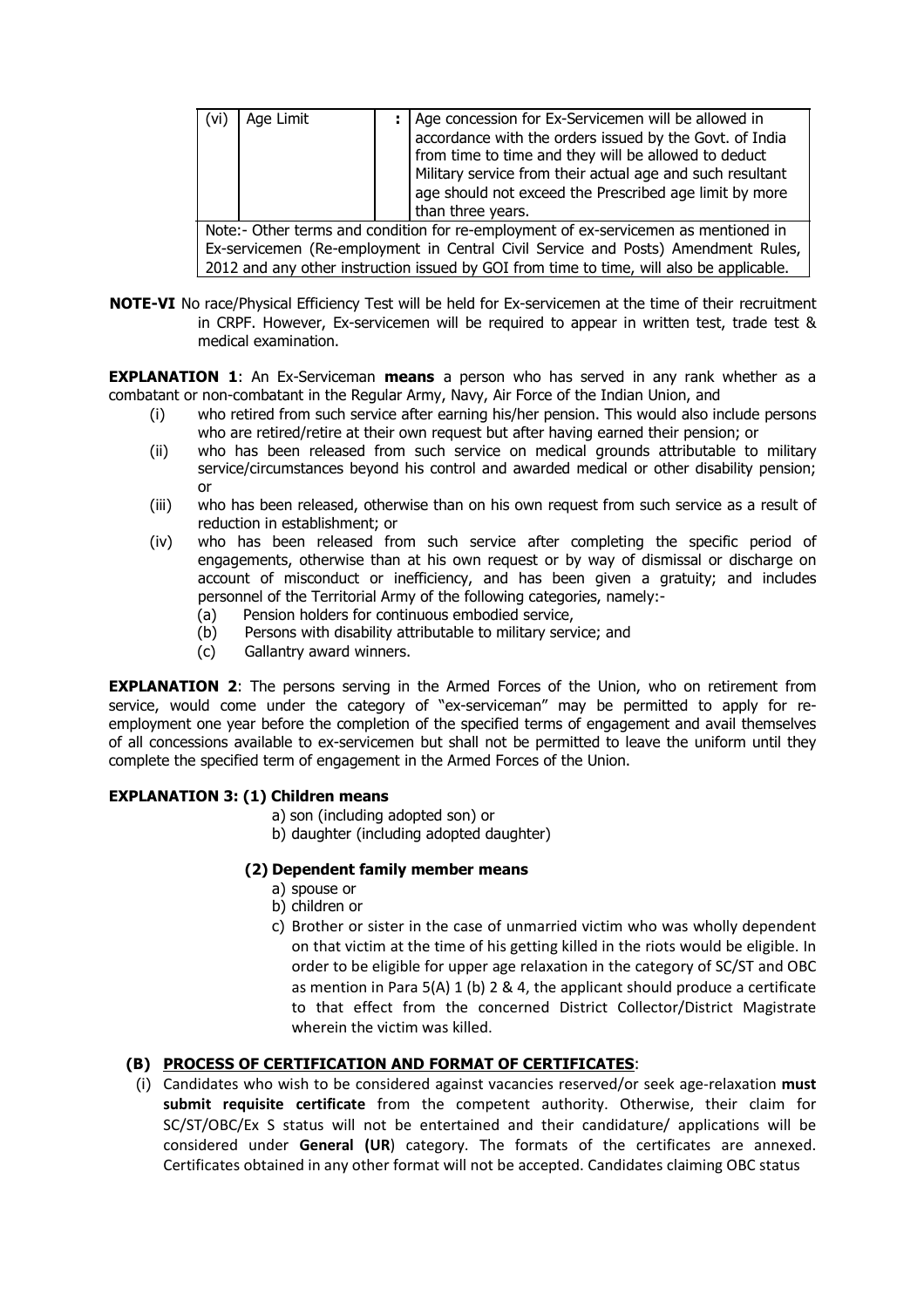| (vi) | Age Limit | : | Age concession for Ex-Servicemen will be allowed in accordance with the orders issued by the Govt. of India from time to time and they will be allowed to deduct Military service from their actual age and such resultant age should not exceed the Prescribed age limit by more than three years. |
|---|---|---|---|
| Note:- Other terms and condition for re-employment of ex-servicemen as mentioned in Ex-servicemen (Re-employment in Central Civil Service and Posts) Amendment Rules, 2012 and any other instruction issued by GOI from time to time, will also be applicable. | | | |

**NOTE-VI** No race/Physical Efficiency Test will be held for Ex-servicemen at the time of their recruitment in CRPF. However, Ex-servicemen will be required to appear in written test, trade test & medical examination.

**EXPLANATION 1**: An Ex-Serviceman **means** a person who has served in any rank whether as a combatant or non-combatant in the Regular Army, Navy, Air Force of the Indian Union, and

- (i) who retired from such service after earning his/her pension. This would also include persons who are retired/retire at their own request but after having earned their pension; or
- (ii) who has been released from such service on medical grounds attributable to military service/circumstances beyond his control and awarded medical or other disability pension; or
- (iii) who has been released, otherwise than on his own request from such service as a result of reduction in establishment; or
- (iv) who has been released from such service after completing the specific period of engagements, otherwise than at his own request or by way of dismissal or discharge on account of misconduct or inefficiency, and has been given a gratuity; and includes personnel of the Territorial Army of the following categories, namely:-
  - (a) Pension holders for continuous embodied service,
  - (b) Persons with disability attributable to military service; and
  - (c) Gallantry award winners.

**EXPLANATION 2**: The persons serving in the Armed Forces of the Union, who on retirement from service, would come under the category of "ex-serviceman" may be permitted to apply for re-employment one year before the completion of the specified terms of engagement and avail themselves of all concessions available to ex-servicemen but shall not be permitted to leave the uniform until they complete the specified term of engagement in the Armed Forces of the Union.

**EXPLANATION 3: (1) Children means**

a) son (including adopted son) or
b) daughter (including adopted daughter)

**(2) Dependent family member means**

a) spouse or
b) children or
c) Brother or sister in the case of unmarried victim who was wholly dependent on that victim at the time of his getting killed in the riots would be eligible. In order to be eligible for upper age relaxation in the category of SC/ST and OBC as mention in Para 5(A) 1 (b) 2 & 4, the applicant should produce a certificate to that effect from the concerned District Collector/District Magistrate wherein the victim was killed.

### (B) PROCESS OF CERTIFICATION AND FORMAT OF CERTIFICATES:

(i) Candidates who wish to be considered against vacancies reserved/or seek age-relaxation **must submit requisite certificate** from the competent authority. Otherwise, their claim for SC/ST/OBC/Ex S status will not be entertained and their candidature/ applications will be considered under **General (UR**) category. The formats of the certificates are annexed. Certificates obtained in any other format will not be accepted. Candidates claiming OBC status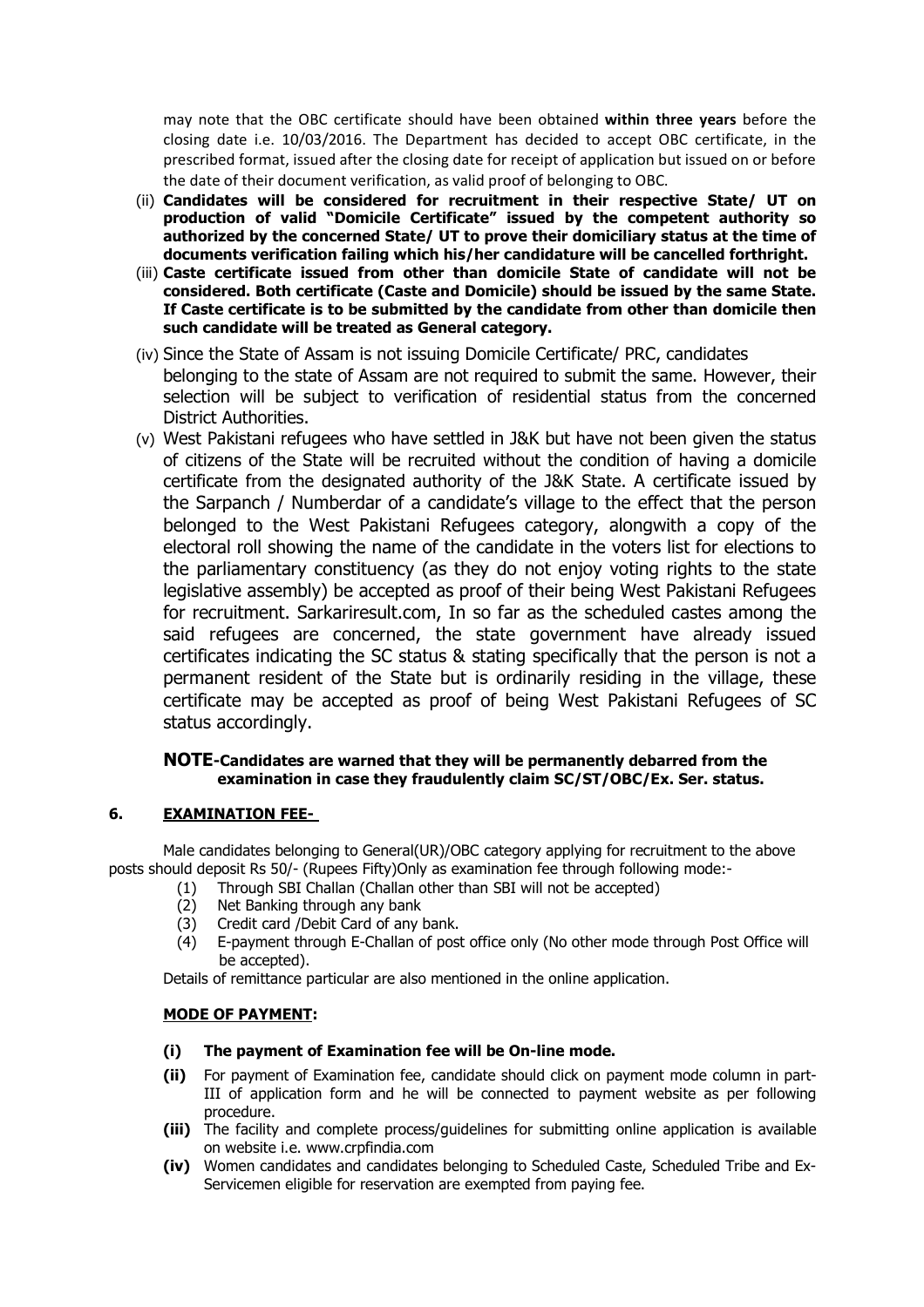may note that the OBC certificate should have been obtained **within three years** before the closing date i.e. 10/03/2016. The Department has decided to accept OBC certificate, in the prescribed format, issued after the closing date for receipt of application but issued on or before the date of their document verification, as valid proof of belonging to OBC.

(ii) **Candidates will be considered for recruitment in their respective State/ UT on production of valid "Domicile Certificate" issued by the competent authority so authorized by the concerned State/ UT to prove their domiciliary status at the time of documents verification failing which his/her candidature will be cancelled forthright.**

(iii) **Caste certificate issued from other than domicile State of candidate will not be considered. Both certificate (Caste and Domicile) should be issued by the same State. If Caste certificate is to be submitted by the candidate from other than domicile then such candidate will be treated as General category.**

(iv) Since the State of Assam is not issuing Domicile Certificate/ PRC, candidates belonging to the state of Assam are not required to submit the same. However, their selection will be subject to verification of residential status from the concerned District Authorities.

(v) West Pakistani refugees who have settled in J&K but have not been given the status of citizens of the State will be recruited without the condition of having a domicile certificate from the designated authority of the J&K State. A certificate issued by the Sarpanch / Numberdar of a candidate's village to the effect that the person belonged to the West Pakistani Refugees category, alongwith a copy of the electoral roll showing the name of the candidate in the voters list for elections to the parliamentary constituency (as they do not enjoy voting rights to the state legislative assembly) be accepted as proof of their being West Pakistani Refugees for recruitment. Sarkariresult.com, In so far as the scheduled castes among the said refugees are concerned, the state government have already issued certificates indicating the SC status & stating specifically that the person is not a permanent resident of the State but is ordinarily residing in the village, these certificate may be accepted as proof of being West Pakistani Refugees of SC status accordingly.

**NOTE-Candidates are warned that they will be permanently debarred from the examination in case they fraudulently claim SC/ST/OBC/Ex. Ser. status.**

## 6. EXAMINATION FEE-

Male candidates belonging to General(UR)/OBC category applying for recruitment to the above posts should deposit Rs 50/- (Rupees Fifty)Only as examination fee through following mode:-

(1) Through SBI Challan (Challan other than SBI will not be accepted)
(2) Net Banking through any bank
(3) Credit card /Debit Card of any bank.
(4) E-payment through E-Challan of post office only (No other mode through Post Office will be accepted).

Details of remittance particular are also mentioned in the online application.

**MODE OF PAYMENT:**

**(i) The payment of Examination fee will be On-line mode.**

**(ii)** For payment of Examination fee, candidate should click on payment mode column in part-III of application form and he will be connected to payment website as per following procedure.

**(iii)** The facility and complete process/guidelines for submitting online application is available on website i.e. www.crpfindia.com

**(iv)** Women candidates and candidates belonging to Scheduled Caste, Scheduled Tribe and Ex-Servicemen eligible for reservation are exempted from paying fee.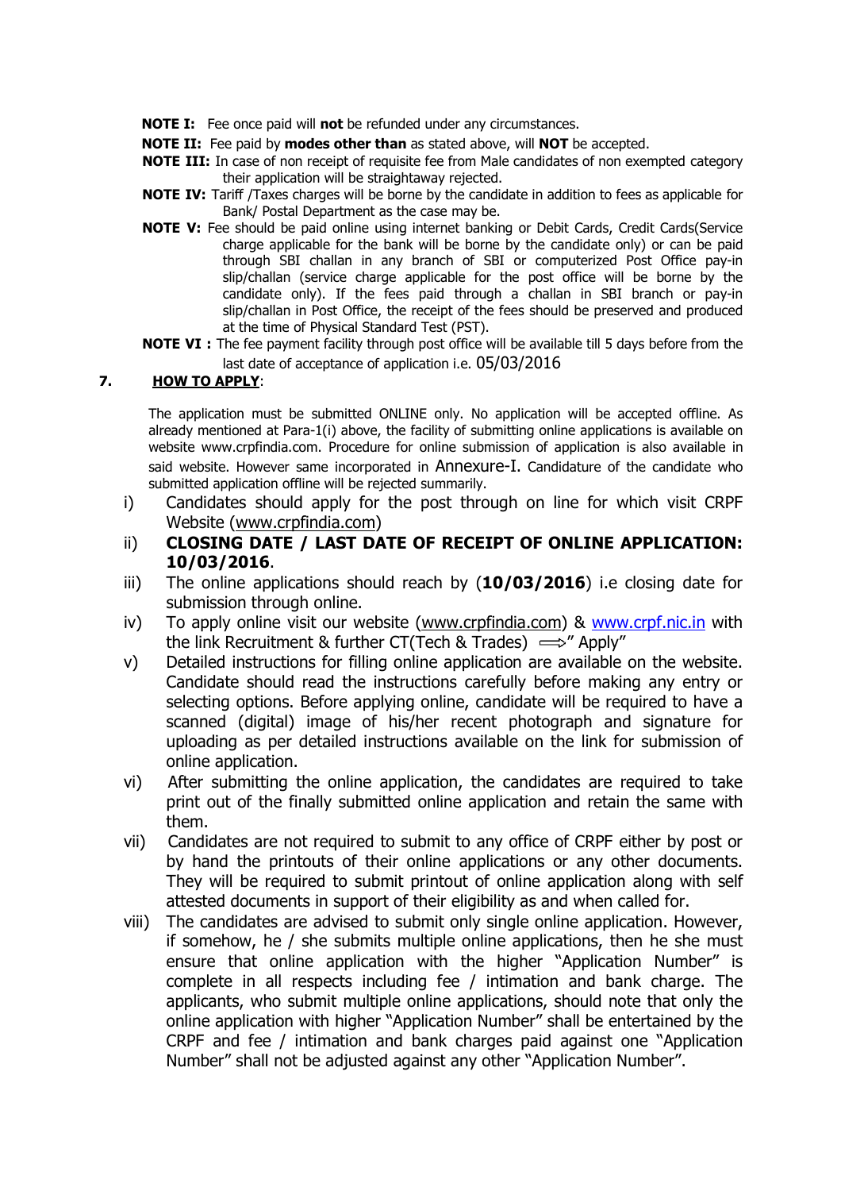**NOTE I:** Fee once paid will **not** be refunded under any circumstances.

**NOTE II:** Fee paid by **modes other than** as stated above, will **NOT** be accepted.

**NOTE III:** In case of non receipt of requisite fee from Male candidates of non exempted category their application will be straightaway rejected.

**NOTE IV:** Tariff /Taxes charges will be borne by the candidate in addition to fees as applicable for Bank/ Postal Department as the case may be.

**NOTE V:** Fee should be paid online using internet banking or Debit Cards, Credit Cards(Service charge applicable for the bank will be borne by the candidate only) or can be paid through SBI challan in any branch of SBI or computerized Post Office pay-in slip/challan (service charge applicable for the post office will be borne by the candidate only). If the fees paid through a challan in SBI branch or pay-in slip/challan in Post Office, the receipt of the fees should be preserved and produced at the time of Physical Standard Test (PST).

**NOTE VI :** The fee payment facility through post office will be available till 5 days before from the last date of acceptance of application i.e. 05/03/2016

## 7. HOW TO APPLY:

The application must be submitted ONLINE only. No application will be accepted offline. As already mentioned at Para-1(i) above, the facility of submitting online applications is available on website www.crpfindia.com. Procedure for online submission of application is also available in said website. However same incorporated in Annexure-I. Candidature of the candidate who submitted application offline will be rejected summarily.

i) Candidates should apply for the post through on line for which visit CRPF Website (www.crpfindia.com)

ii) **CLOSING DATE / LAST DATE OF RECEIPT OF ONLINE APPLICATION: 10/03/2016**.

iii) The online applications should reach by (**10/03/2016**) i.e closing date for submission through online.

iv) To apply online visit our website (www.crpfindia.com) & www.crpf.nic.in with the link Recruitment & further CT(Tech & Trades) ⟹" Apply"

v) Detailed instructions for filling online application are available on the website. Candidate should read the instructions carefully before making any entry or selecting options. Before applying online, candidate will be required to have a scanned (digital) image of his/her recent photograph and signature for uploading as per detailed instructions available on the link for submission of online application.

vi) After submitting the online application, the candidates are required to take print out of the finally submitted online application and retain the same with them.

vii) Candidates are not required to submit to any office of CRPF either by post or by hand the printouts of their online applications or any other documents. They will be required to submit printout of online application along with self attested documents in support of their eligibility as and when called for.

viii) The candidates are advised to submit only single online application. However, if somehow, he / she submits multiple online applications, then he she must ensure that online application with the higher "Application Number" is complete in all respects including fee / intimation and bank charge. The applicants, who submit multiple online applications, should note that only the online application with higher "Application Number" shall be entertained by the CRPF and fee / intimation and bank charges paid against one "Application Number" shall not be adjusted against any other "Application Number".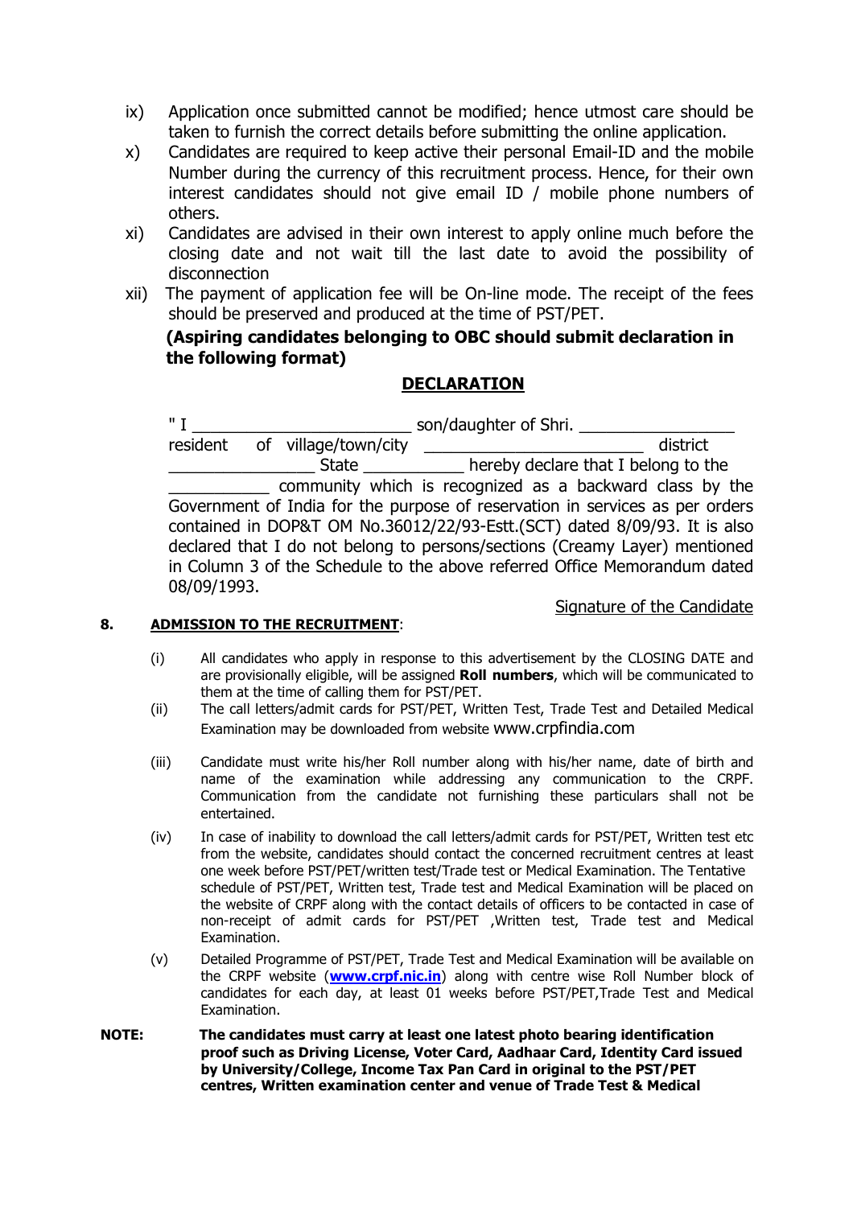ix) Application once submitted cannot be modified; hence utmost care should be taken to furnish the correct details before submitting the online application.

x) Candidates are required to keep active their personal Email-ID and the mobile Number during the currency of this recruitment process. Hence, for their own interest candidates should not give email ID / mobile phone numbers of others.

xi) Candidates are advised in their own interest to apply online much before the closing date and not wait till the last date to avoid the possibility of disconnection

xii) The payment of application fee will be On-line mode. The receipt of the fees should be preserved and produced at the time of PST/PET.

**(Aspiring candidates belonging to OBC should submit declaration in the following format)**

## DECLARATION

" I ________________________ son/daughter of Shri. _________________ resident of village/town/city ________________________ district ________________ State ___________ hereby declare that I belong to the ___________ community which is recognized as a backward class by the Government of India for the purpose of reservation in services as per orders contained in DOP&T OM No.36012/22/93-Estt.(SCT) dated 8/09/93. It is also declared that I do not belong to persons/sections (Creamy Layer) mentioned in Column 3 of the Schedule to the above referred Office Memorandum dated 08/09/1993.

Signature of the Candidate

## 8. ADMISSION TO THE RECRUITMENT:

(i) All candidates who apply in response to this advertisement by the CLOSING DATE and are provisionally eligible, will be assigned **Roll numbers**, which will be communicated to them at the time of calling them for PST/PET.

(ii) The call letters/admit cards for PST/PET, Written Test, Trade Test and Detailed Medical Examination may be downloaded from website www.crpfindia.com

(iii) Candidate must write his/her Roll number along with his/her name, date of birth and name of the examination while addressing any communication to the CRPF. Communication from the candidate not furnishing these particulars shall not be entertained.

(iv) In case of inability to download the call letters/admit cards for PST/PET, Written test etc from the website, candidates should contact the concerned recruitment centres at least one week before PST/PET/written test/Trade test or Medical Examination. The Tentative schedule of PST/PET, Written test, Trade test and Medical Examination will be placed on the website of CRPF along with the contact details of officers to be contacted in case of non-receipt of admit cards for PST/PET ,Written test, Trade test and Medical Examination.

(v) Detailed Programme of PST/PET, Trade Test and Medical Examination will be available on the CRPF website (**www.crpf.nic.in**) along with centre wise Roll Number block of candidates for each day, at least 01 weeks before PST/PET,Trade Test and Medical Examination.

**NOTE: The candidates must carry at least one latest photo bearing identification proof such as Driving License, Voter Card, Aadhaar Card, Identity Card issued by University/College, Income Tax Pan Card in original to the PST/PET centres, Written examination center and venue of Trade Test & Medical**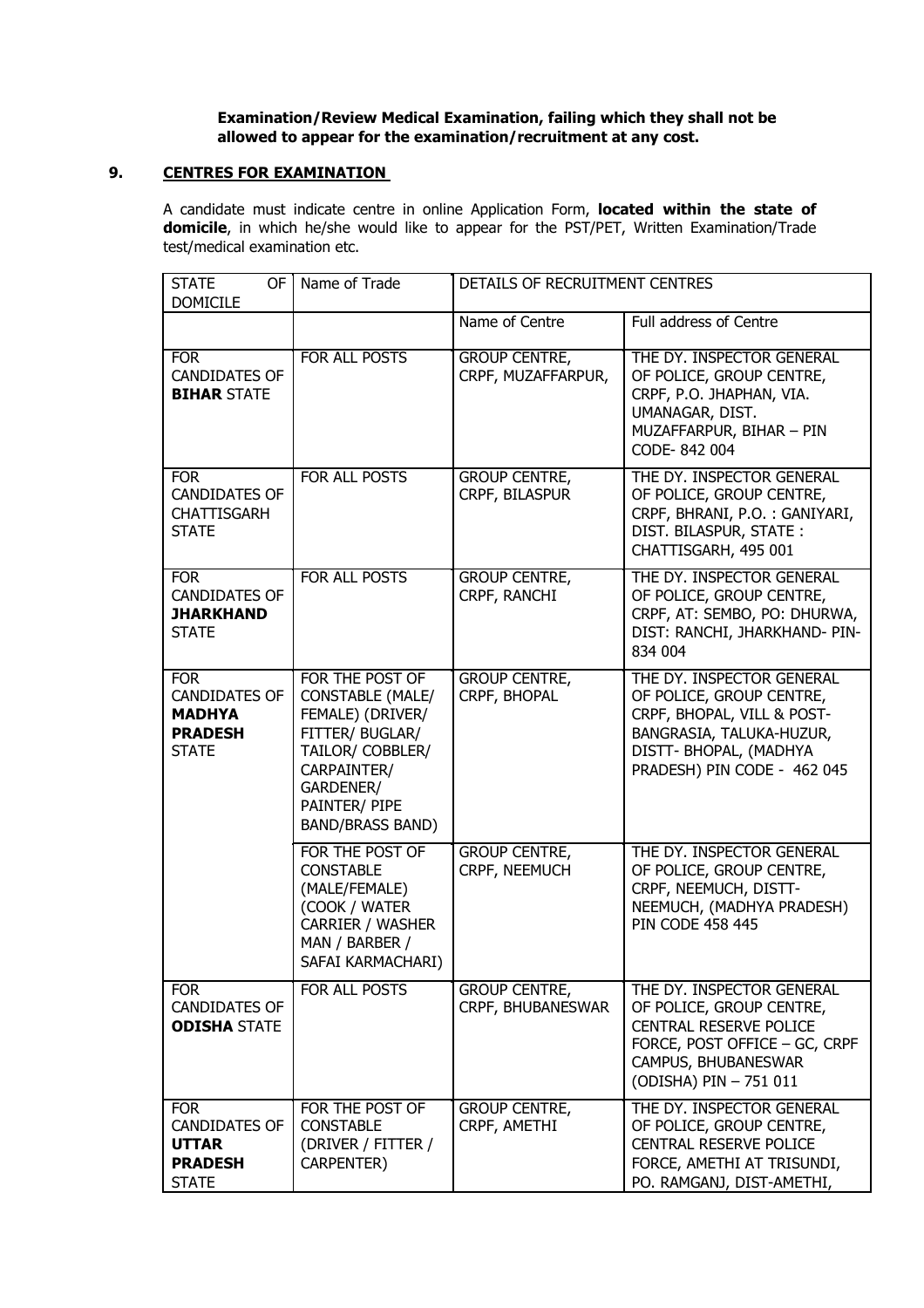**Examination/Review Medical Examination, failing which they shall not be allowed to appear for the examination/recruitment at any cost.**

## 9. CENTRES FOR EXAMINATION

A candidate must indicate centre in online Application Form, **located within the state of domicile**, in which he/she would like to appear for the PST/PET, Written Examination/Trade test/medical examination etc.

| STATE OF DOMICILE | Name of Trade | DETAILS OF RECRUITMENT CENTRES | |
|---|---|---|---|
| | | Name of Centre | Full address of Centre |
| FOR CANDIDATES OF **BIHAR** STATE | FOR ALL POSTS | GROUP CENTRE, CRPF, MUZAFFARPUR, | THE DY. INSPECTOR GENERAL OF POLICE, GROUP CENTRE, CRPF, P.O. JHAPHAN, VIA. UMANAGAR, DIST. MUZAFFARPUR, BIHAR – PIN CODE- 842 004 |
| FOR CANDIDATES OF CHATTISGARH STATE | FOR ALL POSTS | GROUP CENTRE, CRPF, BILASPUR | THE DY. INSPECTOR GENERAL OF POLICE, GROUP CENTRE, CRPF, BHRANI, P.O. : GANIYARI, DIST. BILASPUR, STATE : CHATTISGARH, 495 001 |
| FOR CANDIDATES OF **JHARKHAND** STATE | FOR ALL POSTS | GROUP CENTRE, CRPF, RANCHI | THE DY. INSPECTOR GENERAL OF POLICE, GROUP CENTRE, CRPF, AT: SEMBO, PO: DHURWA, DIST: RANCHI, JHARKHAND- PIN- 834 004 |
| FOR CANDIDATES OF **MADHYA PRADESH** STATE | FOR THE POST OF CONSTABLE (MALE/ FEMALE) (DRIVER/ FITTER/ BUGLAR/ TAILOR/ COBBLER/ CARPAINTER/ GARDENER/ PAINTER/ PIPE BAND/BRASS BAND) | GROUP CENTRE, CRPF, BHOPAL | THE DY. INSPECTOR GENERAL OF POLICE, GROUP CENTRE, CRPF, BHOPAL, VILL & POST- BANGRASIA, TALUKA-HUZUR, DISTT- BHOPAL, (MADHYA PRADESH) PIN CODE - 462 045 |
| | FOR THE POST OF CONSTABLE (MALE/FEMALE) (COOK / WATER CARRIER / WASHER MAN / BARBER / SAFAI KARMACHARI) | GROUP CENTRE, CRPF, NEEMUCH | THE DY. INSPECTOR GENERAL OF POLICE, GROUP CENTRE, CRPF, NEEMUCH, DISTT- NEEMUCH, (MADHYA PRADESH) PIN CODE 458 445 |
| FOR CANDIDATES OF **ODISHA** STATE | FOR ALL POSTS | GROUP CENTRE, CRPF, BHUBANESWAR | THE DY. INSPECTOR GENERAL OF POLICE, GROUP CENTRE, CENTRAL RESERVE POLICE FORCE, POST OFFICE – GC, CRPF CAMPUS, BHUBANESWAR (ODISHA) PIN – 751 011 |
| FOR CANDIDATES OF **UTTAR PRADESH** STATE | FOR THE POST OF CONSTABLE (DRIVER / FITTER / CARPENTER) | GROUP CENTRE, CRPF, AMETHI | THE DY. INSPECTOR GENERAL OF POLICE, GROUP CENTRE, CENTRAL RESERVE POLICE FORCE, AMETHI AT TRISUNDI, PO. RAMGANJ, DIST-AMETHI, |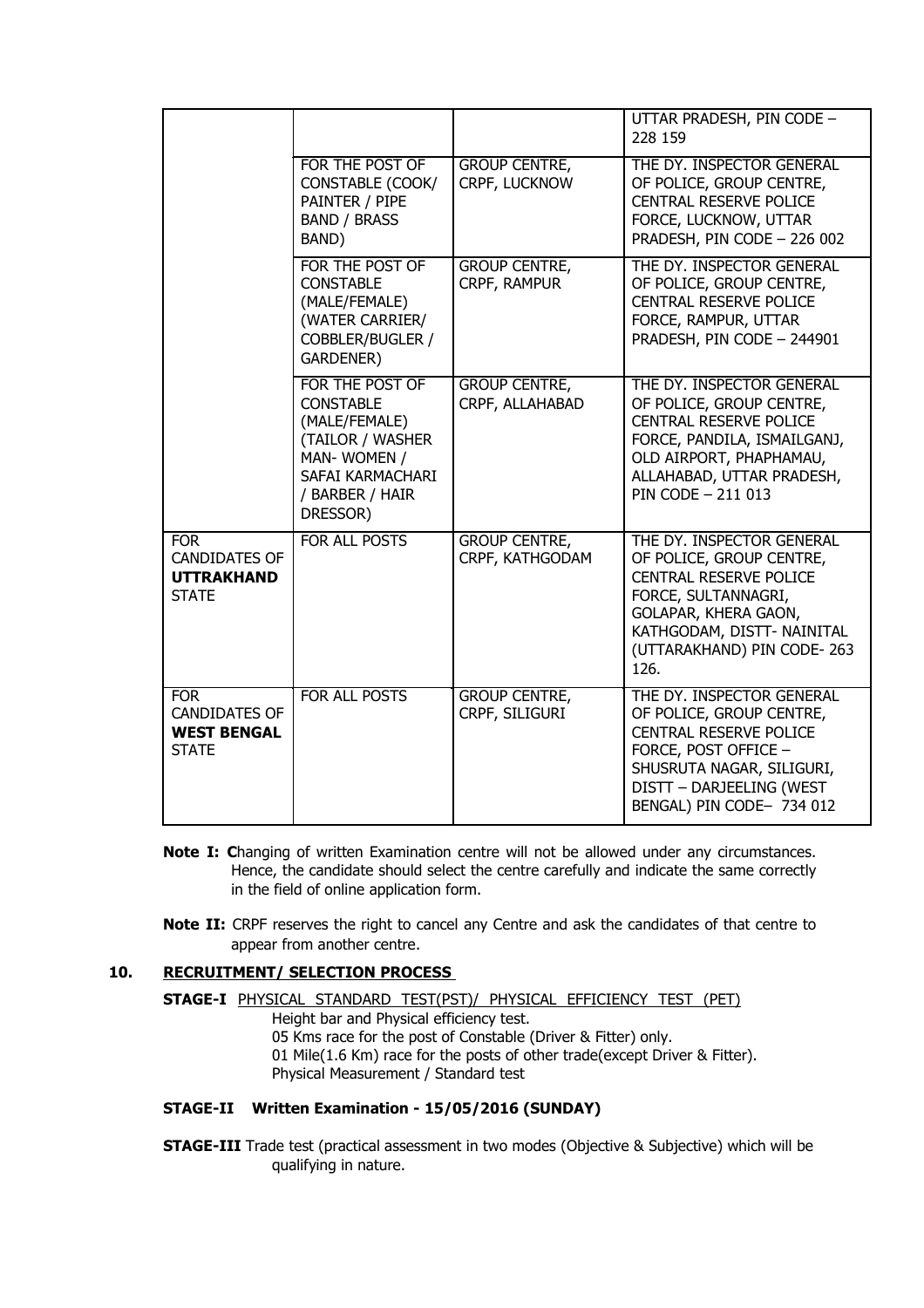| | | | |
|---|---|---|---|
| | | | UTTAR PRADESH, PIN CODE – 228 159 |
| | FOR THE POST OF CONSTABLE (COOK/ PAINTER / PIPE BAND / BRASS BAND) | GROUP CENTRE, CRPF, LUCKNOW | THE DY. INSPECTOR GENERAL OF POLICE, GROUP CENTRE, CENTRAL RESERVE POLICE FORCE, LUCKNOW, UTTAR PRADESH, PIN CODE – 226 002 |
| | FOR THE POST OF CONSTABLE (MALE/FEMALE) (WATER CARRIER/ COBBLER/BUGLER / GARDENER) | GROUP CENTRE, CRPF, RAMPUR | THE DY. INSPECTOR GENERAL OF POLICE, GROUP CENTRE, CENTRAL RESERVE POLICE FORCE, RAMPUR, UTTAR PRADESH, PIN CODE – 244901 |
| | FOR THE POST OF CONSTABLE (MALE/FEMALE) (TAILOR / WASHER MAN- WOMEN / SAFAI KARMACHARI / BARBER / HAIR DRESSOR) | GROUP CENTRE, CRPF, ALLAHABAD | THE DY. INSPECTOR GENERAL OF POLICE, GROUP CENTRE, CENTRAL RESERVE POLICE FORCE, PANDILA, ISMAILGANJ, OLD AIRPORT, PHAPHAMAU, ALLAHABAD, UTTAR PRADESH, PIN CODE – 211 013 |
| FOR CANDIDATES OF **UTTRAKHAND** STATE | FOR ALL POSTS | GROUP CENTRE, CRPF, KATHGODAM | THE DY. INSPECTOR GENERAL OF POLICE, GROUP CENTRE, CENTRAL RESERVE POLICE FORCE, SULTANNAGRI, GOLAPAR, KHERA GAON, KATHGODAM, DISTT- NAINITAL (UTTARAKHAND) PIN CODE- 263 126. |
| FOR CANDIDATES OF **WEST BENGAL** STATE | FOR ALL POSTS | GROUP CENTRE, CRPF, SILIGURI | THE DY. INSPECTOR GENERAL OF POLICE, GROUP CENTRE, CENTRAL RESERVE POLICE FORCE, POST OFFICE – SHUSRUTA NAGAR, SILIGURI, DISTT – DARJEELING (WEST BENGAL) PIN CODE– 734 012 |

**Note I:** Changing of written Examination centre will not be allowed under any circumstances. Hence, the candidate should select the centre carefully and indicate the same correctly in the field of online application form.

**Note II:** CRPF reserves the right to cancel any Centre and ask the candidates of that centre to appear from another centre.

## 10. RECRUITMENT/ SELECTION PROCESS

**STAGE-I** PHYSICAL STANDARD TEST(PST)/ PHYSICAL EFFICIENCY TEST (PET)

Height bar and Physical efficiency test.
05 Kms race for the post of Constable (Driver & Fitter) only.
01 Mile(1.6 Km) race for the posts of other trade(except Driver & Fitter).
Physical Measurement / Standard test

**STAGE-II Written Examination - 15/05/2016 (SUNDAY)**

**STAGE-III** Trade test (practical assessment in two modes (Objective & Subjective) which will be qualifying in nature.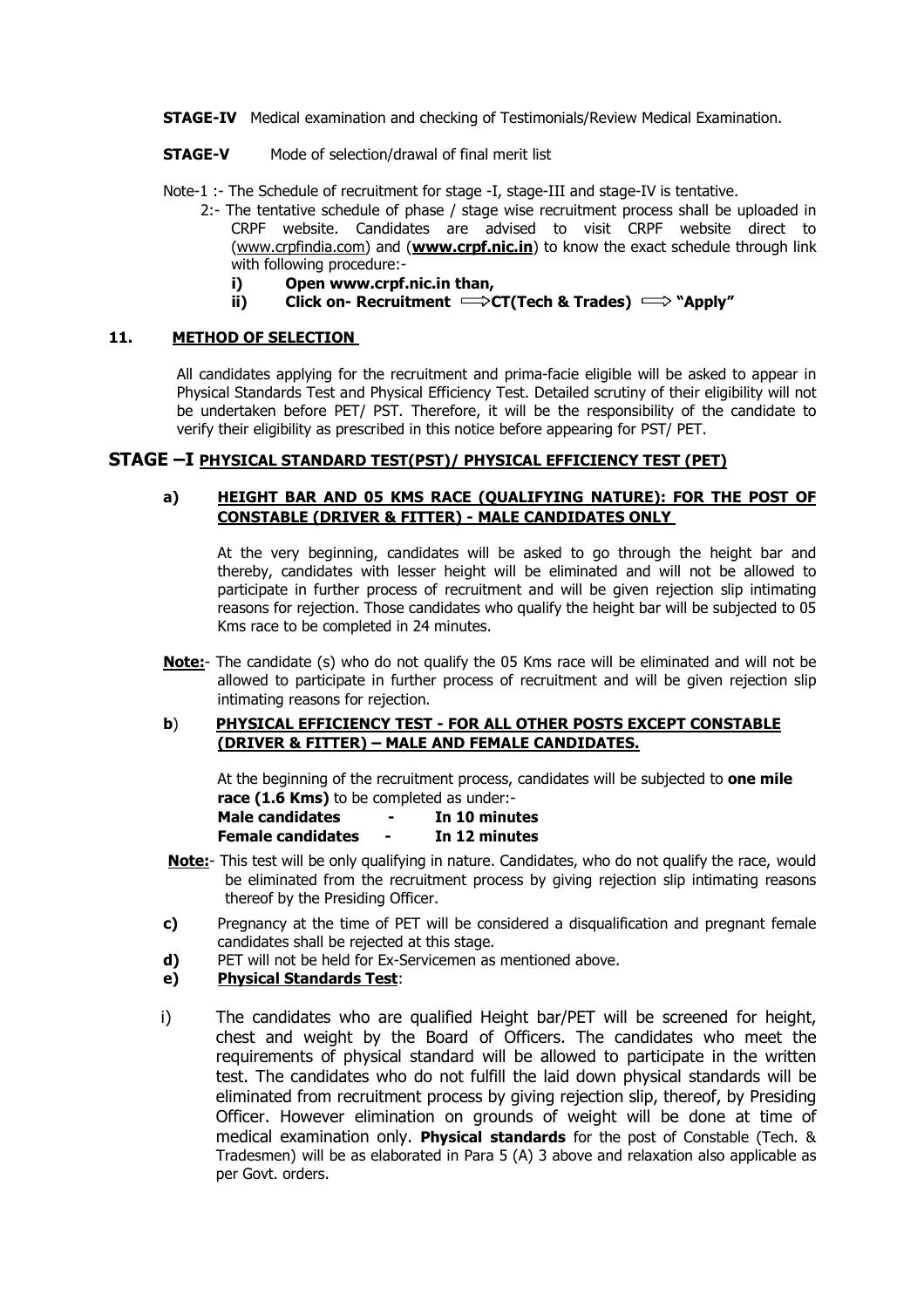**STAGE-IV** Medical examination and checking of Testimonials/Review Medical Examination.

**STAGE-V** Mode of selection/drawal of final merit list

Note-1 :- The Schedule of recruitment for stage -I, stage-III and stage-IV is tentative.

2:- The tentative schedule of phase / stage wise recruitment process shall be uploaded in CRPF website. Candidates are advised to visit CRPF website direct to (www.crpfindia.com) and (**www.crpf.nic.in**) to know the exact schedule through link with following procedure:-

**i) Open www.crpf.nic.in than,**

**ii) Click on- Recruitment ⟹CT(Tech & Trades) ⟹ "Apply"**

## 11. METHOD OF SELECTION

All candidates applying for the recruitment and prima-facie eligible will be asked to appear in Physical Standards Test and Physical Efficiency Test. Detailed scrutiny of their eligibility will not be undertaken before PET/ PST. Therefore, it will be the responsibility of the candidate to verify their eligibility as prescribed in this notice before appearing for PST/ PET.

## STAGE –I PHYSICAL STANDARD TEST(PST)/ PHYSICAL EFFICIENCY TEST (PET)

**a) HEIGHT BAR AND 05 KMS RACE (QUALIFYING NATURE): FOR THE POST OF CONSTABLE (DRIVER & FITTER) - MALE CANDIDATES ONLY**

At the very beginning, candidates will be asked to go through the height bar and thereby, candidates with lesser height will be eliminated and will not be allowed to participate in further process of recruitment and will be given rejection slip intimating reasons for rejection. Those candidates who qualify the height bar will be subjected to 05 Kms race to be completed in 24 minutes.

**Note:**- The candidate (s) who do not qualify the 05 Kms race will be eliminated and will not be allowed to participate in further process of recruitment and will be given rejection slip intimating reasons for rejection.

**b) PHYSICAL EFFICIENCY TEST - FOR ALL OTHER POSTS EXCEPT CONSTABLE (DRIVER & FITTER) – MALE AND FEMALE CANDIDATES.**

At the beginning of the recruitment process, candidates will be subjected to **one mile race (1.6 Kms)** to be completed as under:-

**Male candidates - In 10 minutes**
**Female candidates - In 12 minutes**

**Note:**- This test will be only qualifying in nature. Candidates, who do not qualify the race, would be eliminated from the recruitment process by giving rejection slip intimating reasons thereof by the Presiding Officer.

**c)** Pregnancy at the time of PET will be considered a disqualification and pregnant female candidates shall be rejected at this stage.

**d)** PET will not be held for Ex-Servicemen as mentioned above.

**e) Physical Standards Test**:

i) The candidates who are qualified Height bar/PET will be screened for height, chest and weight by the Board of Officers. The candidates who meet the requirements of physical standard will be allowed to participate in the written test. The candidates who do not fulfill the laid down physical standards will be eliminated from recruitment process by giving rejection slip, thereof, by Presiding Officer. However elimination on grounds of weight will be done at time of medical examination only. **Physical standards** for the post of Constable (Tech. & Tradesmen) will be as elaborated in Para 5 (A) 3 above and relaxation also applicable as per Govt. orders.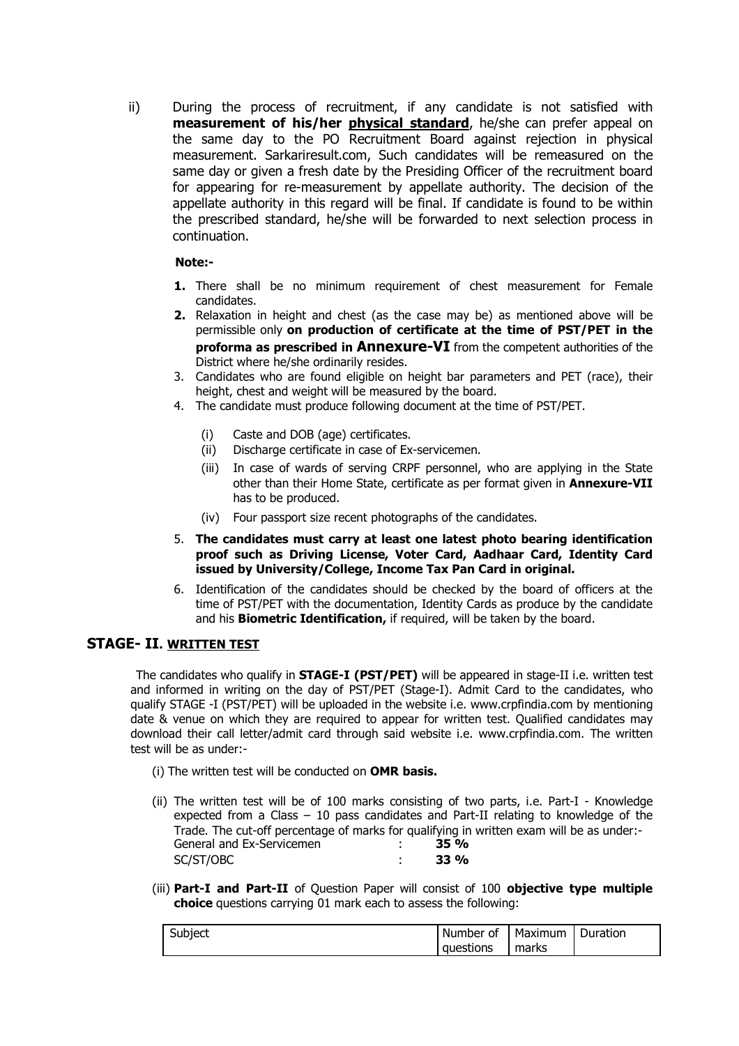ii) During the process of recruitment, if any candidate is not satisfied with **measurement of his/her physical standard**, he/she can prefer appeal on the same day to the PO Recruitment Board against rejection in physical measurement. Sarkariresult.com, Such candidates will be remeasured on the same day or given a fresh date by the Presiding Officer of the recruitment board for appearing for re-measurement by appellate authority. The decision of the appellate authority in this regard will be final. If candidate is found to be within the prescribed standard, he/she will be forwarded to next selection process in continuation.

**Note:-**

1. There shall be no minimum requirement of chest measurement for Female candidates.
2. Relaxation in height and chest (as the case may be) as mentioned above will be permissible only **on production of certificate at the time of PST/PET in the proforma as prescribed in Annexure-VI** from the competent authorities of the District where he/she ordinarily resides.
3. Candidates who are found eligible on height bar parameters and PET (race), their height, chest and weight will be measured by the board.
4. The candidate must produce following document at the time of PST/PET.
   - (i) Caste and DOB (age) certificates.
   - (ii) Discharge certificate in case of Ex-servicemen.
   - (iii) In case of wards of serving CRPF personnel, who are applying in the State other than their Home State, certificate as per format given in **Annexure-VII** has to be produced.
   - (iv) Four passport size recent photographs of the candidates.
5. **The candidates must carry at least one latest photo bearing identification proof such as Driving License, Voter Card, Aadhaar Card, Identity Card issued by University/College, Income Tax Pan Card in original.**
6. Identification of the candidates should be checked by the board of officers at the time of PST/PET with the documentation, Identity Cards as produce by the candidate and his **Biometric Identification,** if required, will be taken by the board.

## STAGE- II. WRITTEN TEST

The candidates who qualify in **STAGE-I (PST/PET)** will be appeared in stage-II i.e. written test and informed in writing on the day of PST/PET (Stage-I). Admit Card to the candidates, who qualify STAGE -I (PST/PET) will be uploaded in the website i.e. www.crpfindia.com by mentioning date & venue on which they are required to appear for written test. Qualified candidates may download their call letter/admit card through said website i.e. www.crpfindia.com. The written test will be as under:-

(i) The written test will be conducted on **OMR basis.**

(ii) The written test will be of 100 marks consisting of two parts, i.e. Part-I - Knowledge expected from a Class – 10 pass candidates and Part-II relating to knowledge of the Trade. The cut-off percentage of marks for qualifying in written exam will be as under:-

| | | |
|---|---|---|
| General and Ex-Servicemen | : | **35 %** |
| SC/ST/OBC | : | **33 %** |

(iii) **Part-I and Part-II** of Question Paper will consist of 100 **objective type multiple choice** questions carrying 01 mark each to assess the following:

| Subject | Number of questions | Maximum marks | Duration |
|---|---|---|---|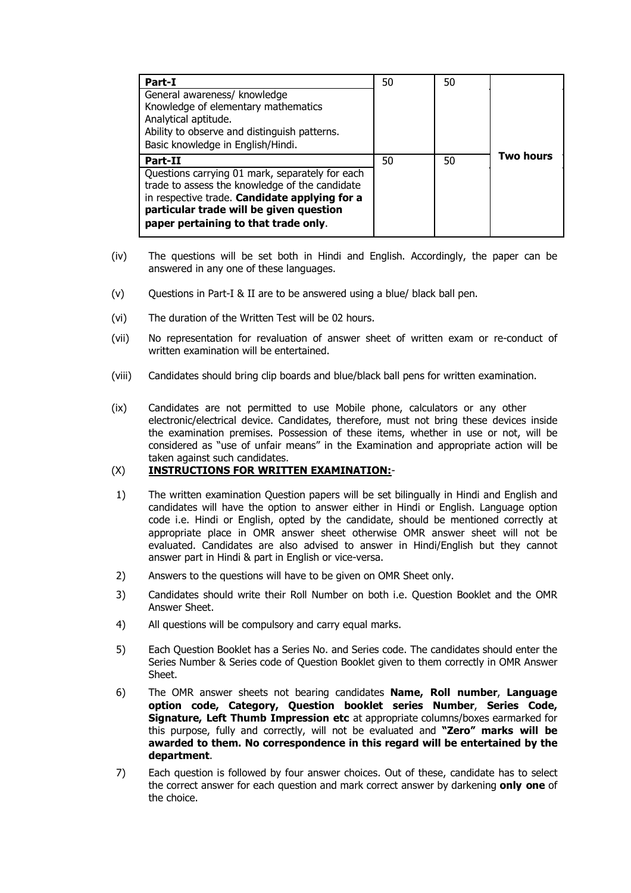| | | | |
|---|---|---|---|
| **Part-I**<br>General awareness/ knowledge<br>Knowledge of elementary mathematics<br>Analytical aptitude.<br>Ability to observe and distinguish patterns.<br>Basic knowledge in English/Hindi. | 50 | 50 | **Two hours** |
| **Part-II**<br>Questions carrying 01 mark, separately for each trade to assess the knowledge of the candidate in respective trade. **Candidate applying for a particular trade will be given question paper pertaining to that trade only**. | 50 | 50 | |

(iv) The questions will be set both in Hindi and English. Accordingly, the paper can be answered in any one of these languages.

(v) Questions in Part-I & II are to be answered using a blue/ black ball pen.

(vi) The duration of the Written Test will be 02 hours.

(vii) No representation for revaluation of answer sheet of written exam or re-conduct of written examination will be entertained.

(viii) Candidates should bring clip boards and blue/black ball pens for written examination.

(ix) Candidates are not permitted to use Mobile phone, calculators or any other electronic/electrical device. Candidates, therefore, must not bring these devices inside the examination premises. Possession of these items, whether in use or not, will be considered as "use of unfair means" in the Examination and appropriate action will be taken against such candidates.

(X) **INSTRUCTIONS FOR WRITTEN EXAMINATION:**-

1) The written examination Question papers will be set bilingually in Hindi and English and candidates will have the option to answer either in Hindi or English. Language option code i.e. Hindi or English, opted by the candidate, should be mentioned correctly at appropriate place in OMR answer sheet otherwise OMR answer sheet will not be evaluated. Candidates are also advised to answer in Hindi/English but they cannot answer part in Hindi & part in English or vice-versa.

2) Answers to the questions will have to be given on OMR Sheet only.

3) Candidates should write their Roll Number on both i.e. Question Booklet and the OMR Answer Sheet.

4) All questions will be compulsory and carry equal marks.

5) Each Question Booklet has a Series No. and Series code. The candidates should enter the Series Number & Series code of Question Booklet given to them correctly in OMR Answer Sheet.

6) The OMR answer sheets not bearing candidates **Name, Roll number**, **Language option code, Category, Question booklet series Number**, **Series Code, Signature, Left Thumb Impression etc** at appropriate columns/boxes earmarked for this purpose, fully and correctly, will not be evaluated and **"Zero" marks will be awarded to them. No correspondence in this regard will be entertained by the department**.

7) Each question is followed by four answer choices. Out of these, candidate has to select the correct answer for each question and mark correct answer by darkening **only one** of the choice.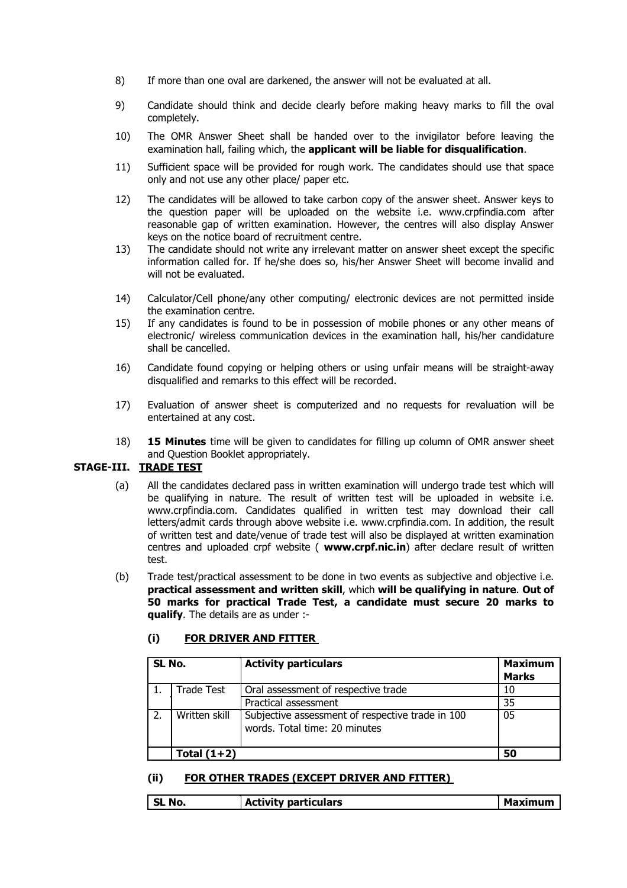8) If more than one oval are darkened, the answer will not be evaluated at all.

9) Candidate should think and decide clearly before making heavy marks to fill the oval completely.

10) The OMR Answer Sheet shall be handed over to the invigilator before leaving the examination hall, failing which, the **applicant will be liable for disqualification**.

11) Sufficient space will be provided for rough work. The candidates should use that space only and not use any other place/ paper etc.

12) The candidates will be allowed to take carbon copy of the answer sheet. Answer keys to the question paper will be uploaded on the website i.e. www.crpfindia.com after reasonable gap of written examination. However, the centres will also display Answer keys on the notice board of recruitment centre.

13) The candidate should not write any irrelevant matter on answer sheet except the specific information called for. If he/she does so, his/her Answer Sheet will become invalid and will not be evaluated.

14) Calculator/Cell phone/any other computing/ electronic devices are not permitted inside the examination centre.

15) If any candidates is found to be in possession of mobile phones or any other means of electronic/ wireless communication devices in the examination hall, his/her candidature shall be cancelled.

16) Candidate found copying or helping others or using unfair means will be straight-away disqualified and remarks to this effect will be recorded.

17) Evaluation of answer sheet is computerized and no requests for revaluation will be entertained at any cost.

18) **15 Minutes** time will be given to candidates for filling up column of OMR answer sheet and Question Booklet appropriately.

**STAGE-III. TRADE TEST**

(a) All the candidates declared pass in written examination will undergo trade test which will be qualifying in nature. The result of written test will be uploaded in website i.e. www.crpfindia.com. Candidates qualified in written test may download their call letters/admit cards through above website i.e. www.crpfindia.com. In addition, the result of written test and date/venue of trade test will also be displayed at written examination centres and uploaded crpf website ( **www.crpf.nic.in**) after declare result of written test.

(b) Trade test/practical assessment to be done in two events as subjective and objective i.e. **practical assessment and written skill**, which **will be qualifying in nature**. **Out of 50 marks for practical Trade Test, a candidate must secure 20 marks to qualify**. The details are as under :-

**(i) FOR DRIVER AND FITTER**

| SL No. | | Activity particulars | Maximum Marks |
|---|---|---|---|
| 1. | Trade Test | Oral assessment of respective trade | 10 |
| | | Practical assessment | 35 |
| 2. | Written skill | Subjective assessment of respective trade in 100 words. Total time: 20 minutes | 05 |
| | **Total (1+2)** | | **50** |

**(ii) FOR OTHER TRADES (EXCEPT DRIVER AND FITTER)**

| SL No. | Activity particulars | Maximum |
|---|---|---|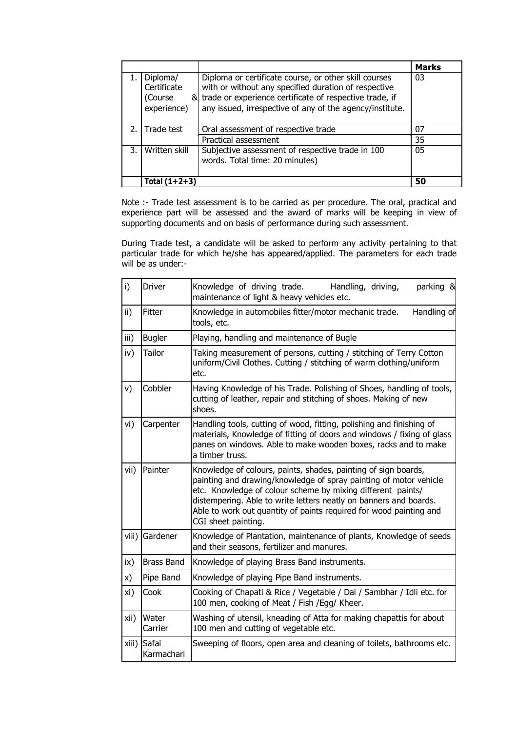| | | | Marks |
|---|---|---|---|
| 1. | Diploma/ Certificate (Course & experience) | Diploma or certificate course, or other skill courses with or without any specified duration of respective trade or experience certificate of respective trade, if any issued, irrespective of any of the agency/institute. | 03 |
| 2. | Trade test | Oral assessment of respective trade | 07 |
| | | Practical assessment | 35 |
| 3. | Written skill | Subjective assessment of respective trade in 100 words. Total time: 20 minutes) | 05 |
| | **Total (1+2+3)** | | **50** |

Note :- Trade test assessment is to be carried as per procedure. The oral, practical and experience part will be assessed and the award of marks will be keeping in view of supporting documents and on basis of performance during such assessment.

During Trade test, a candidate will be asked to perform any activity pertaining to that particular trade for which he/she has appeared/applied. The parameters for each trade will be as under:-

| | | |
|---|---|---|
| i) | Driver | Knowledge of driving trade. Handling, driving, parking & maintenance of light & heavy vehicles etc. |
| ii) | Fitter | Knowledge in automobiles fitter/motor mechanic trade. Handling of tools, etc. |
| iii) | Bugler | Playing, handling and maintenance of Bugle |
| iv) | Tailor | Taking measurement of persons, cutting / stitching of Terry Cotton uniform/Civil Clothes. Cutting / stitching of warm clothing/uniform etc. |
| v) | Cobbler | Having Knowledge of his Trade. Polishing of Shoes, handling of tools, cutting of leather, repair and stitching of shoes. Making of new shoes. |
| vi) | Carpenter | Handling tools, cutting of wood, fitting, polishing and finishing of materials, Knowledge of fitting of doors and windows / fixing of glass panes on windows. Able to make wooden boxes, racks and to make a timber truss. |
| vii) | Painter | Knowledge of colours, paints, shades, painting of sign boards, painting and drawing/knowledge of spray painting of motor vehicle etc. Knowledge of colour scheme by mixing different paints/ distempering. Able to write letters neatly on banners and boards. Able to work out quantity of paints required for wood painting and CGI sheet painting. |
| viii) | Gardener | Knowledge of Plantation, maintenance of plants, Knowledge of seeds and their seasons, fertilizer and manures. |
| ix) | Brass Band | Knowledge of playing Brass Band instruments. |
| x) | Pipe Band | Knowledge of playing Pipe Band instruments. |
| xi) | Cook | Cooking of Chapati & Rice / Vegetable / Dal / Sambhar / Idli etc. for 100 men, cooking of Meat / Fish /Egg/ Kheer. |
| xii) | Water Carrier | Washing of utensil, kneading of Atta for making chapattis for about 100 men and cutting of vegetable etc. |
| xiii) | Safai Karmachari | Sweeping of floors, open area and cleaning of toilets, bathrooms etc. |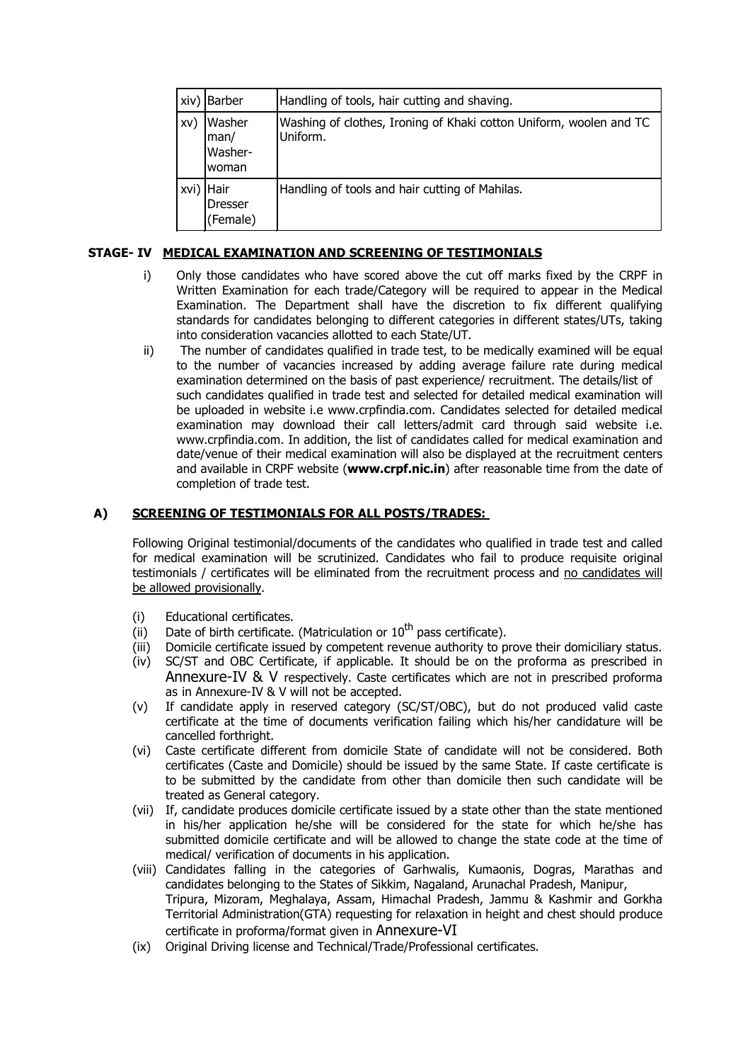| | | |
|---|---|---|
| xiv) | Barber | Handling of tools, hair cutting and shaving. |
| xv) | Washer man/ Washer-woman | Washing of clothes, Ironing of Khaki cotton Uniform, woolen and TC Uniform. |
| xvi) | Hair Dresser (Female) | Handling of tools and hair cutting of Mahilas. |

**STAGE- IV MEDICAL EXAMINATION AND SCREENING OF TESTIMONIALS**

i) Only those candidates who have scored above the cut off marks fixed by the CRPF in Written Examination for each trade/Category will be required to appear in the Medical Examination. The Department shall have the discretion to fix different qualifying standards for candidates belonging to different categories in different states/UTs, taking into consideration vacancies allotted to each State/UT.

ii) The number of candidates qualified in trade test, to be medically examined will be equal to the number of vacancies increased by adding average failure rate during medical examination determined on the basis of past experience/ recruitment. The details/list of such candidates qualified in trade test and selected for detailed medical examination will be uploaded in website i.e www.crpfindia.com. Candidates selected for detailed medical examination may download their call letters/admit card through said website i.e. www.crpfindia.com. In addition, the list of candidates called for medical examination and date/venue of their medical examination will also be displayed at the recruitment centers and available in CRPF website (**www.crpf.nic.in**) after reasonable time from the date of completion of trade test.

**A) SCREENING OF TESTIMONIALS FOR ALL POSTS/TRADES:**

Following Original testimonial/documents of the candidates who qualified in trade test and called for medical examination will be scrutinized. Candidates who fail to produce requisite original testimonials / certificates will be eliminated from the recruitment process and no candidates will be allowed provisionally.

(i) Educational certificates.

(ii) Date of birth certificate. (Matriculation or 10th pass certificate).

(iii) Domicile certificate issued by competent revenue authority to prove their domiciliary status.

(iv) SC/ST and OBC Certificate, if applicable. It should be on the proforma as prescribed in Annexure-IV & V respectively. Caste certificates which are not in prescribed proforma as in Annexure-IV & V will not be accepted.

(v) If candidate apply in reserved category (SC/ST/OBC), but do not produced valid caste certificate at the time of documents verification failing which his/her candidature will be cancelled forthright.

(vi) Caste certificate different from domicile State of candidate will not be considered. Both certificates (Caste and Domicile) should be issued by the same State. If caste certificate is to be submitted by the candidate from other than domicile then such candidate will be treated as General category.

(vii) If, candidate produces domicile certificate issued by a state other than the state mentioned in his/her application he/she will be considered for the state for which he/she has submitted domicile certificate and will be allowed to change the state code at the time of medical/ verification of documents in his application.

(viii) Candidates falling in the categories of Garhwalis, Kumaonis, Dogras, Marathas and candidates belonging to the States of Sikkim, Nagaland, Arunachal Pradesh, Manipur, Tripura, Mizoram, Meghalaya, Assam, Himachal Pradesh, Jammu & Kashmir and Gorkha Territorial Administration(GTA) requesting for relaxation in height and chest should produce certificate in proforma/format given in Annexure-VI

(ix) Original Driving license and Technical/Trade/Professional certificates.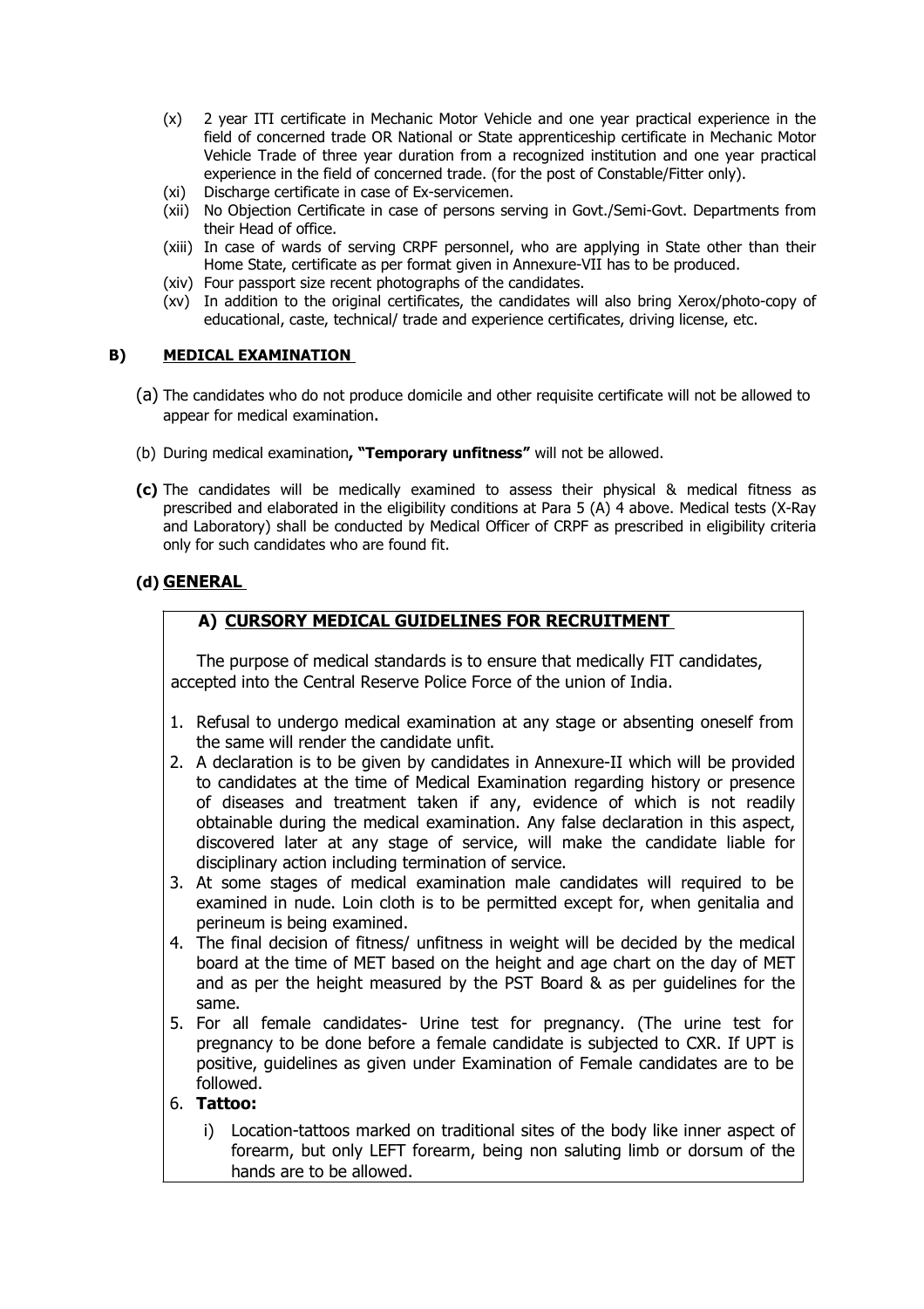(x) 2 year ITI certificate in Mechanic Motor Vehicle and one year practical experience in the field of concerned trade OR National or State apprenticeship certificate in Mechanic Motor Vehicle Trade of three year duration from a recognized institution and one year practical experience in the field of concerned trade. (for the post of Constable/Fitter only).

(xi) Discharge certificate in case of Ex-servicemen.

(xii) No Objection Certificate in case of persons serving in Govt./Semi-Govt. Departments from their Head of office.

(xiii) In case of wards of serving CRPF personnel, who are applying in State other than their Home State, certificate as per format given in Annexure-VII has to be produced.

(xiv) Four passport size recent photographs of the candidates.

(xv) In addition to the original certificates, the candidates will also bring Xerox/photo-copy of educational, caste, technical/ trade and experience certificates, driving license, etc.

## B) MEDICAL EXAMINATION

(a) The candidates who do not produce domicile and other requisite certificate will not be allowed to appear for medical examination.

(b) During medical examination**, "Temporary unfitness"** will not be allowed.

**(c)** The candidates will be medically examined to assess their physical & medical fitness as prescribed and elaborated in the eligibility conditions at Para 5 (A) 4 above. Medical tests (X-Ray and Laboratory) shall be conducted by Medical Officer of CRPF as prescribed in eligibility criteria only for such candidates who are found fit.

### (d) GENERAL

#### A) CURSORY MEDICAL GUIDELINES FOR RECRUITMENT

The purpose of medical standards is to ensure that medically FIT candidates, accepted into the Central Reserve Police Force of the union of India.

1. Refusal to undergo medical examination at any stage or absenting oneself from the same will render the candidate unfit.
2. A declaration is to be given by candidates in Annexure-II which will be provided to candidates at the time of Medical Examination regarding history or presence of diseases and treatment taken if any, evidence of which is not readily obtainable during the medical examination. Any false declaration in this aspect, discovered later at any stage of service, will make the candidate liable for disciplinary action including termination of service.
3. At some stages of medical examination male candidates will required to be examined in nude. Loin cloth is to be permitted except for, when genitalia and perineum is being examined.
4. The final decision of fitness/ unfitness in weight will be decided by the medical board at the time of MET based on the height and age chart on the day of MET and as per the height measured by the PST Board & as per guidelines for the same.
5. For all female candidates- Urine test for pregnancy. (The urine test for pregnancy to be done before a female candidate is subjected to CXR. If UPT is positive, guidelines as given under Examination of Female candidates are to be followed.
6. **Tattoo:**
   i) Location-tattoos marked on traditional sites of the body like inner aspect of forearm, but only LEFT forearm, being non saluting limb or dorsum of the hands are to be allowed.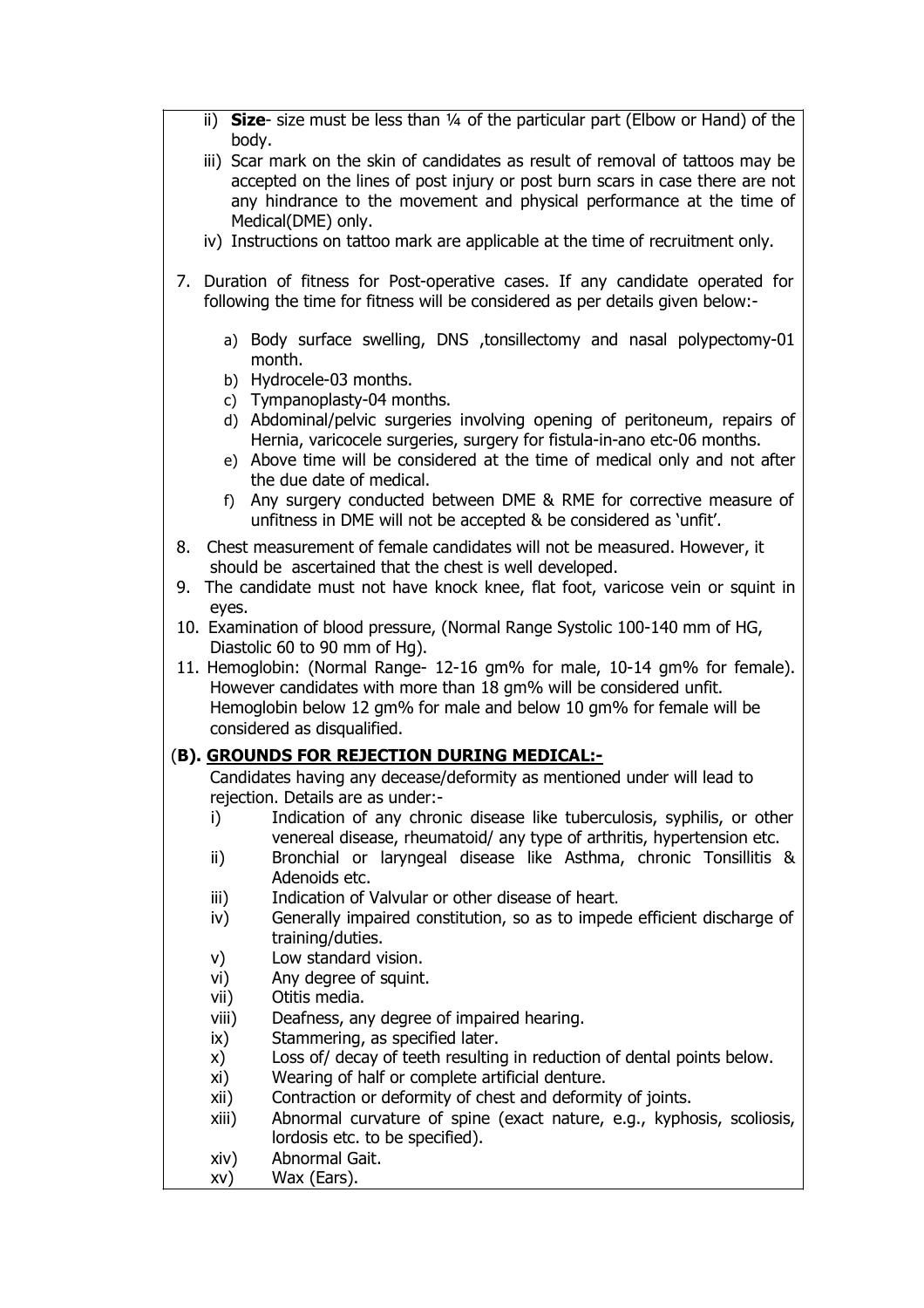ii) **Size**- size must be less than ¼ of the particular part (Elbow or Hand) of the body.

iii) Scar mark on the skin of candidates as result of removal of tattoos may be accepted on the lines of post injury or post burn scars in case there are not any hindrance to the movement and physical performance at the time of Medical(DME) only.

iv) Instructions on tattoo mark are applicable at the time of recruitment only.

7. Duration of fitness for Post-operative cases. If any candidate operated for following the time for fitness will be considered as per details given below:-

   a) Body surface swelling, DNS ,tonsillectomy and nasal polypectomy-01 month.
   b) Hydrocele-03 months.
   c) Tympanoplasty-04 months.
   d) Abdominal/pelvic surgeries involving opening of peritoneum, repairs of Hernia, varicocele surgeries, surgery for fistula-in-ano etc-06 months.
   e) Above time will be considered at the time of medical only and not after the due date of medical.
   f) Any surgery conducted between DME & RME for corrective measure of unfitness in DME will not be accepted & be considered as 'unfit'.

8. Chest measurement of female candidates will not be measured. However, it should be ascertained that the chest is well developed.
9. The candidate must not have knock knee, flat foot, varicose vein or squint in eyes.
10. Examination of blood pressure, (Normal Range Systolic 100-140 mm of HG, Diastolic 60 to 90 mm of Hg).
11. Hemoglobin: (Normal Range- 12-16 gm% for male, 10-14 gm% for female). However candidates with more than 18 gm% will be considered unfit. Hemoglobin below 12 gm% for male and below 10 gm% for female will be considered as disqualified.

**(B). GROUNDS FOR REJECTION DURING MEDICAL:-**

Candidates having any decease/deformity as mentioned under will lead to rejection. Details are as under:-

i) Indication of any chronic disease like tuberculosis, syphilis, or other venereal disease, rheumatoid/ any type of arthritis, hypertension etc.
ii) Bronchial or laryngeal disease like Asthma, chronic Tonsillitis & Adenoids etc.
iii) Indication of Valvular or other disease of heart.
iv) Generally impaired constitution, so as to impede efficient discharge of training/duties.
v) Low standard vision.
vi) Any degree of squint.
vii) Otitis media.
viii) Deafness, any degree of impaired hearing.
ix) Stammering, as specified later.
x) Loss of/ decay of teeth resulting in reduction of dental points below.
xi) Wearing of half or complete artificial denture.
xii) Contraction or deformity of chest and deformity of joints.
xiii) Abnormal curvature of spine (exact nature, e.g., kyphosis, scoliosis, lordosis etc. to be specified).
xiv) Abnormal Gait.
xv) Wax (Ears).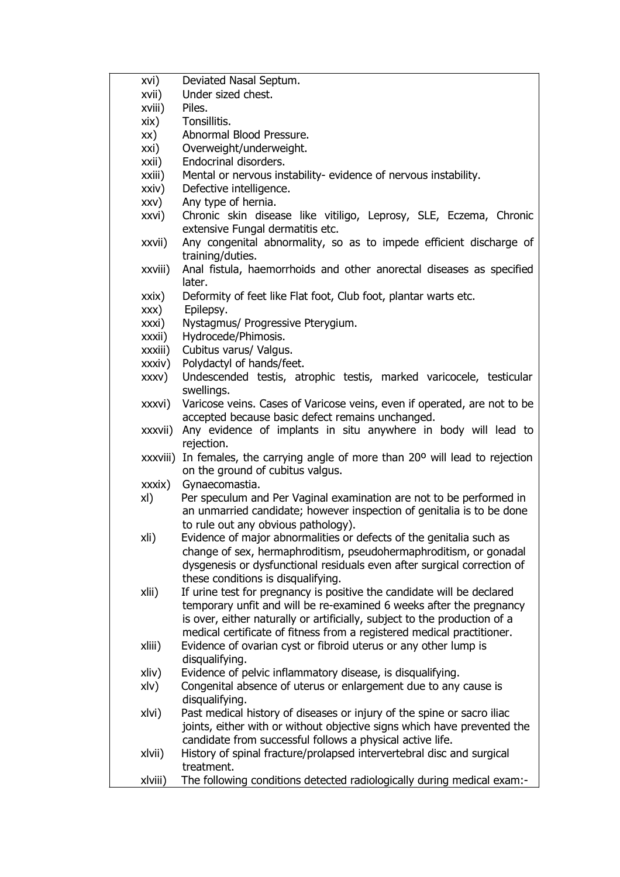xvi) Deviated Nasal Septum.

xvii) Under sized chest.

xviii) Piles.

xix) Tonsillitis.

xx) Abnormal Blood Pressure.

xxi) Overweight/underweight.

xxii) Endocrinal disorders.

xxiii) Mental or nervous instability- evidence of nervous instability.

xxiv) Defective intelligence.

xxv) Any type of hernia.

xxvi) Chronic skin disease like vitiligo, Leprosy, SLE, Eczema, Chronic extensive Fungal dermatitis etc.

xxvii) Any congenital abnormality, so as to impede efficient discharge of training/duties.

xxviii) Anal fistula, haemorrhoids and other anorectal diseases as specified later.

xxix) Deformity of feet like Flat foot, Club foot, plantar warts etc.

xxx) Epilepsy.

xxxi) Nystagmus/ Progressive Pterygium.

xxxii) Hydrocede/Phimosis.

xxxiii) Cubitus varus/ Valgus.

xxxiv) Polydactyl of hands/feet.

xxxv) Undescended testis, atrophic testis, marked varicocele, testicular swellings.

xxxvi) Varicose veins. Cases of Varicose veins, even if operated, are not to be accepted because basic defect remains unchanged.

xxxvii) Any evidence of implants in situ anywhere in body will lead to rejection.

xxxviii) In females, the carrying angle of more than 20º will lead to rejection on the ground of cubitus valgus.

xxxix) Gynaecomastia.

xl) Per speculum and Per Vaginal examination are not to be performed in an unmarried candidate; however inspection of genitalia is to be done to rule out any obvious pathology).

xli) Evidence of major abnormalities or defects of the genitalia such as change of sex, hermaphroditism, pseudohermaphroditism, or gonadal dysgenesis or dysfunctional residuals even after surgical correction of these conditions is disqualifying.

xlii) If urine test for pregnancy is positive the candidate will be declared temporary unfit and will be re-examined 6 weeks after the pregnancy is over, either naturally or artificially, subject to the production of a medical certificate of fitness from a registered medical practitioner.

xliii) Evidence of ovarian cyst or fibroid uterus or any other lump is disqualifying.

xliv) Evidence of pelvic inflammatory disease, is disqualifying.

xlv) Congenital absence of uterus or enlargement due to any cause is disqualifying.

xlvi) Past medical history of diseases or injury of the spine or sacro iliac joints, either with or without objective signs which have prevented the candidate from successful follows a physical active life.

xlvii) History of spinal fracture/prolapsed intervertebral disc and surgical treatment.

xlviii) The following conditions detected radiologically during medical exam:-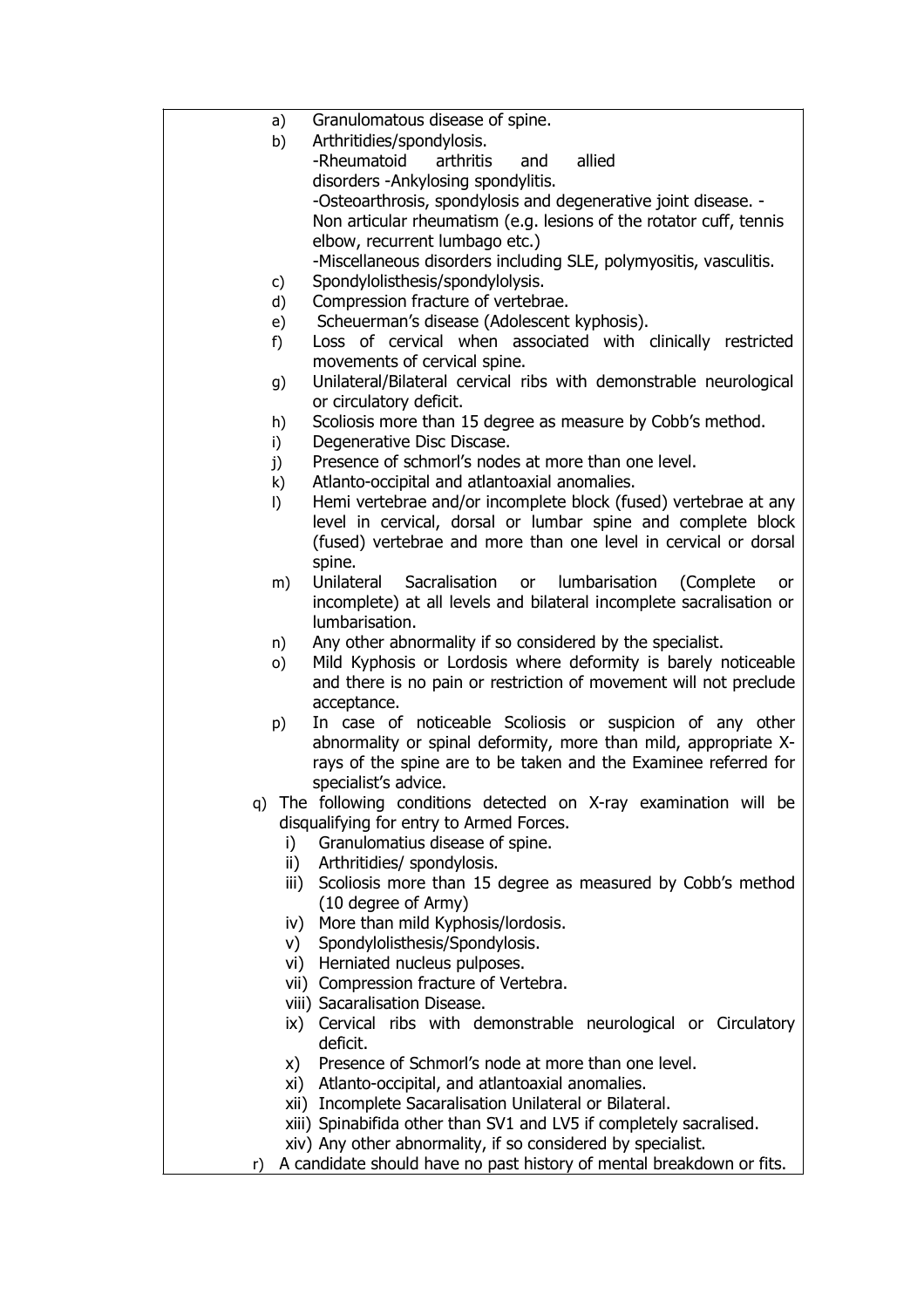a) Granulomatous disease of spine.

b) Arthritidies/spondylosis.

   -Rheumatoid arthritis and allied disorders -Ankylosing spondylitis.

   -Osteoarthrosis, spondylosis and degenerative joint disease. -Non articular rheumatism (e.g. lesions of the rotator cuff, tennis elbow, recurrent lumbago etc.)

   -Miscellaneous disorders including SLE, polymyositis, vasculitis.

c) Spondylolisthesis/spondylolysis.

d) Compression fracture of vertebrae.

e) Scheuerman's disease (Adolescent kyphosis).

f) Loss of cervical when associated with clinically restricted movements of cervical spine.

g) Unilateral/Bilateral cervical ribs with demonstrable neurological or circulatory deficit.

h) Scoliosis more than 15 degree as measure by Cobb's method.

i) Degenerative Disc Discase.

j) Presence of schmorl's nodes at more than one level.

k) Atlanto-occipital and atlantoaxial anomalies.

l) Hemi vertebrae and/or incomplete block (fused) vertebrae at any level in cervical, dorsal or lumbar spine and complete block (fused) vertebrae and more than one level in cervical or dorsal spine.

m) Unilateral Sacralisation or lumbarisation (Complete or incomplete) at all levels and bilateral incomplete sacralisation or lumbarisation.

n) Any other abnormality if so considered by the specialist.

o) Mild Kyphosis or Lordosis where deformity is barely noticeable and there is no pain or restriction of movement will not preclude acceptance.

p) In case of noticeable Scoliosis or suspicion of any other abnormality or spinal deformity, more than mild, appropriate X-rays of the spine are to be taken and the Examinee referred for specialist's advice.

q) The following conditions detected on X-ray examination will be disqualifying for entry to Armed Forces.

   i) Granulomatius disease of spine.
   ii) Arthritidies/ spondylosis.
   iii) Scoliosis more than 15 degree as measured by Cobb's method (10 degree of Army)
   iv) More than mild Kyphosis/lordosis.
   v) Spondylolisthesis/Spondylosis.
   vi) Herniated nucleus pulposes.
   vii) Compression fracture of Vertebra.
   viii) Sacaralisation Disease.
   ix) Cervical ribs with demonstrable neurological or Circulatory deficit.
   x) Presence of Schmorl's node at more than one level.
   xi) Atlanto-occipital, and atlantoaxial anomalies.
   xii) Incomplete Sacaralisation Unilateral or Bilateral.
   xiii) Spinabifida other than SV1 and LV5 if completely sacralised.
   xiv) Any other abnormality, if so considered by specialist.

r) A candidate should have no past history of mental breakdown or fits.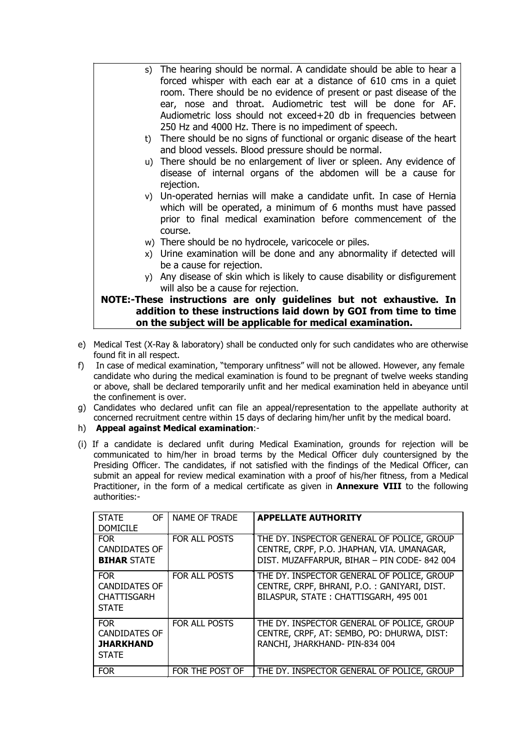s) The hearing should be normal. A candidate should be able to hear a forced whisper with each ear at a distance of 610 cms in a quiet room. There should be no evidence of present or past disease of the ear, nose and throat. Audiometric test will be done for AF. Audiometric loss should not exceed+20 db in frequencies between 250 Hz and 4000 Hz. There is no impediment of speech.

t) There should be no signs of functional or organic disease of the heart and blood vessels. Blood pressure should be normal.

u) There should be no enlargement of liver or spleen. Any evidence of disease of internal organs of the abdomen will be a cause for rejection.

v) Un-operated hernias will make a candidate unfit. In case of Hernia which will be operated, a minimum of 6 months must have passed prior to final medical examination before commencement of the course.

w) There should be no hydrocele, varicocele or piles.

x) Urine examination will be done and any abnormality if detected will be a cause for rejection.

y) Any disease of skin which is likely to cause disability or disfigurement will also be a cause for rejection.

**NOTE:-These instructions are only guidelines but not exhaustive. In addition to these instructions laid down by GOI from time to time on the subject will be applicable for medical examination.**

e) Medical Test (X-Ray & laboratory) shall be conducted only for such candidates who are otherwise found fit in all respect.

f) In case of medical examination, "temporary unfitness" will not be allowed. However, any female candidate who during the medical examination is found to be pregnant of twelve weeks standing or above, shall be declared temporarily unfit and her medical examination held in abeyance until the confinement is over.

g) Candidates who declared unfit can file an appeal/representation to the appellate authority at concerned recruitment centre within 15 days of declaring him/her unfit by the medical board.

h) **Appeal against Medical examination**:-

(i) If a candidate is declared unfit during Medical Examination, grounds for rejection will be communicated to him/her in broad terms by the Medical Officer duly countersigned by the Presiding Officer. The candidates, if not satisfied with the findings of the Medical Officer, can submit an appeal for review medical examination with a proof of his/her fitness, from a Medical Practitioner, in the form of a medical certificate as given in **Annexure VIII** to the following authorities:-

| STATE OF DOMICILE | NAME OF TRADE | **APPELLATE AUTHORITY** |
|---|---|---|
| FOR CANDIDATES OF **BIHAR** STATE | FOR ALL POSTS | THE DY. INSPECTOR GENERAL OF POLICE, GROUP CENTRE, CRPF, P.O. JHAPHAN, VIA. UMANAGAR, DIST. MUZAFFARPUR, BIHAR – PIN CODE- 842 004 |
| FOR CANDIDATES OF CHATTISGARH STATE | FOR ALL POSTS | THE DY. INSPECTOR GENERAL OF POLICE, GROUP CENTRE, CRPF, BHRANI, P.O. : GANIYARI, DIST. BILASPUR, STATE : CHATTISGARH, 495 001 |
| FOR CANDIDATES OF **JHARKHAND** STATE | FOR ALL POSTS | THE DY. INSPECTOR GENERAL OF POLICE, GROUP CENTRE, CRPF, AT: SEMBO, PO: DHURWA, DIST: RANCHI, JHARKHAND- PIN-834 004 |
| FOR | FOR THE POST OF | THE DY. INSPECTOR GENERAL OF POLICE, GROUP |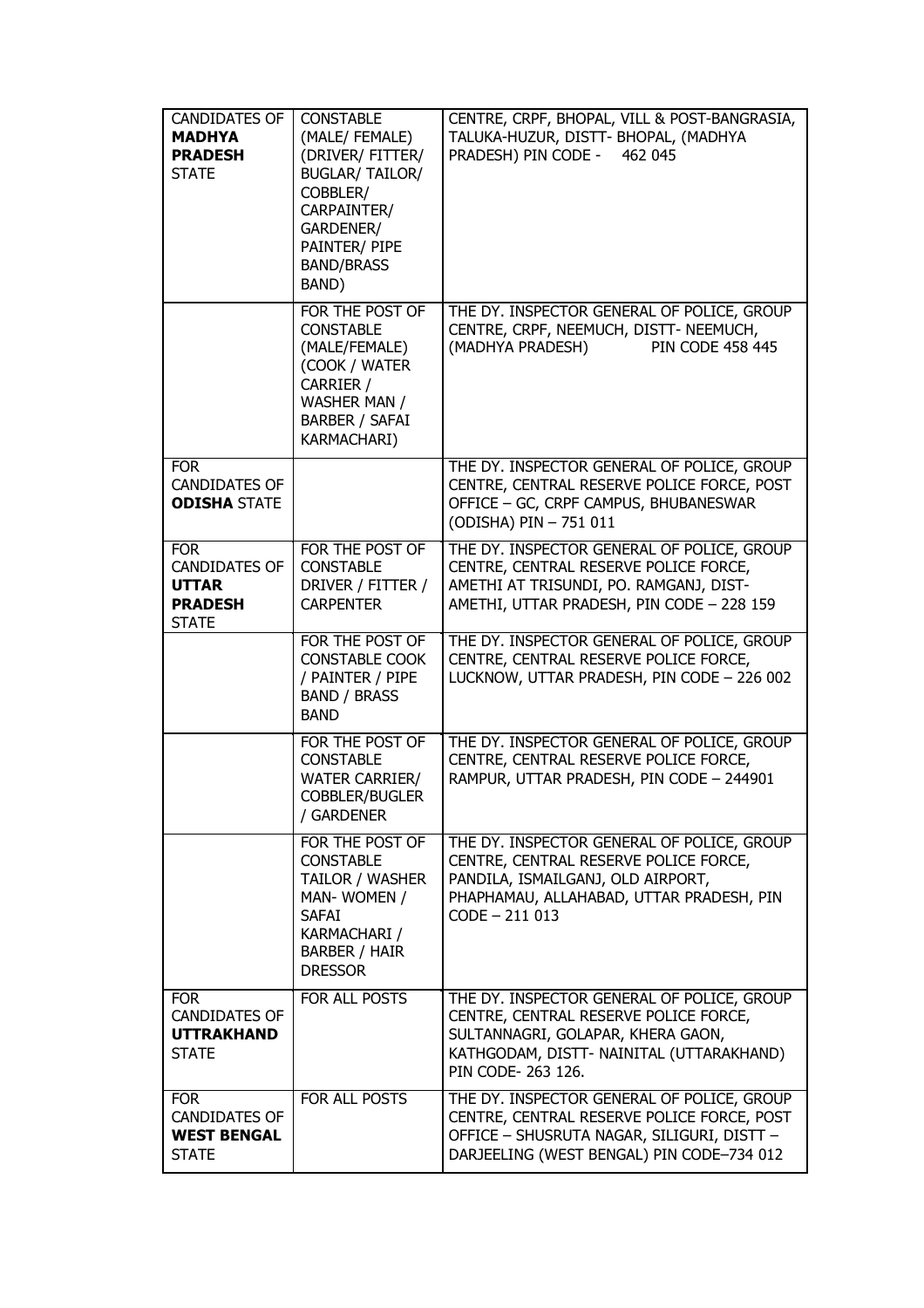| | | |
|---|---|---|
| CANDIDATES OF **MADHYA PRADESH** STATE | CONSTABLE (MALE/ FEMALE) (DRIVER/ FITTER/ BUGLAR/ TAILOR/ COBBLER/ CARPAINTER/ GARDENER/ PAINTER/ PIPE BAND/BRASS BAND) | CENTRE, CRPF, BHOPAL, VILL & POST-BANGRASIA, TALUKA-HUZUR, DISTT- BHOPAL, (MADHYA PRADESH) PIN CODE - 462 045 |
| | FOR THE POST OF CONSTABLE (MALE/FEMALE) (COOK / WATER CARRIER / WASHER MAN / BARBER / SAFAI KARMACHARI) | THE DY. INSPECTOR GENERAL OF POLICE, GROUP CENTRE, CRPF, NEEMUCH, DISTT- NEEMUCH, (MADHYA PRADESH) PIN CODE 458 445 |
| FOR CANDIDATES OF **ODISHA** STATE | | THE DY. INSPECTOR GENERAL OF POLICE, GROUP CENTRE, CENTRAL RESERVE POLICE FORCE, POST OFFICE – GC, CRPF CAMPUS, BHUBANESWAR (ODISHA) PIN – 751 011 |
| FOR CANDIDATES OF **UTTAR PRADESH** STATE | FOR THE POST OF CONSTABLE DRIVER / FITTER / CARPENTER | THE DY. INSPECTOR GENERAL OF POLICE, GROUP CENTRE, CENTRAL RESERVE POLICE FORCE, AMETHI AT TRISUNDI, PO. RAMGANJ, DIST- AMETHI, UTTAR PRADESH, PIN CODE – 228 159 |
| | FOR THE POST OF CONSTABLE COOK / PAINTER / PIPE BAND / BRASS BAND | THE DY. INSPECTOR GENERAL OF POLICE, GROUP CENTRE, CENTRAL RESERVE POLICE FORCE, LUCKNOW, UTTAR PRADESH, PIN CODE – 226 002 |
| | FOR THE POST OF CONSTABLE WATER CARRIER/ COBBLER/BUGLER / GARDENER | THE DY. INSPECTOR GENERAL OF POLICE, GROUP CENTRE, CENTRAL RESERVE POLICE FORCE, RAMPUR, UTTAR PRADESH, PIN CODE – 244901 |
| | FOR THE POST OF CONSTABLE TAILOR / WASHER MAN- WOMEN / SAFAI KARMACHARI / BARBER / HAIR DRESSOR | THE DY. INSPECTOR GENERAL OF POLICE, GROUP CENTRE, CENTRAL RESERVE POLICE FORCE, PANDILA, ISMAILGANJ, OLD AIRPORT, PHAPHAMAU, ALLAHABAD, UTTAR PRADESH, PIN CODE – 211 013 |
| FOR CANDIDATES OF **UTTRAKHAND** STATE | FOR ALL POSTS | THE DY. INSPECTOR GENERAL OF POLICE, GROUP CENTRE, CENTRAL RESERVE POLICE FORCE, SULTANNAGRI, GOLAPAR, KHERA GAON, KATHGODAM, DISTT- NAINITAL (UTTARAKHAND) PIN CODE- 263 126. |
| FOR CANDIDATES OF **WEST BENGAL** STATE | FOR ALL POSTS | THE DY. INSPECTOR GENERAL OF POLICE, GROUP CENTRE, CENTRAL RESERVE POLICE FORCE, POST OFFICE – SHUSRUTA NAGAR, SILIGURI, DISTT – DARJEELING (WEST BENGAL) PIN CODE–734 012 |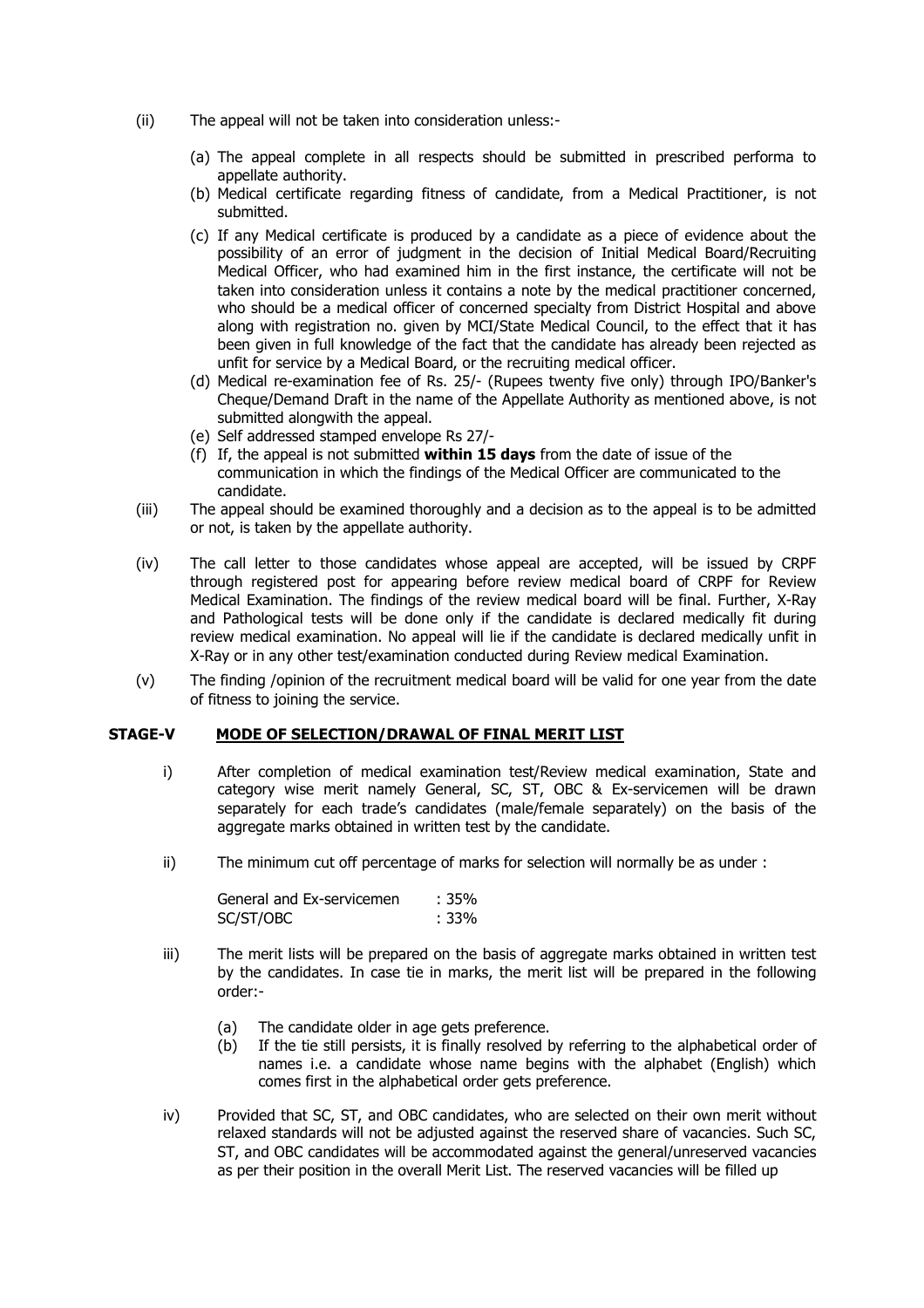(ii) The appeal will not be taken into consideration unless:-

   (a) The appeal complete in all respects should be submitted in prescribed performa to appellate authority.
   (b) Medical certificate regarding fitness of candidate, from a Medical Practitioner, is not submitted.
   (c) If any Medical certificate is produced by a candidate as a piece of evidence about the possibility of an error of judgment in the decision of Initial Medical Board/Recruiting Medical Officer, who had examined him in the first instance, the certificate will not be taken into consideration unless it contains a note by the medical practitioner concerned, who should be a medical officer of concerned specialty from District Hospital and above along with registration no. given by MCI/State Medical Council, to the effect that it has been given in full knowledge of the fact that the candidate has already been rejected as unfit for service by a Medical Board, or the recruiting medical officer.
   (d) Medical re-examination fee of Rs. 25/- (Rupees twenty five only) through IPO/Banker's Cheque/Demand Draft in the name of the Appellate Authority as mentioned above, is not submitted alongwith the appeal.
   (e) Self addressed stamped envelope Rs 27/-
   (f) If, the appeal is not submitted **within 15 days** from the date of issue of the communication in which the findings of the Medical Officer are communicated to the candidate.

(iii) The appeal should be examined thoroughly and a decision as to the appeal is to be admitted or not, is taken by the appellate authority.

(iv) The call letter to those candidates whose appeal are accepted, will be issued by CRPF through registered post for appearing before review medical board of CRPF for Review Medical Examination. The findings of the review medical board will be final. Further, X-Ray and Pathological tests will be done only if the candidate is declared medically fit during review medical examination. No appeal will lie if the candidate is declared medically unfit in X-Ray or in any other test/examination conducted during Review medical Examination.

(v) The finding /opinion of the recruitment medical board will be valid for one year from the date of fitness to joining the service.

## STAGE-V MODE OF SELECTION/DRAWAL OF FINAL MERIT LIST

i) After completion of medical examination test/Review medical examination, State and category wise merit namely General, SC, ST, OBC & Ex-servicemen will be drawn separately for each trade's candidates (male/female separately) on the basis of the aggregate marks obtained in written test by the candidate.

ii) The minimum cut off percentage of marks for selection will normally be as under :

| | |
|---|---|
| General and Ex-servicemen | : 35% |
| SC/ST/OBC | : 33% |

iii) The merit lists will be prepared on the basis of aggregate marks obtained in written test by the candidates. In case tie in marks, the merit list will be prepared in the following order:-

   (a) The candidate older in age gets preference.
   (b) If the tie still persists, it is finally resolved by referring to the alphabetical order of names i.e. a candidate whose name begins with the alphabet (English) which comes first in the alphabetical order gets preference.

iv) Provided that SC, ST, and OBC candidates, who are selected on their own merit without relaxed standards will not be adjusted against the reserved share of vacancies. Such SC, ST, and OBC candidates will be accommodated against the general/unreserved vacancies as per their position in the overall Merit List. The reserved vacancies will be filled up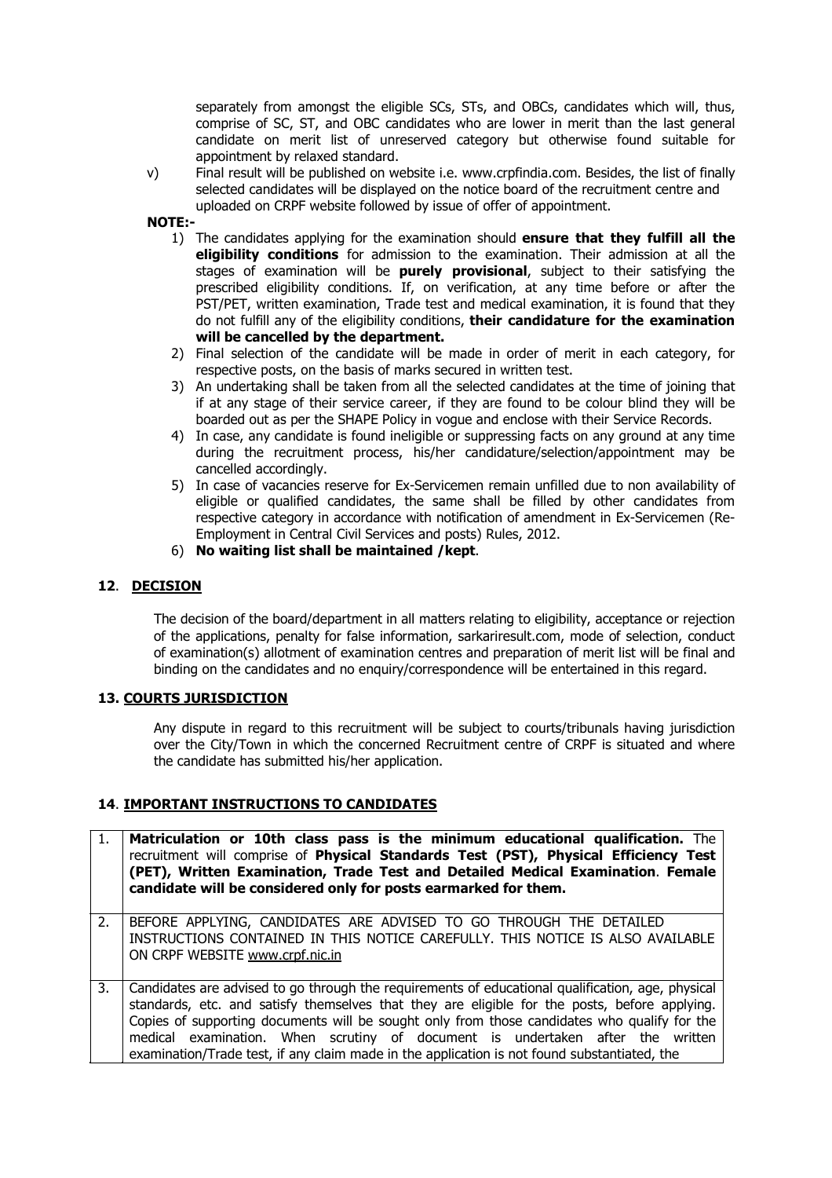separately from amongst the eligible SCs, STs, and OBCs, candidates which will, thus, comprise of SC, ST, and OBC candidates who are lower in merit than the last general candidate on merit list of unreserved category but otherwise found suitable for appointment by relaxed standard.

v) Final result will be published on website i.e. www.crpfindia.com. Besides, the list of finally selected candidates will be displayed on the notice board of the recruitment centre and uploaded on CRPF website followed by issue of offer of appointment.

**NOTE:-**

1) The candidates applying for the examination should **ensure that they fulfill all the eligibility conditions** for admission to the examination. Their admission at all the stages of examination will be **purely provisional**, subject to their satisfying the prescribed eligibility conditions. If, on verification, at any time before or after the PST/PET, written examination, Trade test and medical examination, it is found that they do not fulfill any of the eligibility conditions, **their candidature for the examination will be cancelled by the department.**
2) Final selection of the candidate will be made in order of merit in each category, for respective posts, on the basis of marks secured in written test.
3) An undertaking shall be taken from all the selected candidates at the time of joining that if at any stage of their service career, if they are found to be colour blind they will be boarded out as per the SHAPE Policy in vogue and enclose with their Service Records.
4) In case, any candidate is found ineligible or suppressing facts on any ground at any time during the recruitment process, his/her candidature/selection/appointment may be cancelled accordingly.
5) In case of vacancies reserve for Ex-Servicemen remain unfilled due to non availability of eligible or qualified candidates, the same shall be filled by other candidates from respective category in accordance with notification of amendment in Ex-Servicemen (Re-Employment in Central Civil Services and posts) Rules, 2012.
6) **No waiting list shall be maintained /kept**.

## 12. DECISION

The decision of the board/department in all matters relating to eligibility, acceptance or rejection of the applications, penalty for false information, sarkariresult.com, mode of selection, conduct of examination(s) allotment of examination centres and preparation of merit list will be final and binding on the candidates and no enquiry/correspondence will be entertained in this regard.

## 13. COURTS JURISDICTION

Any dispute in regard to this recruitment will be subject to courts/tribunals having jurisdiction over the City/Town in which the concerned Recruitment centre of CRPF is situated and where the candidate has submitted his/her application.

## 14. IMPORTANT INSTRUCTIONS TO CANDIDATES

| | |
|---|---|
| 1. | **Matriculation or 10th class pass is the minimum educational qualification.** The recruitment will comprise of **Physical Standards Test (PST), Physical Efficiency Test (PET), Written Examination, Trade Test and Detailed Medical Examination**. **Female candidate will be considered only for posts earmarked for them.** |
| 2. | BEFORE APPLYING, CANDIDATES ARE ADVISED TO GO THROUGH THE DETAILED INSTRUCTIONS CONTAINED IN THIS NOTICE CAREFULLY. THIS NOTICE IS ALSO AVAILABLE ON CRPF WEBSITE www.crpf.nic.in |
| 3. | Candidates are advised to go through the requirements of educational qualification, age, physical standards, etc. and satisfy themselves that they are eligible for the posts, before applying. Copies of supporting documents will be sought only from those candidates who qualify for the medical examination. When scrutiny of document is undertaken after the written examination/Trade test, if any claim made in the application is not found substantiated, the |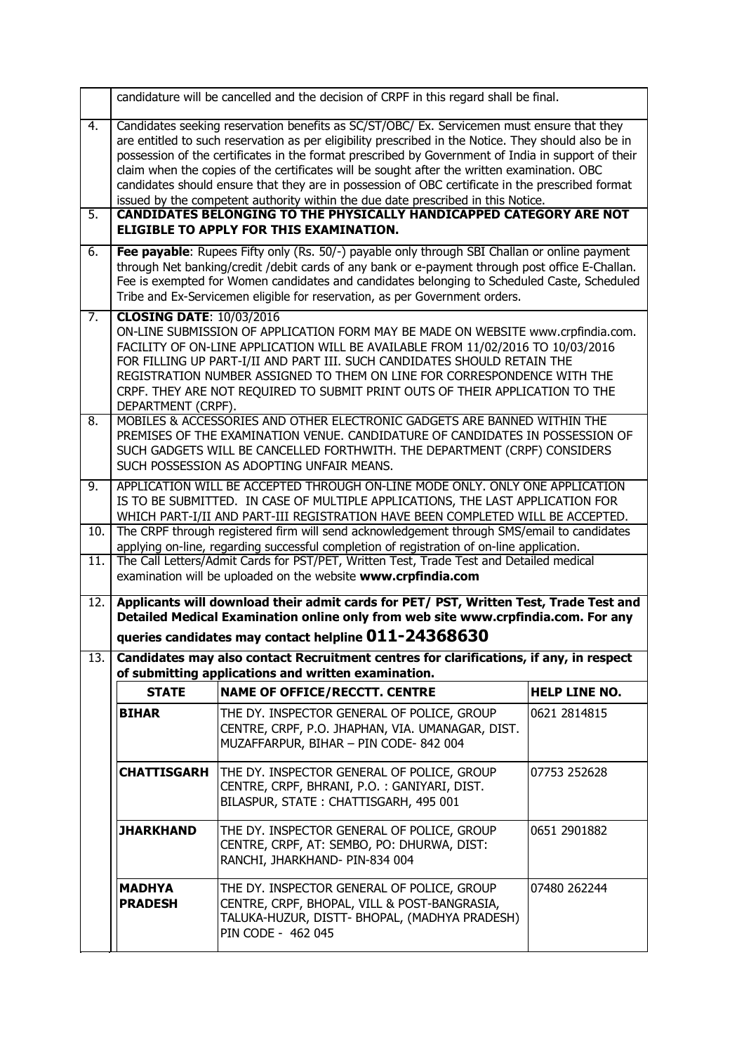| | |
|---|---|
| | candidature will be cancelled and the decision of CRPF in this regard shall be final. |
| 4. | Candidates seeking reservation benefits as SC/ST/OBC/ Ex. Servicemen must ensure that they are entitled to such reservation as per eligibility prescribed in the Notice. They should also be in possession of the certificates in the format prescribed by Government of India in support of their claim when the copies of the certificates will be sought after the written examination. OBC candidates should ensure that they are in possession of OBC certificate in the prescribed format issued by the competent authority within the due date prescribed in this Notice. |
| 5. | **CANDIDATES BELONGING TO THE PHYSICALLY HANDICAPPED CATEGORY ARE NOT ELIGIBLE TO APPLY FOR THIS EXAMINATION.** |
| 6. | **Fee payable**: Rupees Fifty only (Rs. 50/-) payable only through SBI Challan or online payment through Net banking/credit /debit cards of any bank or e-payment through post office E-Challan. Fee is exempted for Women candidates and candidates belonging to Scheduled Caste, Scheduled Tribe and Ex-Servicemen eligible for reservation, as per Government orders. |
| 7. | **CLOSING DATE**: 10/03/2016<br>ON-LINE SUBMISSION OF APPLICATION FORM MAY BE MADE ON WEBSITE www.crpfindia.com. FACILITY OF ON-LINE APPLICATION WILL BE AVAILABLE FROM 11/02/2016 TO 10/03/2016 FOR FILLING UP PART-I/II AND PART III. SUCH CANDIDATES SHOULD RETAIN THE REGISTRATION NUMBER ASSIGNED TO THEM ON LINE FOR CORRESPONDENCE WITH THE CRPF. THEY ARE NOT REQUIRED TO SUBMIT PRINT OUTS OF THEIR APPLICATION TO THE DEPARTMENT (CRPF). |
| 8. | MOBILES & ACCESSORIES AND OTHER ELECTRONIC GADGETS ARE BANNED WITHIN THE PREMISES OF THE EXAMINATION VENUE. CANDIDATURE OF CANDIDATES IN POSSESSION OF SUCH GADGETS WILL BE CANCELLED FORTHWITH. THE DEPARTMENT (CRPF) CONSIDERS SUCH POSSESSION AS ADOPTING UNFAIR MEANS. |
| 9. | APPLICATION WILL BE ACCEPTED THROUGH ON-LINE MODE ONLY. ONLY ONE APPLICATION IS TO BE SUBMITTED. IN CASE OF MULTIPLE APPLICATIONS, THE LAST APPLICATION FOR WHICH PART-I/II AND PART-III REGISTRATION HAVE BEEN COMPLETED WILL BE ACCEPTED. |
| 10. | The CRPF through registered firm will send acknowledgement through SMS/email to candidates applying on-line, regarding successful completion of registration of on-line application. |
| 11. | The Call Letters/Admit Cards for PST/PET, Written Test, Trade Test and Detailed medical examination will be uploaded on the website **www.crpfindia.com** |
| 12. | **Applicants will download their admit cards for PET/ PST, Written Test, Trade Test and Detailed Medical Examination online only from web site www.crpfindia.com. For any queries candidates may contact helpline 011-24368630** |
| 13. | **Candidates may also contact Recruitment centres for clarifications, if any, in respect of submitting applications and written examination.** |

| STATE | NAME OF OFFICE/RECCTT. CENTRE | HELP LINE NO. |
|---|---|---|
| **BIHAR** | THE DY. INSPECTOR GENERAL OF POLICE, GROUP CENTRE, CRPF, P.O. JHAPHAN, VIA. UMANAGAR, DIST. MUZAFFARPUR, BIHAR – PIN CODE- 842 004 | 0621 2814815 |
| **CHATTISGARH** | THE DY. INSPECTOR GENERAL OF POLICE, GROUP CENTRE, CRPF, BHRANI, P.O. : GANIYARI, DIST. BILASPUR, STATE : CHATTISGARH, 495 001 | 07753 252628 |
| **JHARKHAND** | THE DY. INSPECTOR GENERAL OF POLICE, GROUP CENTRE, CRPF, AT: SEMBO, PO: DHURWA, DIST: RANCHI, JHARKHAND- PIN-834 004 | 0651 2901882 |
| **MADHYA PRADESH** | THE DY. INSPECTOR GENERAL OF POLICE, GROUP CENTRE, CRPF, BHOPAL, VILL & POST-BANGRASIA, TALUKA-HUZUR, DISTT- BHOPAL, (MADHYA PRADESH) PIN CODE - 462 045 | 07480 262244 |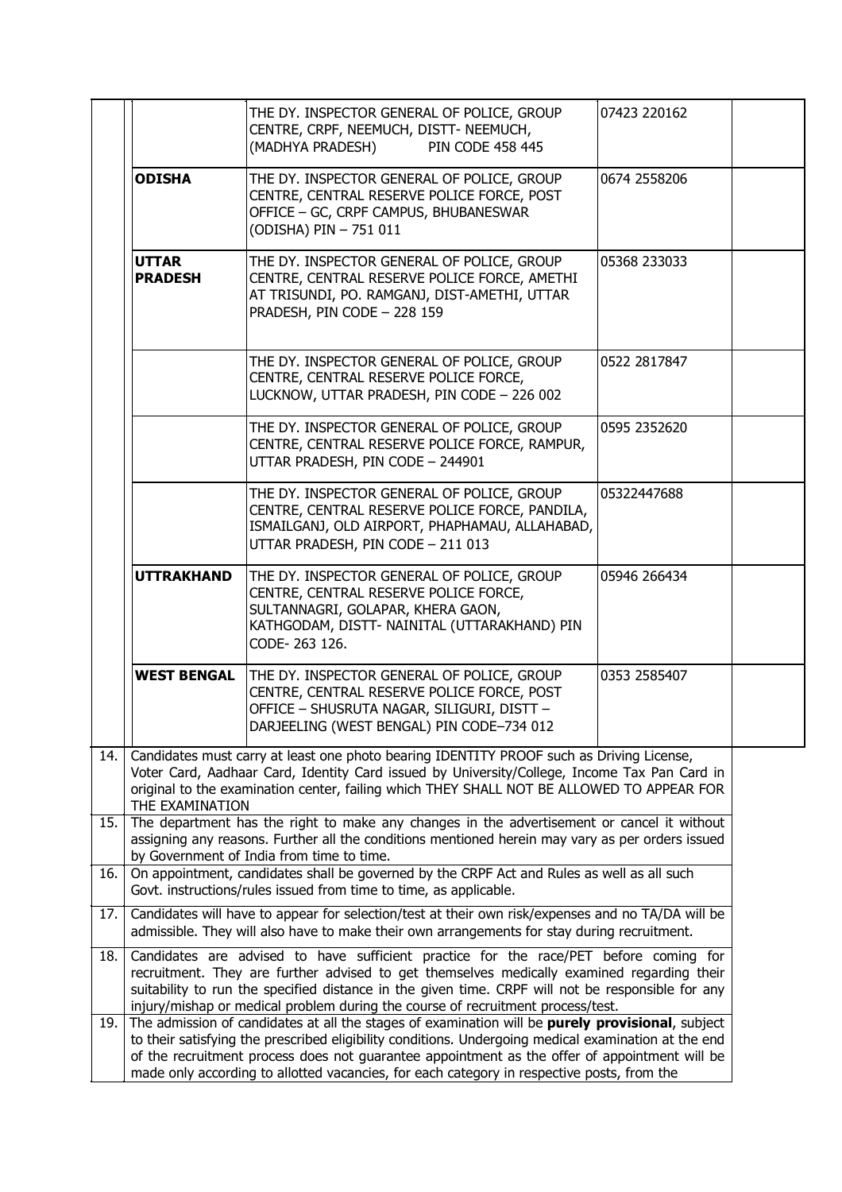| | State | Address | Phone No. | |
|---|---|---|---|---|
| | | THE DY. INSPECTOR GENERAL OF POLICE, GROUP CENTRE, CRPF, NEEMUCH, DISTT- NEEMUCH, (MADHYA PRADESH) PIN CODE 458 445 | 07423 220162 | |
| | **ODISHA** | THE DY. INSPECTOR GENERAL OF POLICE, GROUP CENTRE, CENTRAL RESERVE POLICE FORCE, POST OFFICE – GC, CRPF CAMPUS, BHUBANESWAR (ODISHA) PIN – 751 011 | 0674 2558206 | |
| | **UTTAR PRADESH** | THE DY. INSPECTOR GENERAL OF POLICE, GROUP CENTRE, CENTRAL RESERVE POLICE FORCE, AMETHI AT TRISUNDI, PO. RAMGANJ, DIST-AMETHI, UTTAR PRADESH, PIN CODE – 228 159 | 05368 233033 | |
| | | THE DY. INSPECTOR GENERAL OF POLICE, GROUP CENTRE, CENTRAL RESERVE POLICE FORCE, LUCKNOW, UTTAR PRADESH, PIN CODE – 226 002 | 0522 2817847 | |
| | | THE DY. INSPECTOR GENERAL OF POLICE, GROUP CENTRE, CENTRAL RESERVE POLICE FORCE, RAMPUR, UTTAR PRADESH, PIN CODE – 244901 | 0595 2352620 | |
| | | THE DY. INSPECTOR GENERAL OF POLICE, GROUP CENTRE, CENTRAL RESERVE POLICE FORCE, PANDILA, ISMAILGANJ, OLD AIRPORT, PHAPHAMAU, ALLAHABAD, UTTAR PRADESH, PIN CODE – 211 013 | 05322447688 | |
| | **UTTRAKHAND** | THE DY. INSPECTOR GENERAL OF POLICE, GROUP CENTRE, CENTRAL RESERVE POLICE FORCE, SULTANNAGRI, GOLAPAR, KHERA GAON, KATHGODAM, DISTT- NAINITAL (UTTARAKHAND) PIN CODE- 263 126. | 05946 266434 | |
| | **WEST BENGAL** | THE DY. INSPECTOR GENERAL OF POLICE, GROUP CENTRE, CENTRAL RESERVE POLICE FORCE, POST OFFICE – SHUSRUTA NAGAR, SILIGURI, DISTT – DARJEELING (WEST BENGAL) PIN CODE–734 012 | 0353 2585407 | |

14. Candidates must carry at least one photo bearing IDENTITY PROOF such as Driving License, Voter Card, Aadhaar Card, Identity Card issued by University/College, Income Tax Pan Card in original to the examination center, failing which THEY SHALL NOT BE ALLOWED TO APPEAR FOR THE EXAMINATION

15. The department has the right to make any changes in the advertisement or cancel it without assigning any reasons. Further all the conditions mentioned herein may vary as per orders issued by Government of India from time to time.

16. On appointment, candidates shall be governed by the CRPF Act and Rules as well as all such Govt. instructions/rules issued from time to time, as applicable.

17. Candidates will have to appear for selection/test at their own risk/expenses and no TA/DA will be admissible. They will also have to make their own arrangements for stay during recruitment.

18. Candidates are advised to have sufficient practice for the race/PET before coming for recruitment. They are further advised to get themselves medically examined regarding their suitability to run the specified distance in the given time. CRPF will not be responsible for any injury/mishap or medical problem during the course of recruitment process/test.

19. The admission of candidates at all the stages of examination will be **purely provisional**, subject to their satisfying the prescribed eligibility conditions. Undergoing medical examination at the end of the recruitment process does not guarantee appointment as the offer of appointment will be made only according to allotted vacancies, for each category in respective posts, from the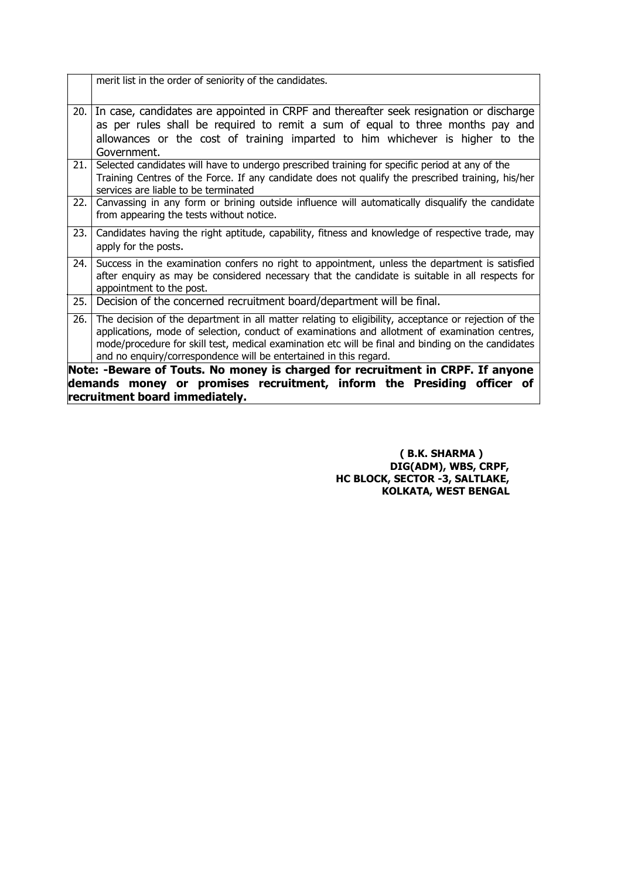| | |
|---|---|
| | merit list in the order of seniority of the candidates. |
| 20. | In case, candidates are appointed in CRPF and thereafter seek resignation or discharge as per rules shall be required to remit a sum of equal to three months pay and allowances or the cost of training imparted to him whichever is higher to the Government. |
| 21. | Selected candidates will have to undergo prescribed training for specific period at any of the Training Centres of the Force. If any candidate does not qualify the prescribed training, his/her services are liable to be terminated |
| 22. | Canvassing in any form or brining outside influence will automatically disqualify the candidate from appearing the tests without notice. |
| 23. | Candidates having the right aptitude, capability, fitness and knowledge of respective trade, may apply for the posts. |
| 24. | Success in the examination confers no right to appointment, unless the department is satisfied after enquiry as may be considered necessary that the candidate is suitable in all respects for appointment to the post. |
| 25. | Decision of the concerned recruitment board/department will be final. |
| 26. | The decision of the department in all matter relating to eligibility, acceptance or rejection of the applications, mode of selection, conduct of examinations and allotment of examination centres, mode/procedure for skill test, medical examination etc will be final and binding on the candidates and no enquiry/correspondence will be entertained in this regard. |

**Note: -Beware of Touts. No money is charged for recruitment in CRPF. If anyone demands money or promises recruitment, inform the Presiding officer of recruitment board immediately.**

**( B.K. SHARMA )**
**DIG(ADM), WBS, CRPF,**
**HC BLOCK, SECTOR -3, SALTLAKE,**
**KOLKATA, WEST BENGAL**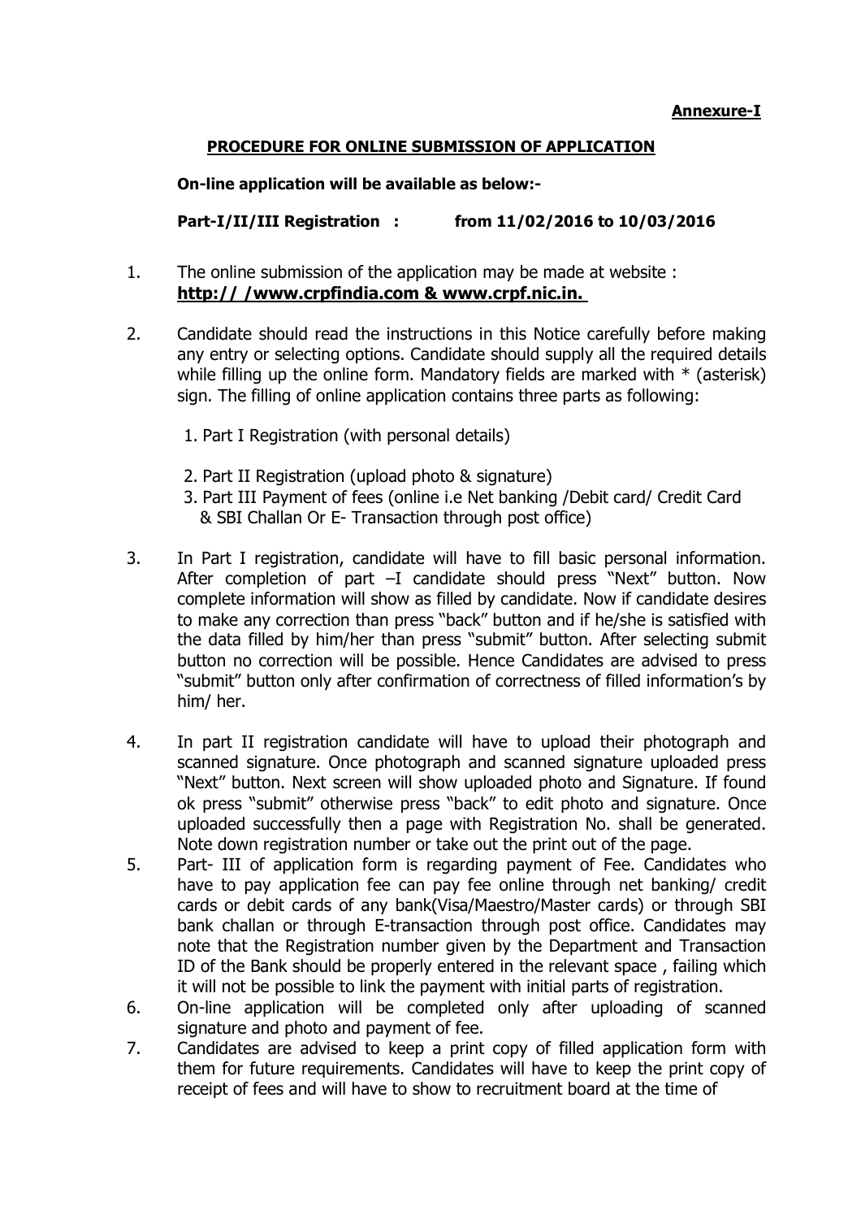**Annexure-I**

## PROCEDURE FOR ONLINE SUBMISSION OF APPLICATION

**On-line application will be available as below:-**

**Part-I/II/III Registration : from 11/02/2016 to 10/03/2016**

1. The online submission of the application may be made at website : **http:// /www.crpfindia.com & www.crpf.nic.in.**

2. Candidate should read the instructions in this Notice carefully before making any entry or selecting options. Candidate should supply all the required details while filling up the online form. Mandatory fields are marked with * (asterisk) sign. The filling of online application contains three parts as following:

   1. Part I Registration (with personal details)
   2. Part II Registration (upload photo & signature)
   3. Part III Payment of fees (online i.e Net banking /Debit card/ Credit Card & SBI Challan Or E- Transaction through post office)

3. In Part I registration, candidate will have to fill basic personal information. After completion of part –I candidate should press "Next" button. Now complete information will show as filled by candidate. Now if candidate desires to make any correction than press "back" button and if he/she is satisfied with the data filled by him/her than press "submit" button. After selecting submit button no correction will be possible. Hence Candidates are advised to press "submit" button only after confirmation of correctness of filled information's by him/ her.

4. In part II registration candidate will have to upload their photograph and scanned signature. Once photograph and scanned signature uploaded press "Next" button. Next screen will show uploaded photo and Signature. If found ok press "submit" otherwise press "back" to edit photo and signature. Once uploaded successfully then a page with Registration No. shall be generated. Note down registration number or take out the print out of the page.

5. Part- III of application form is regarding payment of Fee. Candidates who have to pay application fee can pay fee online through net banking/ credit cards or debit cards of any bank(Visa/Maestro/Master cards) or through SBI bank challan or through E-transaction through post office. Candidates may note that the Registration number given by the Department and Transaction ID of the Bank should be properly entered in the relevant space , failing which it will not be possible to link the payment with initial parts of registration.

6. On-line application will be completed only after uploading of scanned signature and photo and payment of fee.

7. Candidates are advised to keep a print copy of filled application form with them for future requirements. Candidates will have to keep the print copy of receipt of fees and will have to show to recruitment board at the time of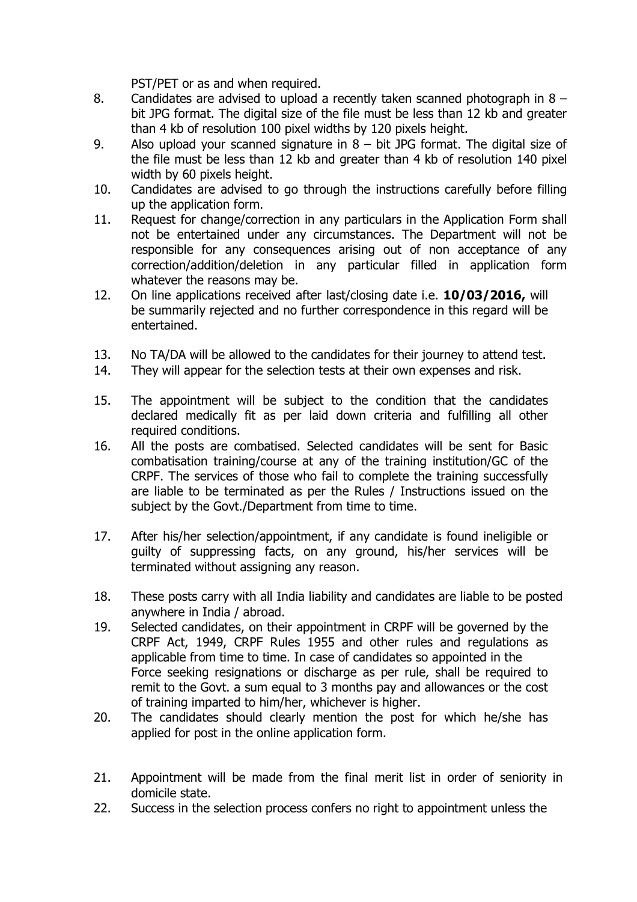PST/PET or as and when required.

8. Candidates are advised to upload a recently taken scanned photograph in 8 – bit JPG format. The digital size of the file must be less than 12 kb and greater than 4 kb of resolution 100 pixel widths by 120 pixels height.
9. Also upload your scanned signature in 8 – bit JPG format. The digital size of the file must be less than 12 kb and greater than 4 kb of resolution 140 pixel width by 60 pixels height.
10. Candidates are advised to go through the instructions carefully before filling up the application form.
11. Request for change/correction in any particulars in the Application Form shall not be entertained under any circumstances. The Department will not be responsible for any consequences arising out of non acceptance of any correction/addition/deletion in any particular filled in application form whatever the reasons may be.
12. On line applications received after last/closing date i.e. **10/03/2016,** will be summarily rejected and no further correspondence in this regard will be entertained.
13. No TA/DA will be allowed to the candidates for their journey to attend test.
14. They will appear for the selection tests at their own expenses and risk.
15. The appointment will be subject to the condition that the candidates declared medically fit as per laid down criteria and fulfilling all other required conditions.
16. All the posts are combatised. Selected candidates will be sent for Basic combatisation training/course at any of the training institution/GC of the CRPF. The services of those who fail to complete the training successfully are liable to be terminated as per the Rules / Instructions issued on the subject by the Govt./Department from time to time.
17. After his/her selection/appointment, if any candidate is found ineligible or guilty of suppressing facts, on any ground, his/her services will be terminated without assigning any reason.
18. These posts carry with all India liability and candidates are liable to be posted anywhere in India / abroad.
19. Selected candidates, on their appointment in CRPF will be governed by the CRPF Act, 1949, CRPF Rules 1955 and other rules and regulations as applicable from time to time. In case of candidates so appointed in the Force seeking resignations or discharge as per rule, shall be required to remit to the Govt. a sum equal to 3 months pay and allowances or the cost of training imparted to him/her, whichever is higher.
20. The candidates should clearly mention the post for which he/she has applied for post in the online application form.
21. Appointment will be made from the final merit list in order of seniority in domicile state.
22. Success in the selection process confers no right to appointment unless the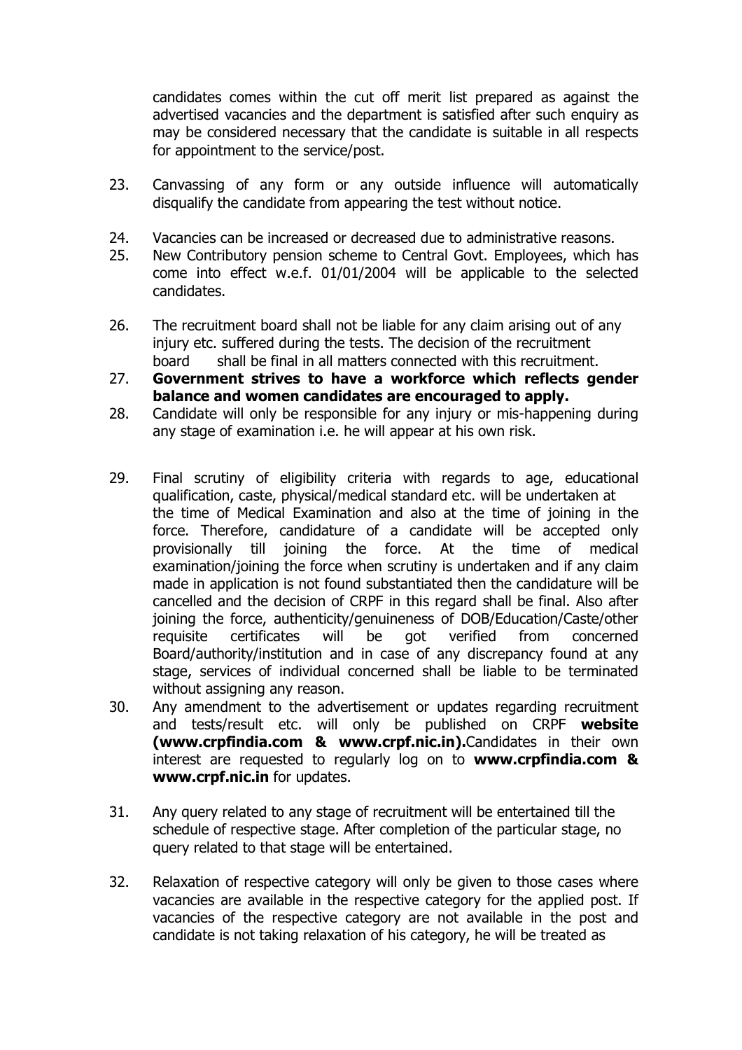candidates comes within the cut off merit list prepared as against the advertised vacancies and the department is satisfied after such enquiry as may be considered necessary that the candidate is suitable in all respects for appointment to the service/post.

23. Canvassing of any form or any outside influence will automatically disqualify the candidate from appearing the test without notice.

24. Vacancies can be increased or decreased due to administrative reasons.

25. New Contributory pension scheme to Central Govt. Employees, which has come into effect w.e.f. 01/01/2004 will be applicable to the selected candidates.

26. The recruitment board shall not be liable for any claim arising out of any injury etc. suffered during the tests. The decision of the recruitment board shall be final in all matters connected with this recruitment.

27. **Government strives to have a workforce which reflects gender balance and women candidates are encouraged to apply.**

28. Candidate will only be responsible for any injury or mis-happening during any stage of examination i.e. he will appear at his own risk.

29. Final scrutiny of eligibility criteria with regards to age, educational qualification, caste, physical/medical standard etc. will be undertaken at the time of Medical Examination and also at the time of joining in the force. Therefore, candidature of a candidate will be accepted only provisionally till joining the force. At the time of medical examination/joining the force when scrutiny is undertaken and if any claim made in application is not found substantiated then the candidature will be cancelled and the decision of CRPF in this regard shall be final. Also after joining the force, authenticity/genuineness of DOB/Education/Caste/other requisite certificates will be got verified from concerned Board/authority/institution and in case of any discrepancy found at any stage, services of individual concerned shall be liable to be terminated without assigning any reason.

30. Any amendment to the advertisement or updates regarding recruitment and tests/result etc. will only be published on CRPF **website (www.crpfindia.com & www.crpf.nic.in).**Candidates in their own interest are requested to regularly log on to **www.crpfindia.com & www.crpf.nic.in** for updates.

31. Any query related to any stage of recruitment will be entertained till the schedule of respective stage. After completion of the particular stage, no query related to that stage will be entertained.

32. Relaxation of respective category will only be given to those cases where vacancies are available in the respective category for the applied post. If vacancies of the respective category are not available in the post and candidate is not taking relaxation of his category, he will be treated as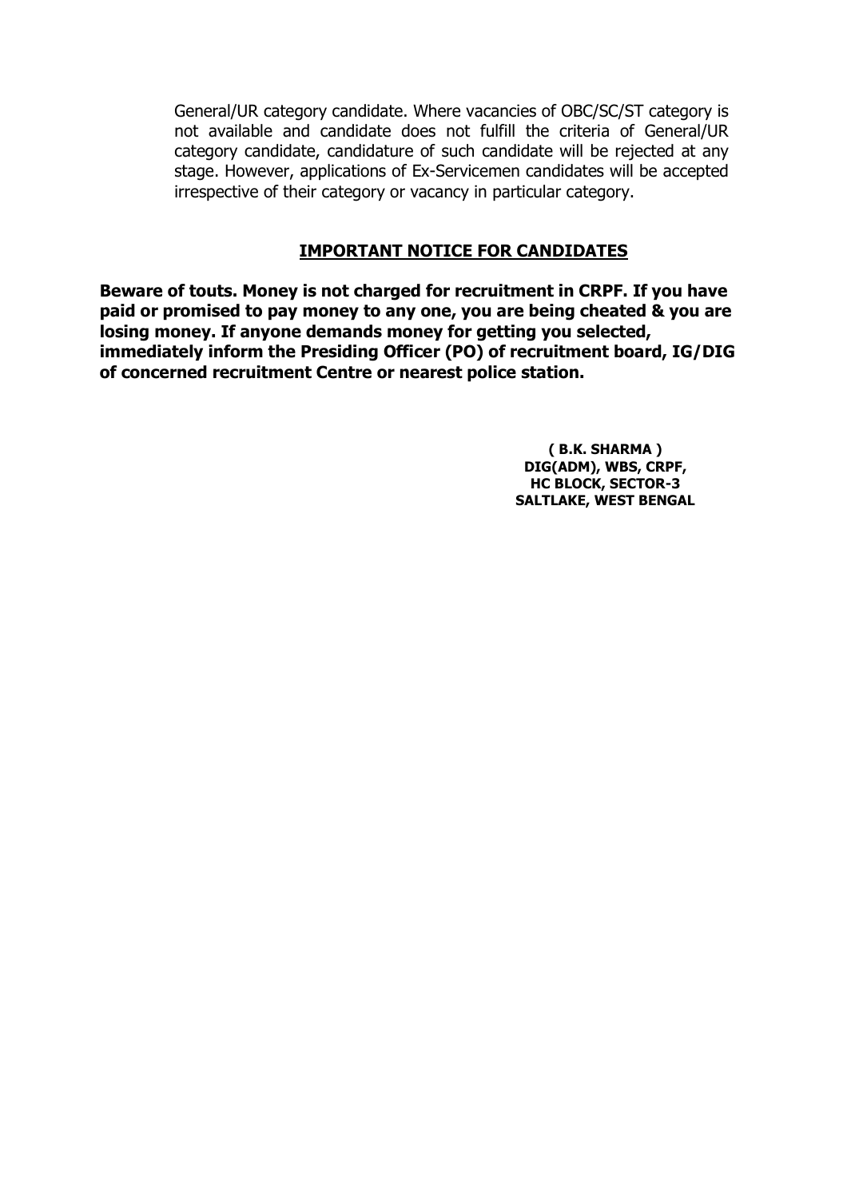General/UR category candidate. Where vacancies of OBC/SC/ST category is not available and candidate does not fulfill the criteria of General/UR category candidate, candidature of such candidate will be rejected at any stage. However, applications of Ex-Servicemen candidates will be accepted irrespective of their category or vacancy in particular category.

## IMPORTANT NOTICE FOR CANDIDATES

**Beware of touts. Money is not charged for recruitment in CRPF. If you have paid or promised to pay money to any one, you are being cheated & you are losing money. If anyone demands money for getting you selected, immediately inform the Presiding Officer (PO) of recruitment board, IG/DIG of concerned recruitment Centre or nearest police station.**

**( B.K. SHARMA )**
**DIG(ADM), WBS, CRPF,**
**HC BLOCK, SECTOR-3**
**SALTLAKE, WEST BENGAL**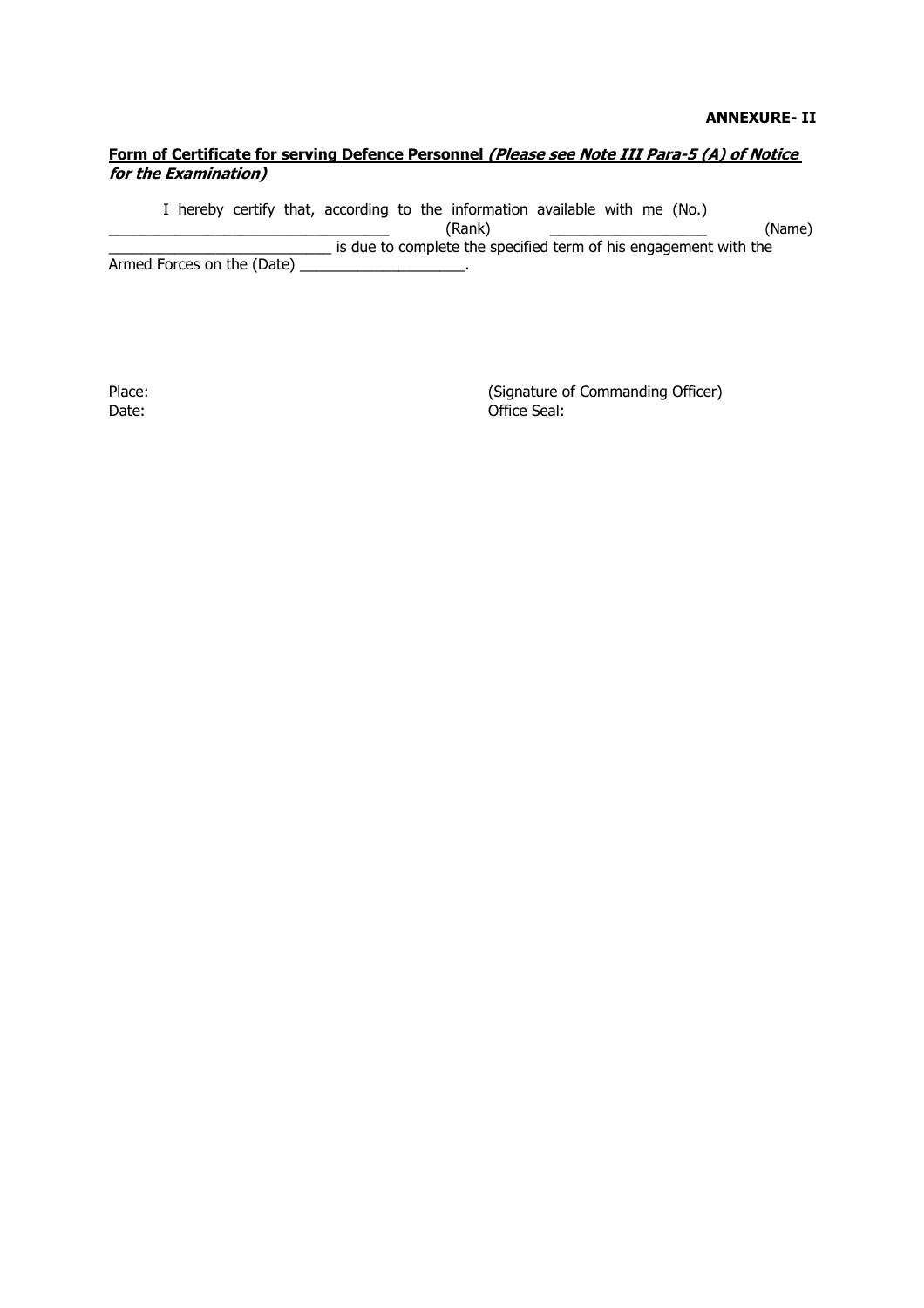**ANNEXURE- II**

**Form of Certificate for serving Defence Personnel *(Please see Note III Para-5 (A) of Notice for the Examination)***

I hereby certify that, according to the information available with me (No.) ________________________________ (Rank) ___________________ (Name) ___________________________ is due to complete the specified term of his engagement with the Armed Forces on the (Date) ____________________.

Place:

Date:

(Signature of Commanding Officer)

Office Seal: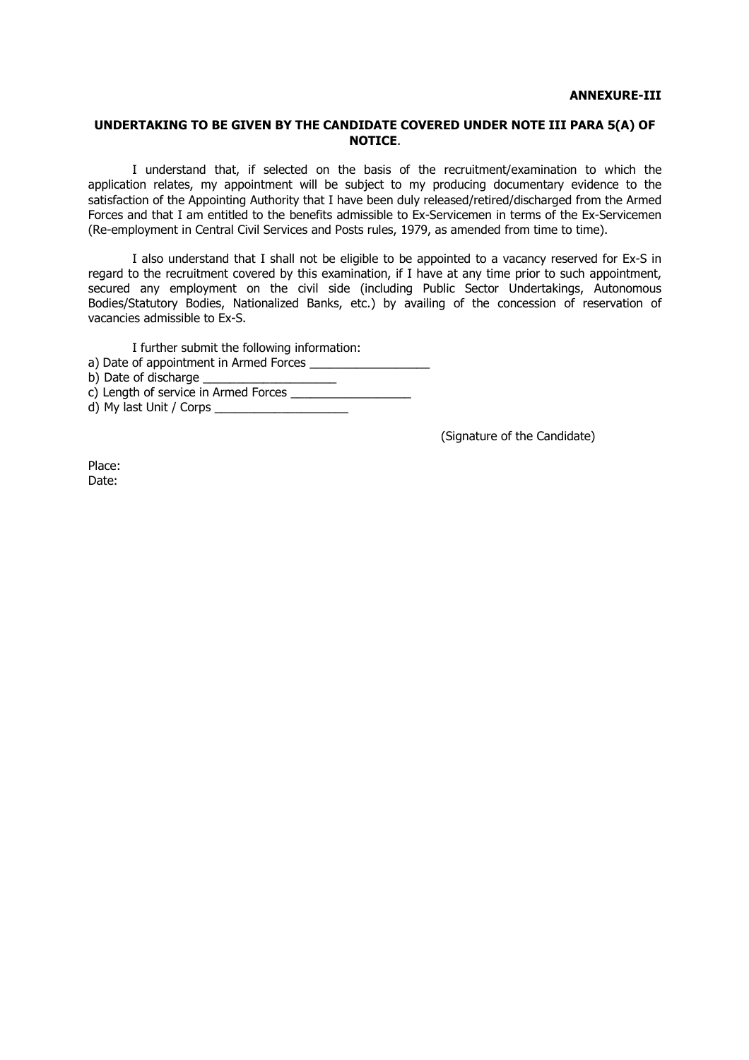**ANNEXURE-III**

**UNDERTAKING TO BE GIVEN BY THE CANDIDATE COVERED UNDER NOTE III PARA 5(A) OF NOTICE**.

I understand that, if selected on the basis of the recruitment/examination to which the application relates, my appointment will be subject to my producing documentary evidence to the satisfaction of the Appointing Authority that I have been duly released/retired/discharged from the Armed Forces and that I am entitled to the benefits admissible to Ex-Servicemen in terms of the Ex-Servicemen (Re-employment in Central Civil Services and Posts rules, 1979, as amended from time to time).

I also understand that I shall not be eligible to be appointed to a vacancy reserved for Ex-S in regard to the recruitment covered by this examination, if I have at any time prior to such appointment, secured any employment on the civil side (including Public Sector Undertakings, Autonomous Bodies/Statutory Bodies, Nationalized Banks, etc.) by availing of the concession of reservation of vacancies admissible to Ex-S.

I further submit the following information:

a) Date of appointment in Armed Forces __________________

b) Date of discharge ____________________

c) Length of service in Armed Forces __________________

d) My last Unit / Corps ____________________

(Signature of the Candidate)

Place:

Date: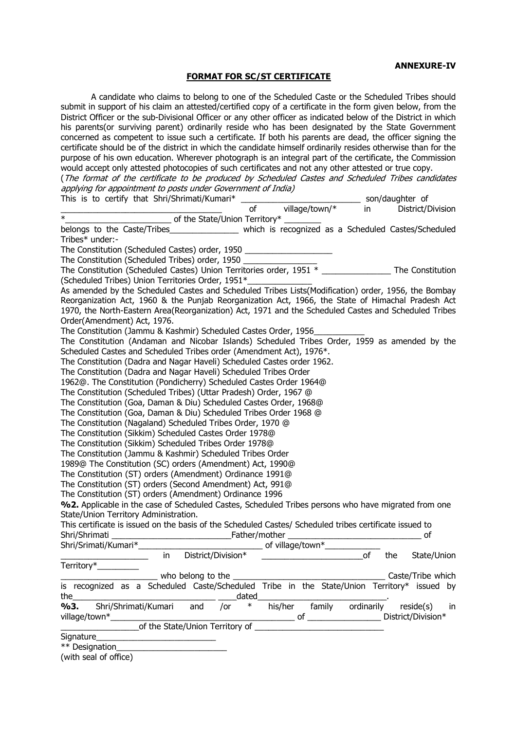**ANNEXURE-IV**

## FORMAT FOR SC/ST CERTIFICATE

A candidate who claims to belong to one of the Scheduled Caste or the Scheduled Tribes should submit in support of his claim an attested/certified copy of a certificate in the form given below, from the District Officer or the sub-Divisional Officer or any other officer as indicated below of the District in which his parents(or surviving parent) ordinarily reside who has been designated by the State Government concerned as competent to issue such a certificate. If both his parents are dead, the officer signing the certificate should be of the district in which the candidate himself ordinarily resides otherwise than for the purpose of his own education. Wherever photograph is an integral part of the certificate, the Commission would accept only attested photocopies of such certificates and not any other attested or true copy.

(*The format of the certificate to be produced by Scheduled Castes and Scheduled Tribes candidates applying for appointment to posts under Government of India)*

This is to certify that Shri/Shrimati/Kumari* _________________________ son/daughter of _________________________________ of village/town/* in District/Division *______________________ of the State/Union Territory* ________ belongs to the Caste/Tribes_______________ which is recognized as a Scheduled Castes/Scheduled Tribes* under:-

The Constitution (Scheduled Castes) order, 1950 ___________________

The Constitution (Scheduled Tribes) order, 1950 ________________

The Constitution (Scheduled Castes) Union Territories order, 1951 * _______________ The Constitution (Scheduled Tribes) Union Territories Order, 1951*______________

As amended by the Scheduled Castes and Scheduled Tribes Lists(Modification) order, 1956, the Bombay Reorganization Act, 1960 & the Punjab Reorganization Act, 1966, the State of Himachal Pradesh Act 1970, the North-Eastern Area(Reorganization) Act, 1971 and the Scheduled Castes and Scheduled Tribes Order(Amendment) Act, 1976.

The Constitution (Jammu & Kashmir) Scheduled Castes Order, 1956___________

The Constitution (Andaman and Nicobar Islands) Scheduled Tribes Order, 1959 as amended by the Scheduled Castes and Scheduled Tribes order (Amendment Act), 1976*.

The Constitution (Dadra and Nagar Haveli) Scheduled Castes order 1962.

The Constitution (Dadra and Nagar Haveli) Scheduled Tribes Order 1962@. The Constitution (Pondicherry) Scheduled Castes Order 1964@

The Constitution (Scheduled Tribes) (Uttar Pradesh) Order, 1967 @

The Constitution (Goa, Daman & Diu) Scheduled Castes Order, 1968@

The Constitution (Goa, Daman & Diu) Scheduled Tribes Order 1968 @

The Constitution (Nagaland) Scheduled Tribes Order, 1970 @

The Constitution (Sikkim) Scheduled Castes Order 1978@

The Constitution (Sikkim) Scheduled Tribes Order 1978@

The Constitution (Jammu & Kashmir) Scheduled Tribes Order 1989@ The Constitution (SC) orders (Amendment) Act, 1990@

The Constitution (ST) orders (Amendment) Ordinance 1991@

The Constitution (ST) orders (Second Amendment) Act, 991@

The Constitution (ST) orders (Amendment) Ordinance 1996

**%2.** Applicable in the case of Scheduled Castes, Scheduled Tribes persons who have migrated from one State/Union Territory Administration.

This certificate is issued on the basis of the Scheduled Castes/ Scheduled tribes certificate issued to Shri/Shrimati ________________________Father/mother ____________________________ of Shri/Srimati/Kumari*______________________________ of village/town*___________ ___________________ in District/Division* ______________________of the State/Union Territory*_________ _____________________ who belong to the _________________________________ Caste/Tribe which is recognized as a Scheduled Caste/Scheduled Tribe in the State/Union Territory* issued by the_______________________________ ____dated____________________________.

**%3.** Shri/Shrimati/Kumari and /or * his/her family ordinarily reside(s) in village/town*_________________________________________ of ________________ District/Division* _________________of the State/Union Territory of ____________________________

Signature__________________________

** Designation_______________________

(with seal of office)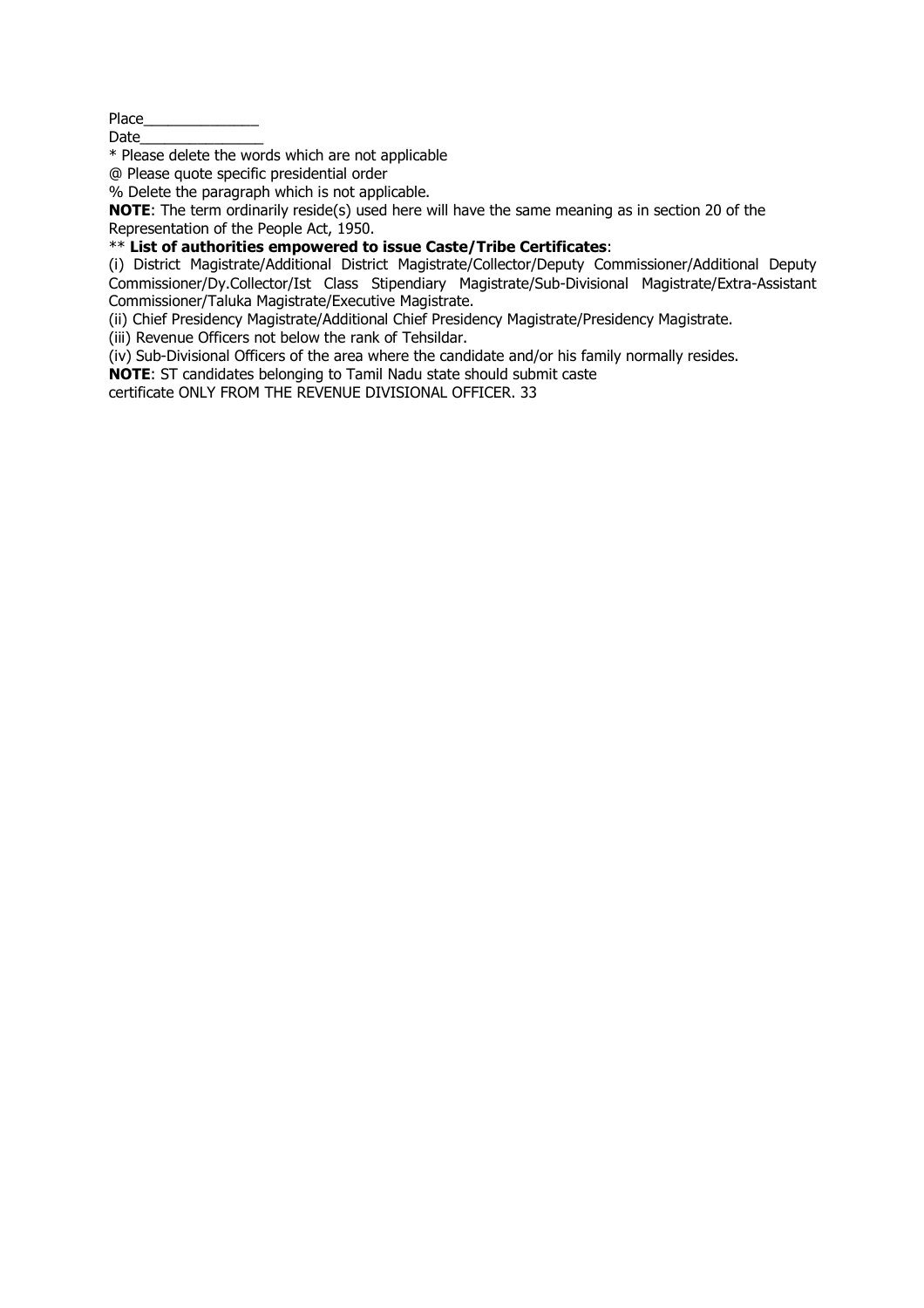Place______________

Date_______________

* Please delete the words which are not applicable

@ Please quote specific presidential order

% Delete the paragraph which is not applicable.

**NOTE**: The term ordinarily reside(s) used here will have the same meaning as in section 20 of the Representation of the People Act, 1950.

** **List of authorities empowered to issue Caste/Tribe Certificates**:

(i) District Magistrate/Additional District Magistrate/Collector/Deputy Commissioner/Additional Deputy Commissioner/Dy.Collector/Ist Class Stipendiary Magistrate/Sub-Divisional Magistrate/Extra-Assistant Commissioner/Taluka Magistrate/Executive Magistrate.

(ii) Chief Presidency Magistrate/Additional Chief Presidency Magistrate/Presidency Magistrate.

(iii) Revenue Officers not below the rank of Tehsildar.

(iv) Sub-Divisional Officers of the area where the candidate and/or his family normally resides.

**NOTE**: ST candidates belonging to Tamil Nadu state should submit caste certificate ONLY FROM THE REVENUE DIVISIONAL OFFICER.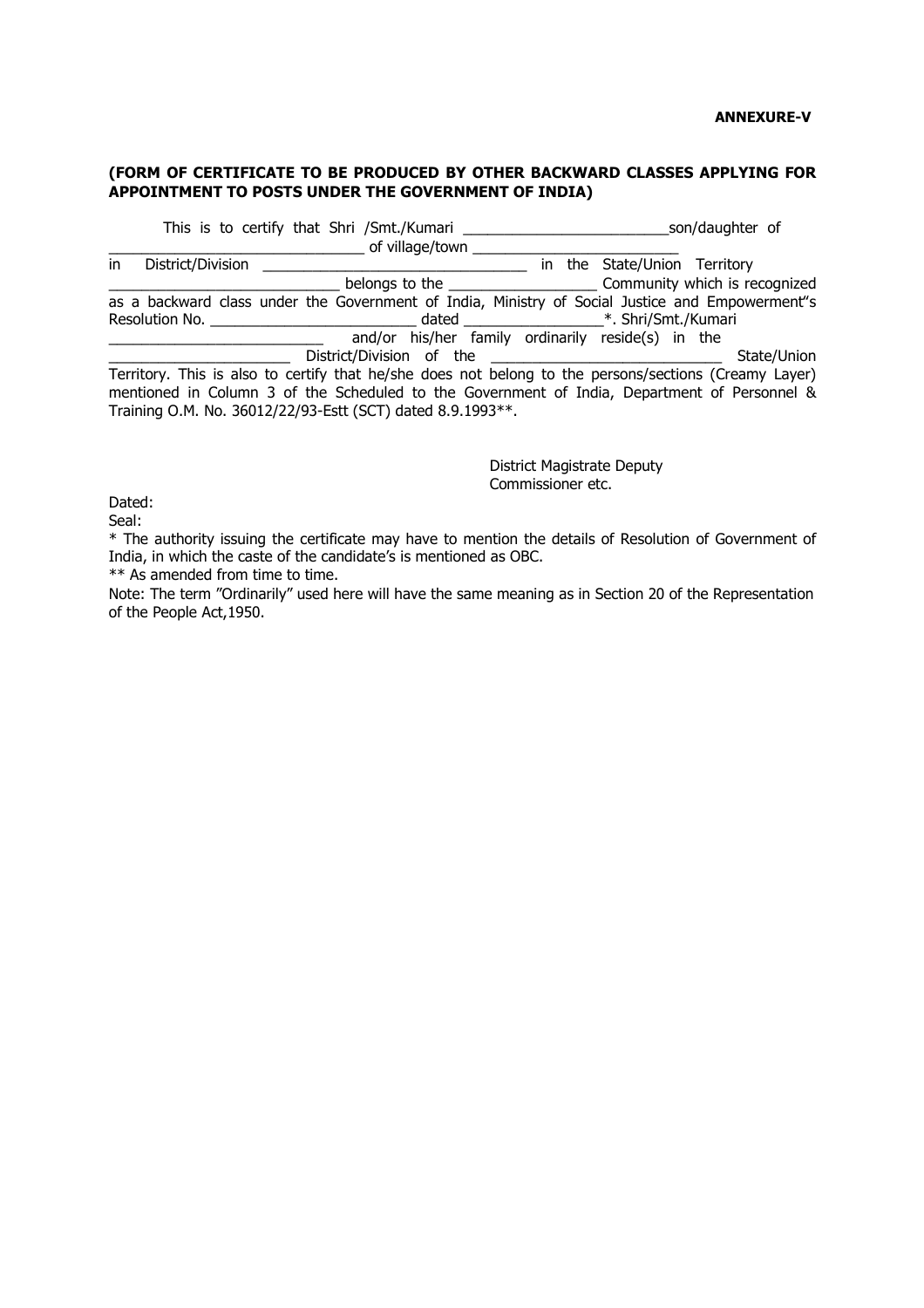**ANNEXURE-V**

**(FORM OF CERTIFICATE TO BE PRODUCED BY OTHER BACKWARD CLASSES APPLYING FOR APPOINTMENT TO POSTS UNDER THE GOVERNMENT OF INDIA)**

This is to certify that Shri /Smt./Kumari ________________________son/daughter of ______________________________ of village/town ________________________ in District/Division ________________________________ in the State/Union Territory ___________________________ belongs to the _________________ Community which is recognized as a backward class under the Government of India, Ministry of Social Justice and Empowerment"s Resolution No. ________________________ dated ________________*. Shri/Smt./Kumari _________________________ and/or his/her family ordinarily reside(s) in the _____________________ District/Division of the ___________________________ State/Union Territory. This is also to certify that he/she does not belong to the persons/sections (Creamy Layer) mentioned in Column 3 of the Scheduled to the Government of India, Department of Personnel & Training O.M. No. 36012/22/93-Estt (SCT) dated 8.9.1993**.

District Magistrate Deputy
Commissioner etc.

Dated:

Seal:

* The authority issuing the certificate may have to mention the details of Resolution of Government of India, in which the caste of the candidate's is mentioned as OBC.

** As amended from time to time.

Note: The term "Ordinarily" used here will have the same meaning as in Section 20 of the Representation of the People Act,1950.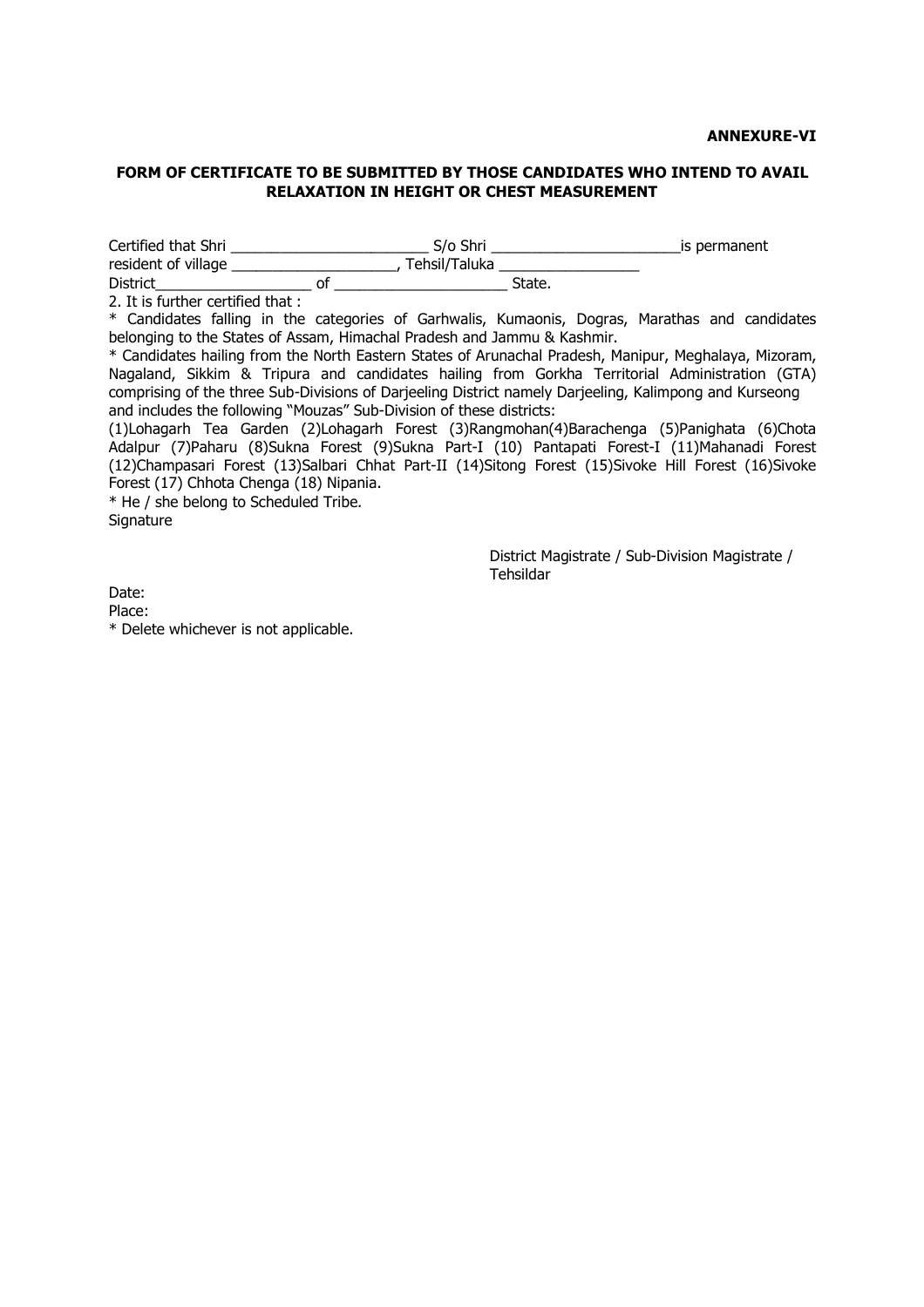**ANNEXURE-VI**

**FORM OF CERTIFICATE TO BE SUBMITTED BY THOSE CANDIDATES WHO INTEND TO AVAIL RELAXATION IN HEIGHT OR CHEST MEASUREMENT**

Certified that Shri ________________________ S/o Shri _______________________is permanent resident of village ___________________, Tehsil/Taluka _________________ District___________________ of ____________________ State.

2. It is further certified that :

* Candidates falling in the categories of Garhwalis, Kumaonis, Dogras, Marathas and candidates belonging to the States of Assam, Himachal Pradesh and Jammu & Kashmir.

* Candidates hailing from the North Eastern States of Arunachal Pradesh, Manipur, Meghalaya, Mizoram, Nagaland, Sikkim & Tripura and candidates hailing from Gorkha Territorial Administration (GTA) comprising of the three Sub-Divisions of Darjeeling District namely Darjeeling, Kalimpong and Kurseong and includes the following "Mouzas" Sub-Division of these districts:

(1)Lohagarh Tea Garden (2)Lohagarh Forest (3)Rangmohan(4)Barachenga (5)Panighata (6)Chota Adalpur (7)Paharu (8)Sukna Forest (9)Sukna Part-I (10) Pantapati Forest-I (11)Mahanadi Forest (12)Champasari Forest (13)Salbari Chhat Part-II (14)Sitong Forest (15)Sivoke Hill Forest (16)Sivoke Forest (17) Chhota Chenga (18) Nipania.

* He / she belong to Scheduled Tribe.

Signature

District Magistrate / Sub-Division Magistrate / Tehsildar

Date:

Place:

* Delete whichever is not applicable.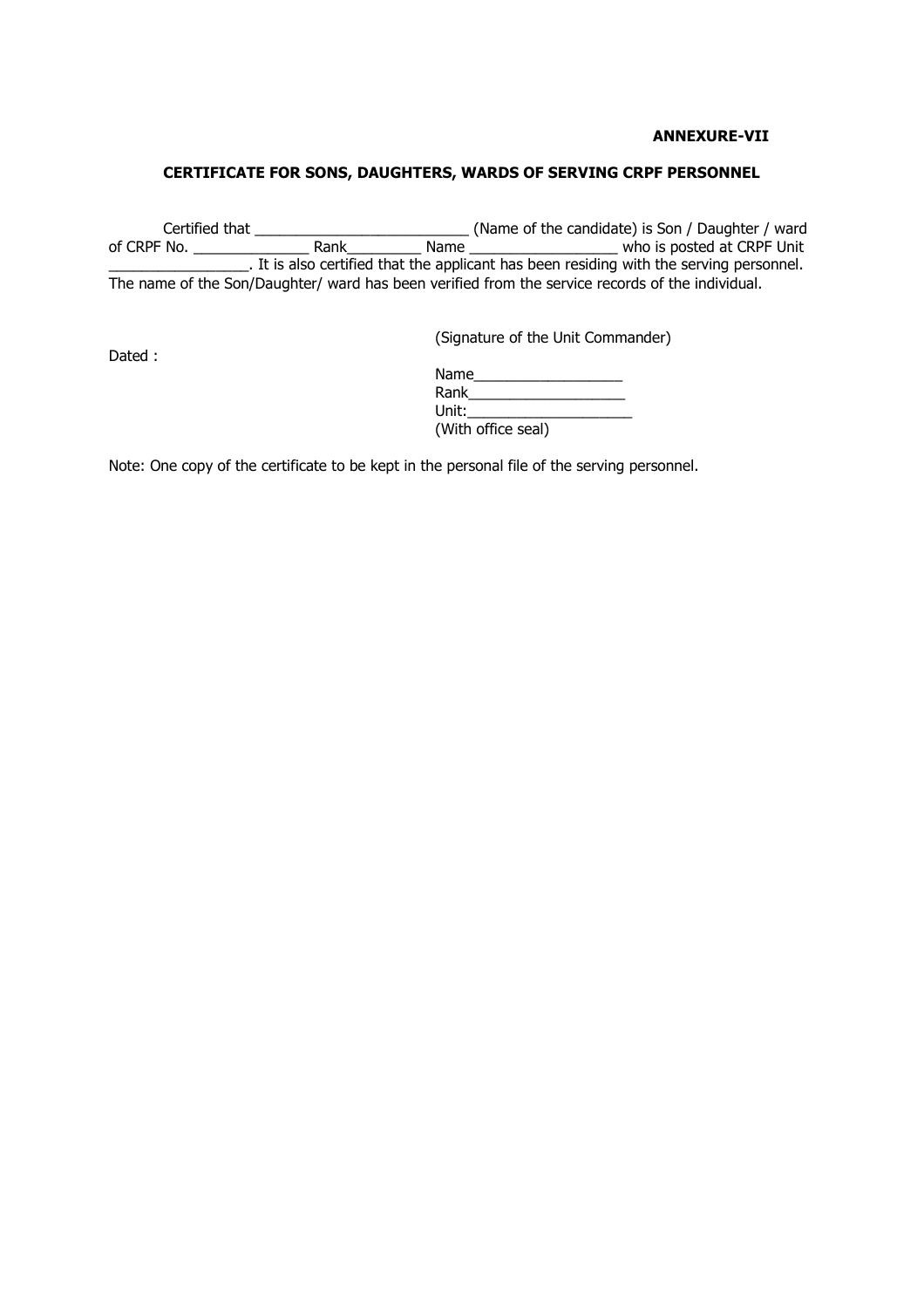**ANNEXURE-VII**

**CERTIFICATE FOR SONS, DAUGHTERS, WARDS OF SERVING CRPF PERSONNEL**

Certified that __________________________ (Name of the candidate) is Son / Daughter / ward of CRPF No. ______________ Rank_________ Name __________________ who is posted at CRPF Unit _________________. It is also certified that the applicant has been residing with the serving personnel. The name of the Son/Daughter/ ward has been verified from the service records of the individual.

Dated :

(Signature of the Unit Commander)

Name__________________

Rank___________________

Unit:____________________

(With office seal)

Note: One copy of the certificate to be kept in the personal file of the serving personnel.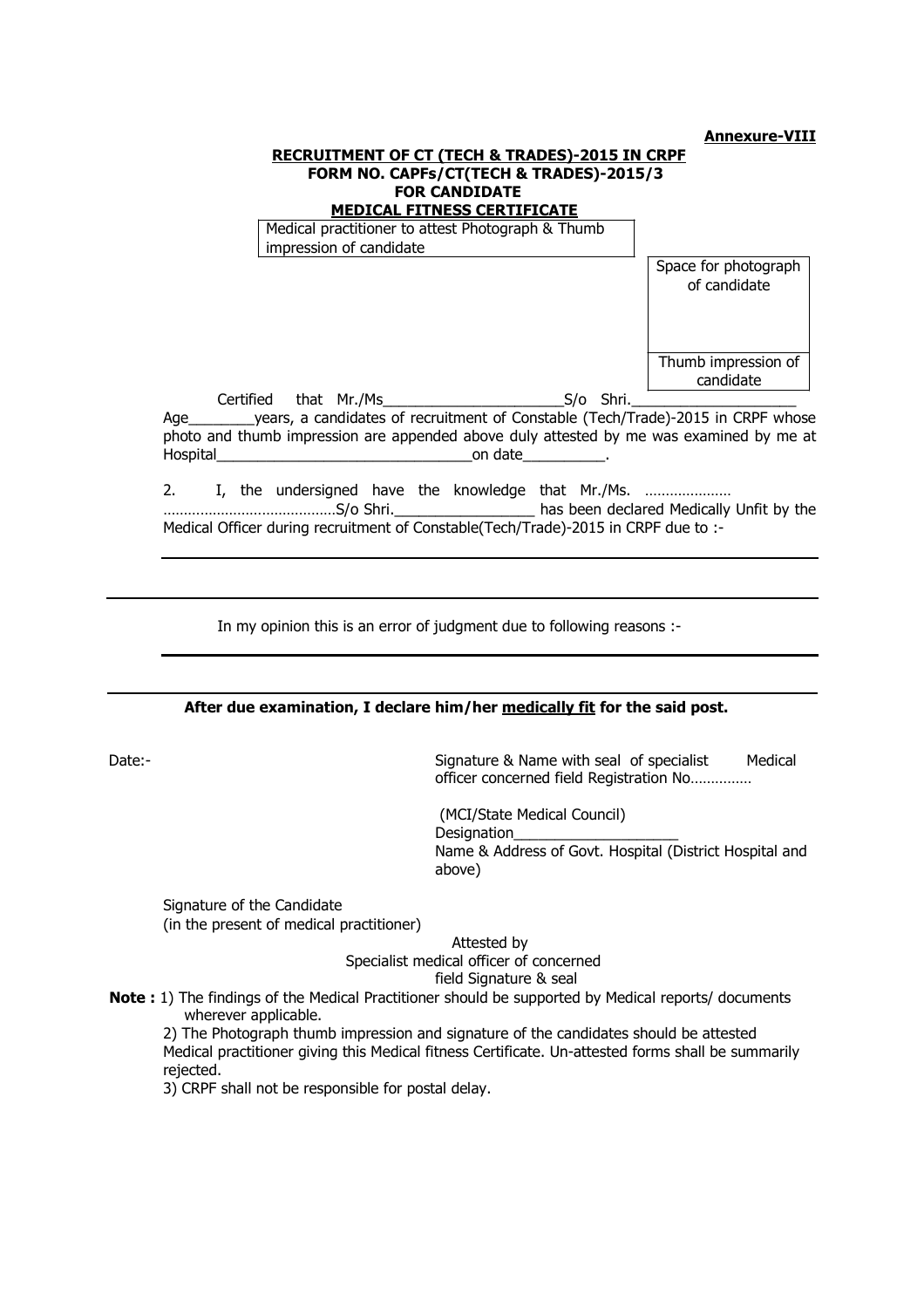**Annexure-VIII**

**RECRUITMENT OF CT (TECH & TRADES)-2015 IN CRPF**
**FORM NO. CAPFs/CT(TECH & TRADES)-2015/3**
**FOR CANDIDATE**
**MEDICAL FITNESS CERTIFICATE**

| Medical practitioner to attest Photograph & Thumb impression of candidate |
|---|

| Space for photograph of candidate |
|---|
| Thumb impression of candidate |

Certified that Mr./Ms______________________S/o Shri.____________________ Age________years, a candidates of recruitment of Constable (Tech/Trade)-2015 in CRPF whose photo and thumb impression are appended above duly attested by me was examined by me at Hospital________________________________on date__________.

2. I, the undersigned have the knowledge that Mr./Ms. ………………… ……………………………………S/o Shri.__________________ has been declared Medically Unfit by the Medical Officer during recruitment of Constable(Tech/Trade)-2015 in CRPF due to :-

_______________________________________________________________

_______________________________________________________________

In my opinion this is an error of judgment due to following reasons :-

_______________________________________________________________

_______________________________________________________________

**After due examination, I declare him/her <u>medically fit</u> for the said post.**

Date:-

Signature & Name with seal of specialist Medical officer concerned field Registration No……………

(MCI/State Medical Council)
Designation____________________
Name & Address of Govt. Hospital (District Hospital and above)

Signature of the Candidate
(in the present of medical practitioner)

Attested by
Specialist medical officer of concerned
field Signature & seal

**Note :** 1) The findings of the Medical Practitioner should be supported by Medical reports/ documents wherever applicable.
2) The Photograph thumb impression and signature of the candidates should be attested Medical practitioner giving this Medical fitness Certificate. Un-attested forms shall be summarily rejected.
3) CRPF shall not be responsible for postal delay.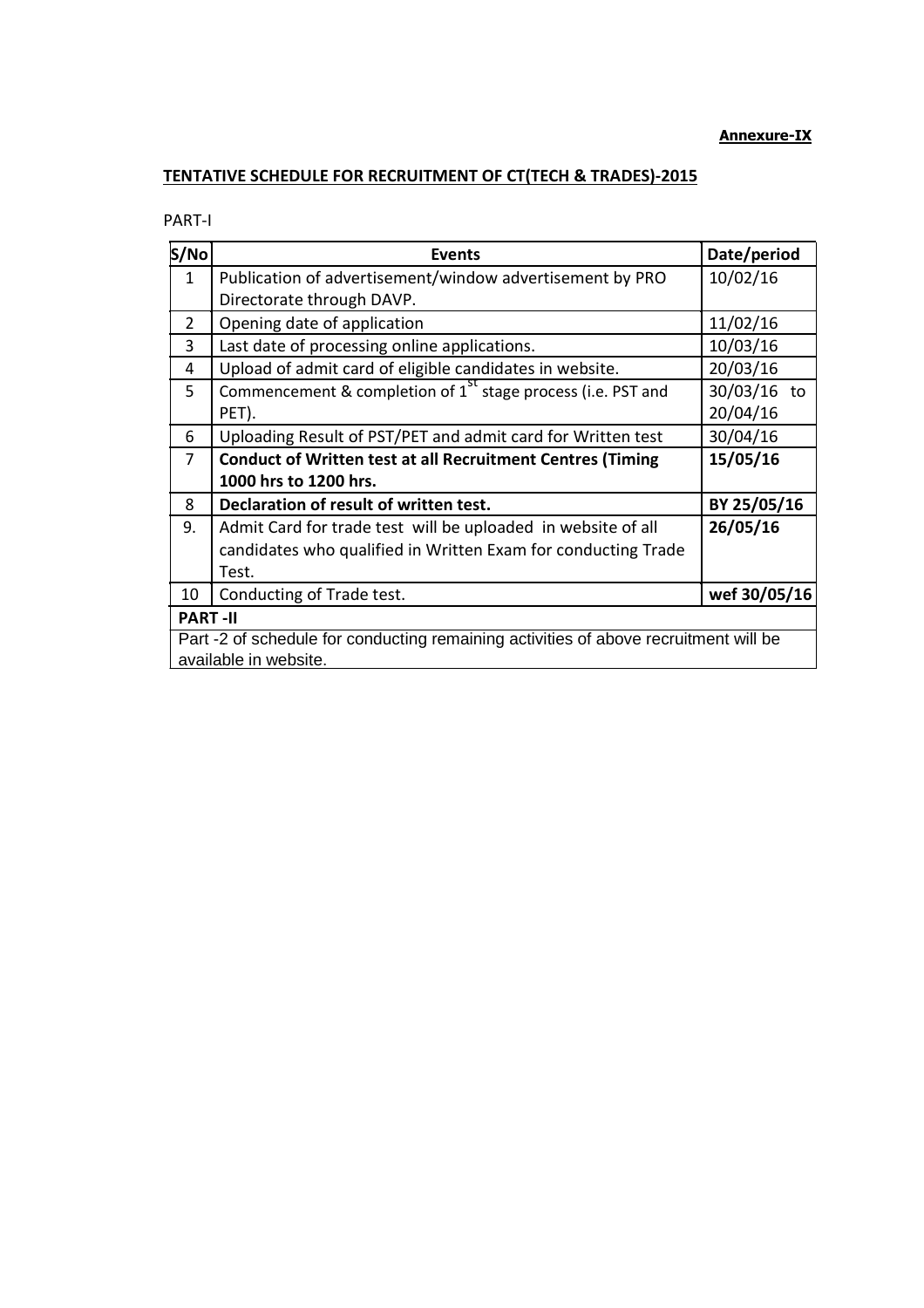**Annexure-IX**

**TENTATIVE SCHEDULE FOR RECRUITMENT OF CT(TECH & TRADES)-2015**

PART-I

| S/No | Events | Date/period |
|---|---|---|
| 1 | Publication of advertisement/window advertisement by PRO Directorate through DAVP. | 10/02/16 |
| 2 | Opening date of application | 11/02/16 |
| 3 | Last date of processing online applications. | 10/03/16 |
| 4 | Upload of admit card of eligible candidates in website. | 20/03/16 |
| 5 | Commencement & completion of 1st stage process (i.e. PST and PET). | 30/03/16 to 20/04/16 |
| 6 | Uploading Result of PST/PET and admit card for Written test | 30/04/16 |
| 7 | **Conduct of Written test at all Recruitment Centres (Timing 1000 hrs to 1200 hrs.** | **15/05/16** |
| 8 | **Declaration of result of written test.** | **BY 25/05/16** |
| 9. | Admit Card for trade test will be uploaded in website of all candidates who qualified in Written Exam for conducting Trade Test. | **26/05/16** |
| 10 | Conducting of Trade test. | **wef 30/05/16** |
| **PART -II** | | |
| Part -2 of schedule for conducting remaining activities of above recruitment will be available in website. | | |